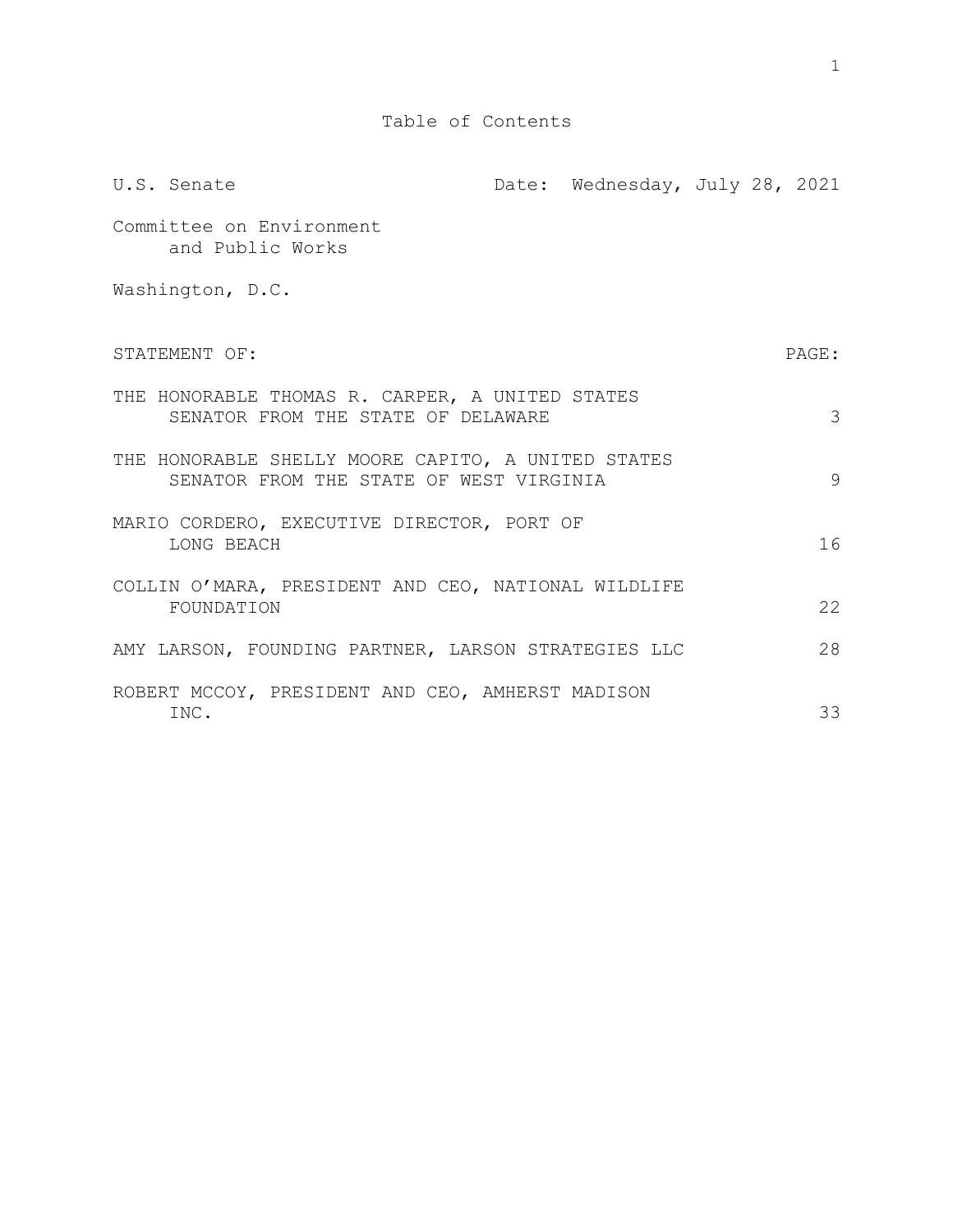# Table of Contents

U.S. Senate — Date: Wednesday, July 28, 2021

Committee on Environment and Public Works

Washington, D.C.

| STATEMENT OF: | PAGE: |
| --- | --- |
| THE HONORABLE THOMAS R. CARPER, A UNITED STATES SENATOR FROM THE STATE OF DELAWARE | 3 |
| THE HONORABLE SHELLY MOORE CAPITO, A UNITED STATES SENATOR FROM THE STATE OF WEST VIRGINIA | 9 |
| MARIO CORDERO, EXECUTIVE DIRECTOR, PORT OF LONG BEACH | 16 |
| COLLIN O'MARA, PRESIDENT AND CEO, NATIONAL WILDLIFE FOUNDATION | 22 |
| AMY LARSON, FOUNDING PARTNER, LARSON STRATEGIES LLC | 28 |
| ROBERT MCCOY, PRESIDENT AND CEO, AMHERST MADISON INC. | 33 |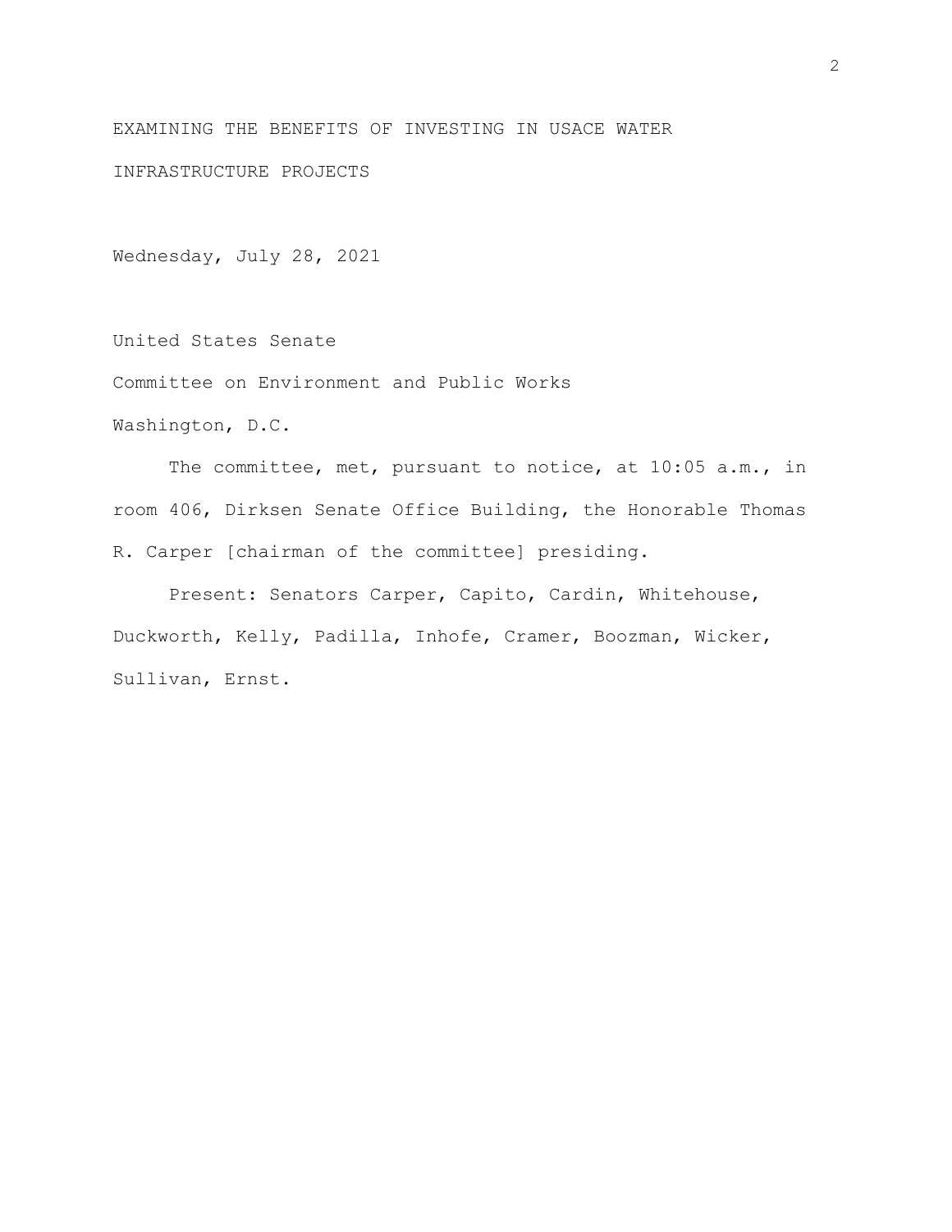# EXAMINING THE BENEFITS OF INVESTING IN USACE WATER INFRASTRUCTURE PROJECTS

Wednesday, July 28, 2021

United States Senate

Committee on Environment and Public Works

Washington, D.C.

The committee, met, pursuant to notice, at 10:05 a.m., in room 406, Dirksen Senate Office Building, the Honorable Thomas R. Carper [chairman of the committee] presiding.

Present: Senators Carper, Capito, Cardin, Whitehouse, Duckworth, Kelly, Padilla, Inhofe, Cramer, Boozman, Wicker, Sullivan, Ernst.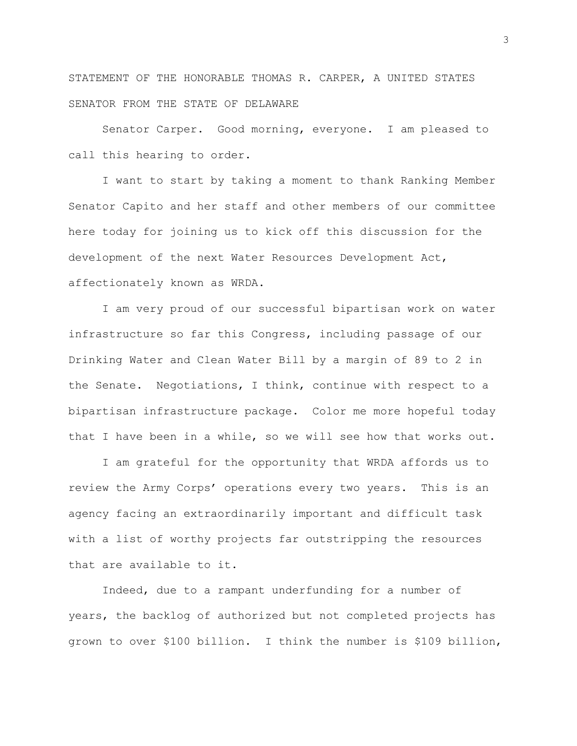STATEMENT OF THE HONORABLE THOMAS R. CARPER, A UNITED STATES SENATOR FROM THE STATE OF DELAWARE

Senator Carper. Good morning, everyone. I am pleased to call this hearing to order.

I want to start by taking a moment to thank Ranking Member Senator Capito and her staff and other members of our committee here today for joining us to kick off this discussion for the development of the next Water Resources Development Act, affectionately known as WRDA.

I am very proud of our successful bipartisan work on water infrastructure so far this Congress, including passage of our Drinking Water and Clean Water Bill by a margin of 89 to 2 in the Senate. Negotiations, I think, continue with respect to a bipartisan infrastructure package. Color me more hopeful today that I have been in a while, so we will see how that works out.

I am grateful for the opportunity that WRDA affords us to review the Army Corps' operations every two years. This is an agency facing an extraordinarily important and difficult task with a list of worthy projects far outstripping the resources that are available to it.

Indeed, due to a rampant underfunding for a number of years, the backlog of authorized but not completed projects has grown to over $100 billion. I think the number is $109 billion,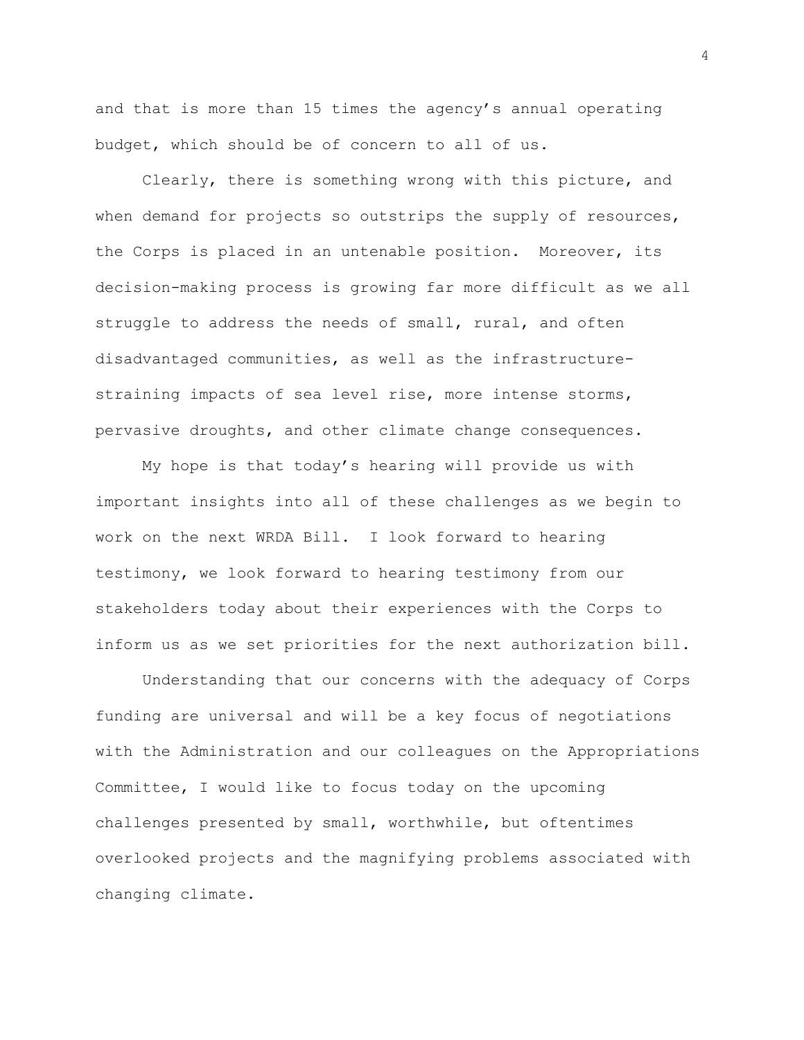and that is more than 15 times the agency's annual operating budget, which should be of concern to all of us.

Clearly, there is something wrong with this picture, and when demand for projects so outstrips the supply of resources, the Corps is placed in an untenable position. Moreover, its decision-making process is growing far more difficult as we all struggle to address the needs of small, rural, and often disadvantaged communities, as well as the infrastructure-straining impacts of sea level rise, more intense storms, pervasive droughts, and other climate change consequences.

My hope is that today's hearing will provide us with important insights into all of these challenges as we begin to work on the next WRDA Bill. I look forward to hearing testimony, we look forward to hearing testimony from our stakeholders today about their experiences with the Corps to inform us as we set priorities for the next authorization bill.

Understanding that our concerns with the adequacy of Corps funding are universal and will be a key focus of negotiations with the Administration and our colleagues on the Appropriations Committee, I would like to focus today on the upcoming challenges presented by small, worthwhile, but oftentimes overlooked projects and the magnifying problems associated with changing climate.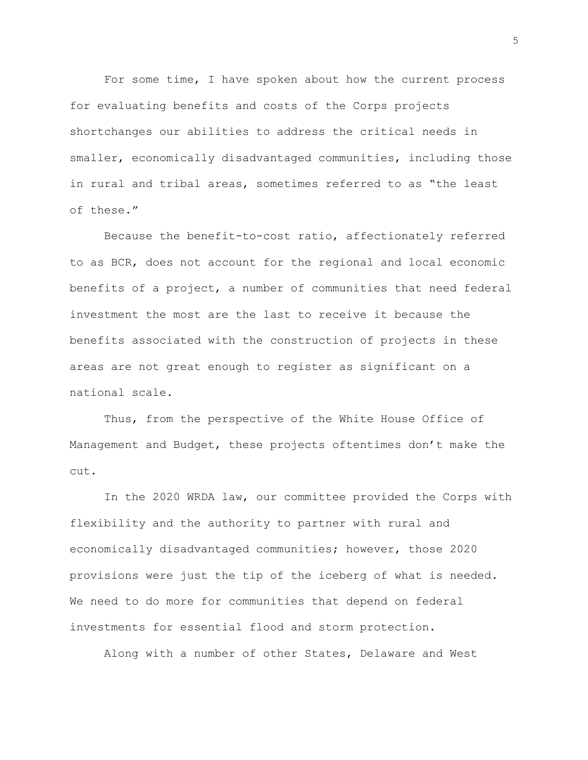For some time, I have spoken about how the current process for evaluating benefits and costs of the Corps projects shortchanges our abilities to address the critical needs in smaller, economically disadvantaged communities, including those in rural and tribal areas, sometimes referred to as "the least of these."

Because the benefit-to-cost ratio, affectionately referred to as BCR, does not account for the regional and local economic benefits of a project, a number of communities that need federal investment the most are the last to receive it because the benefits associated with the construction of projects in these areas are not great enough to register as significant on a national scale.

Thus, from the perspective of the White House Office of Management and Budget, these projects oftentimes don't make the cut.

In the 2020 WRDA law, our committee provided the Corps with flexibility and the authority to partner with rural and economically disadvantaged communities; however, those 2020 provisions were just the tip of the iceberg of what is needed. We need to do more for communities that depend on federal investments for essential flood and storm protection.

Along with a number of other States, Delaware and West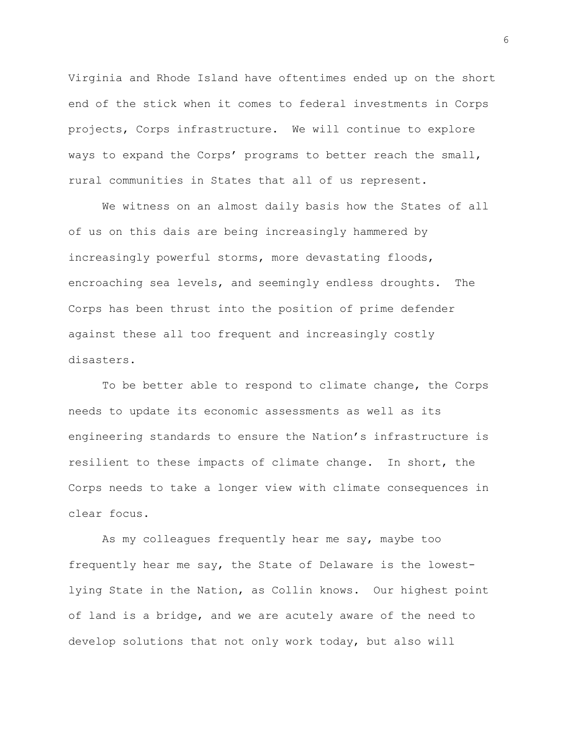Virginia and Rhode Island have oftentimes ended up on the short end of the stick when it comes to federal investments in Corps projects, Corps infrastructure. We will continue to explore ways to expand the Corps' programs to better reach the small, rural communities in States that all of us represent.

We witness on an almost daily basis how the States of all of us on this dais are being increasingly hammered by increasingly powerful storms, more devastating floods, encroaching sea levels, and seemingly endless droughts. The Corps has been thrust into the position of prime defender against these all too frequent and increasingly costly disasters.

To be better able to respond to climate change, the Corps needs to update its economic assessments as well as its engineering standards to ensure the Nation's infrastructure is resilient to these impacts of climate change. In short, the Corps needs to take a longer view with climate consequences in clear focus.

As my colleagues frequently hear me say, maybe too frequently hear me say, the State of Delaware is the lowest-lying State in the Nation, as Collin knows. Our highest point of land is a bridge, and we are acutely aware of the need to develop solutions that not only work today, but also will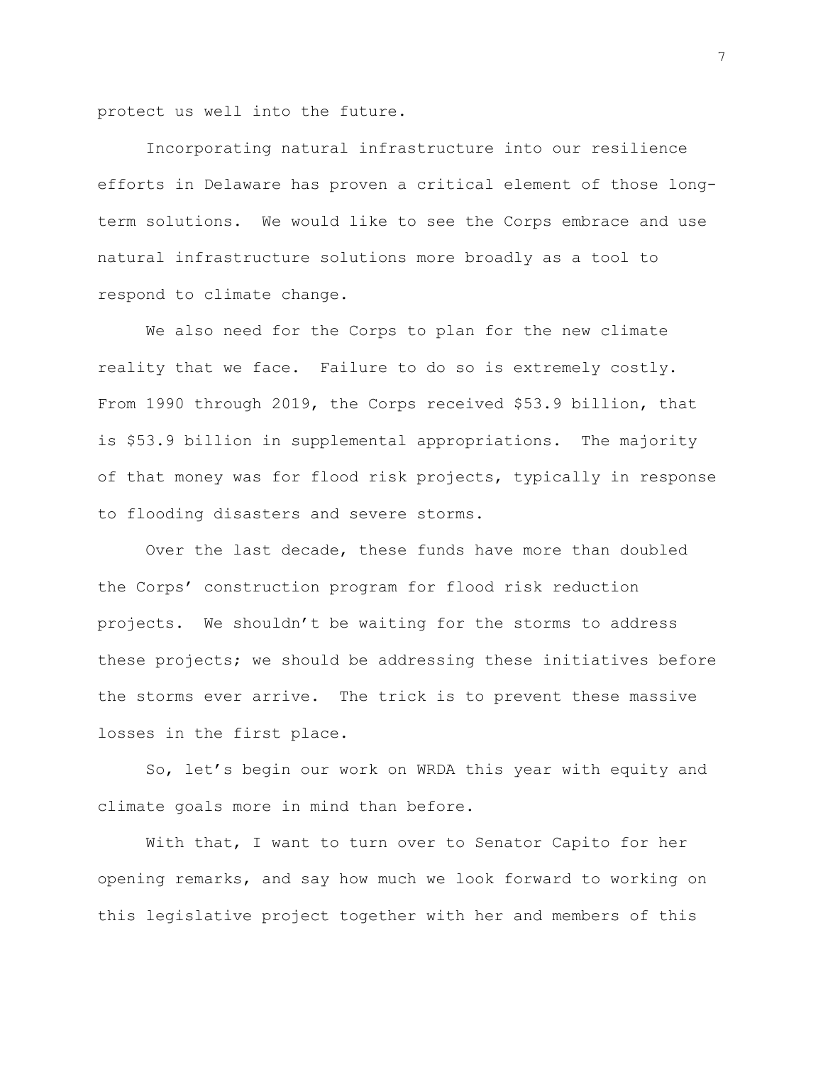protect us well into the future.

Incorporating natural infrastructure into our resilience efforts in Delaware has proven a critical element of those long-term solutions. We would like to see the Corps embrace and use natural infrastructure solutions more broadly as a tool to respond to climate change.

We also need for the Corps to plan for the new climate reality that we face. Failure to do so is extremely costly. From 1990 through 2019, the Corps received $53.9 billion, that is $53.9 billion in supplemental appropriations. The majority of that money was for flood risk projects, typically in response to flooding disasters and severe storms.

Over the last decade, these funds have more than doubled the Corps’ construction program for flood risk reduction projects. We shouldn’t be waiting for the storms to address these projects; we should be addressing these initiatives before the storms ever arrive. The trick is to prevent these massive losses in the first place.

So, let’s begin our work on WRDA this year with equity and climate goals more in mind than before.

With that, I want to turn over to Senator Capito for her opening remarks, and say how much we look forward to working on this legislative project together with her and members of this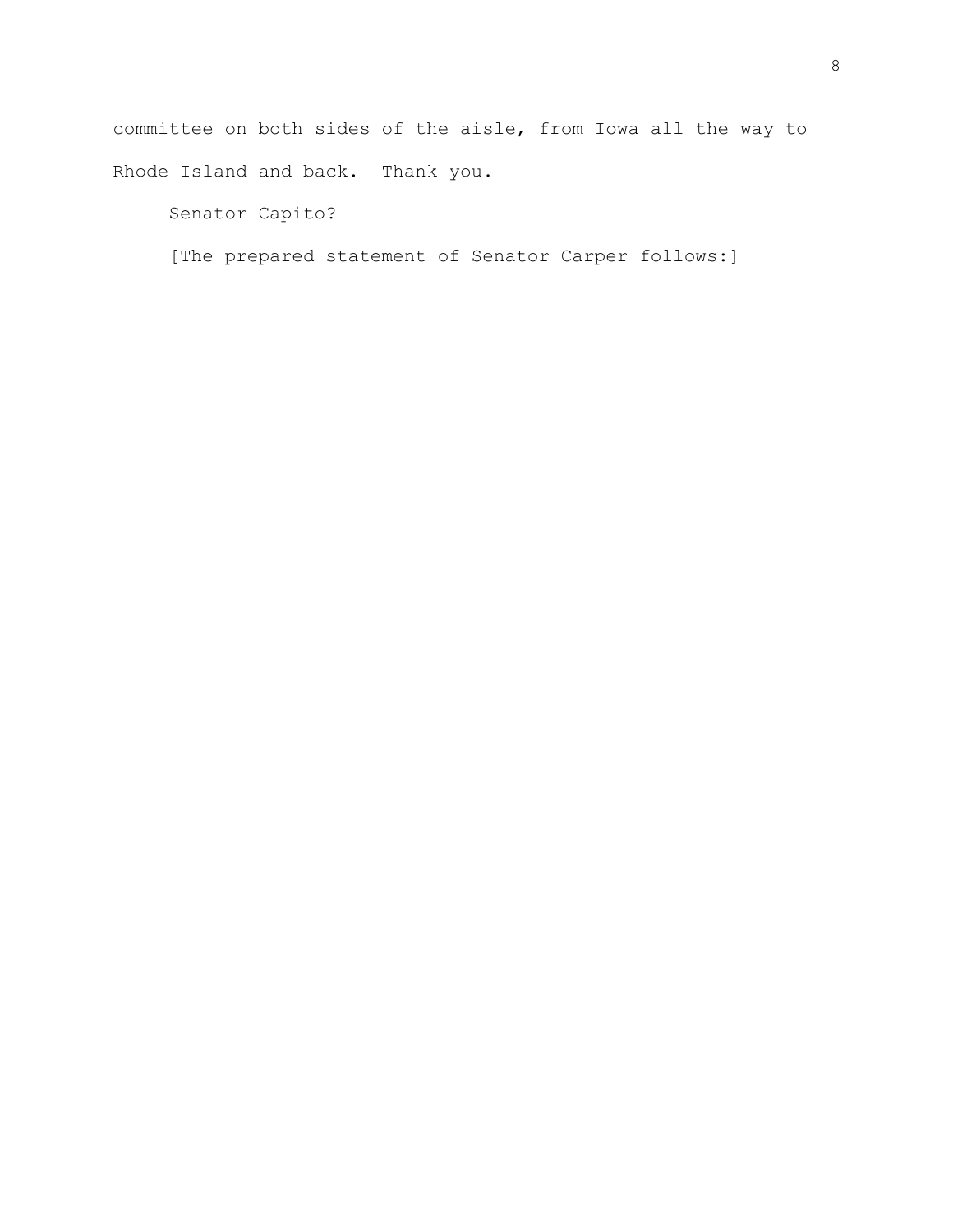committee on both sides of the aisle, from Iowa all the way to Rhode Island and back. Thank you.

Senator Capito?

[The prepared statement of Senator Carper follows:]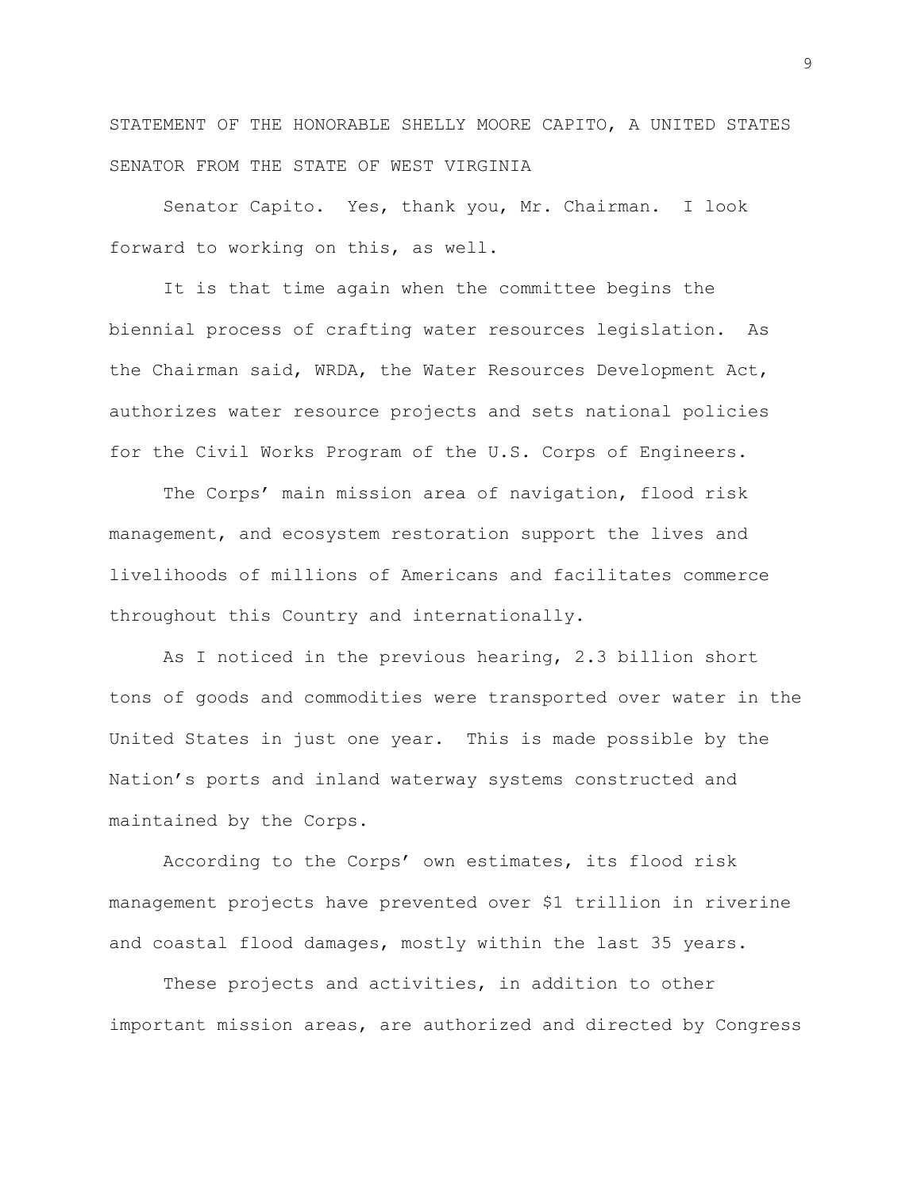STATEMENT OF THE HONORABLE SHELLY MOORE CAPITO, A UNITED STATES SENATOR FROM THE STATE OF WEST VIRGINIA

Senator Capito. Yes, thank you, Mr. Chairman. I look forward to working on this, as well.

It is that time again when the committee begins the biennial process of crafting water resources legislation. As the Chairman said, WRDA, the Water Resources Development Act, authorizes water resource projects and sets national policies for the Civil Works Program of the U.S. Corps of Engineers.

The Corps' main mission area of navigation, flood risk management, and ecosystem restoration support the lives and livelihoods of millions of Americans and facilitates commerce throughout this Country and internationally.

As I noticed in the previous hearing, 2.3 billion short tons of goods and commodities were transported over water in the United States in just one year. This is made possible by the Nation's ports and inland waterway systems constructed and maintained by the Corps.

According to the Corps' own estimates, its flood risk management projects have prevented over $1 trillion in riverine and coastal flood damages, mostly within the last 35 years.

These projects and activities, in addition to other important mission areas, are authorized and directed by Congress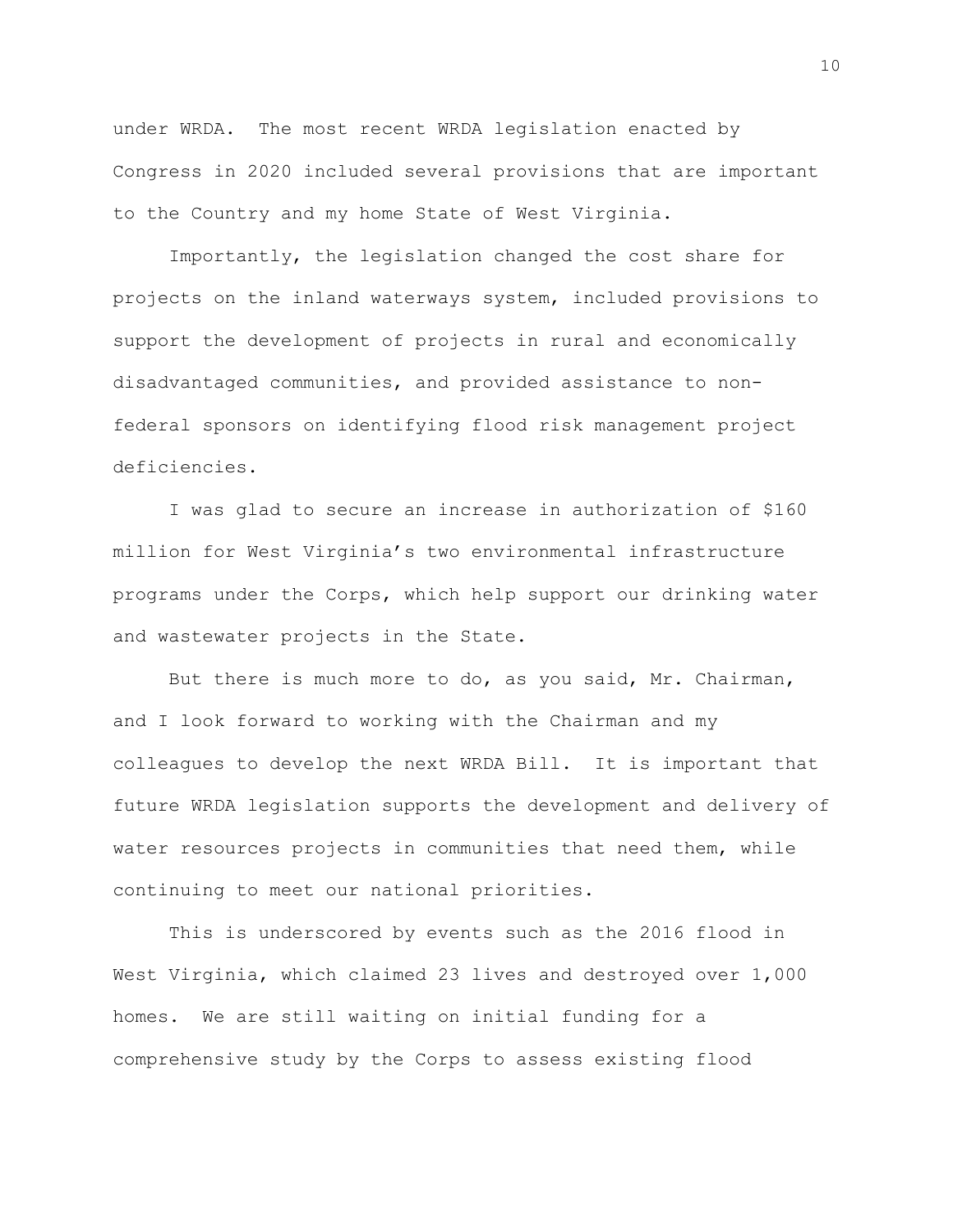under WRDA. The most recent WRDA legislation enacted by Congress in 2020 included several provisions that are important to the Country and my home State of West Virginia.

Importantly, the legislation changed the cost share for projects on the inland waterways system, included provisions to support the development of projects in rural and economically disadvantaged communities, and provided assistance to non-federal sponsors on identifying flood risk management project deficiencies.

I was glad to secure an increase in authorization of $160 million for West Virginia's two environmental infrastructure programs under the Corps, which help support our drinking water and wastewater projects in the State.

But there is much more to do, as you said, Mr. Chairman, and I look forward to working with the Chairman and my colleagues to develop the next WRDA Bill. It is important that future WRDA legislation supports the development and delivery of water resources projects in communities that need them, while continuing to meet our national priorities.

This is underscored by events such as the 2016 flood in West Virginia, which claimed 23 lives and destroyed over 1,000 homes. We are still waiting on initial funding for a comprehensive study by the Corps to assess existing flood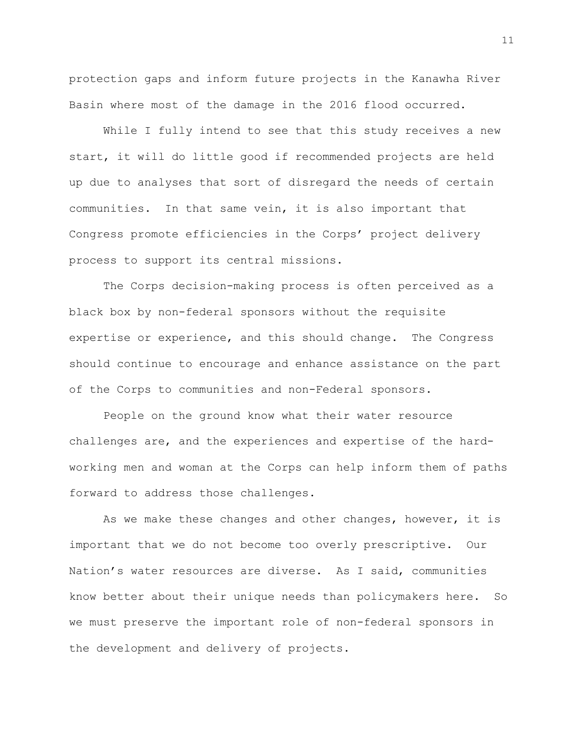protection gaps and inform future projects in the Kanawha River Basin where most of the damage in the 2016 flood occurred.

While I fully intend to see that this study receives a new start, it will do little good if recommended projects are held up due to analyses that sort of disregard the needs of certain communities. In that same vein, it is also important that Congress promote efficiencies in the Corps' project delivery process to support its central missions.

The Corps decision-making process is often perceived as a black box by non-federal sponsors without the requisite expertise or experience, and this should change. The Congress should continue to encourage and enhance assistance on the part of the Corps to communities and non-Federal sponsors.

People on the ground know what their water resource challenges are, and the experiences and expertise of the hard-working men and woman at the Corps can help inform them of paths forward to address those challenges.

As we make these changes and other changes, however, it is important that we do not become too overly prescriptive. Our Nation's water resources are diverse. As I said, communities know better about their unique needs than policymakers here. So we must preserve the important role of non-federal sponsors in the development and delivery of projects.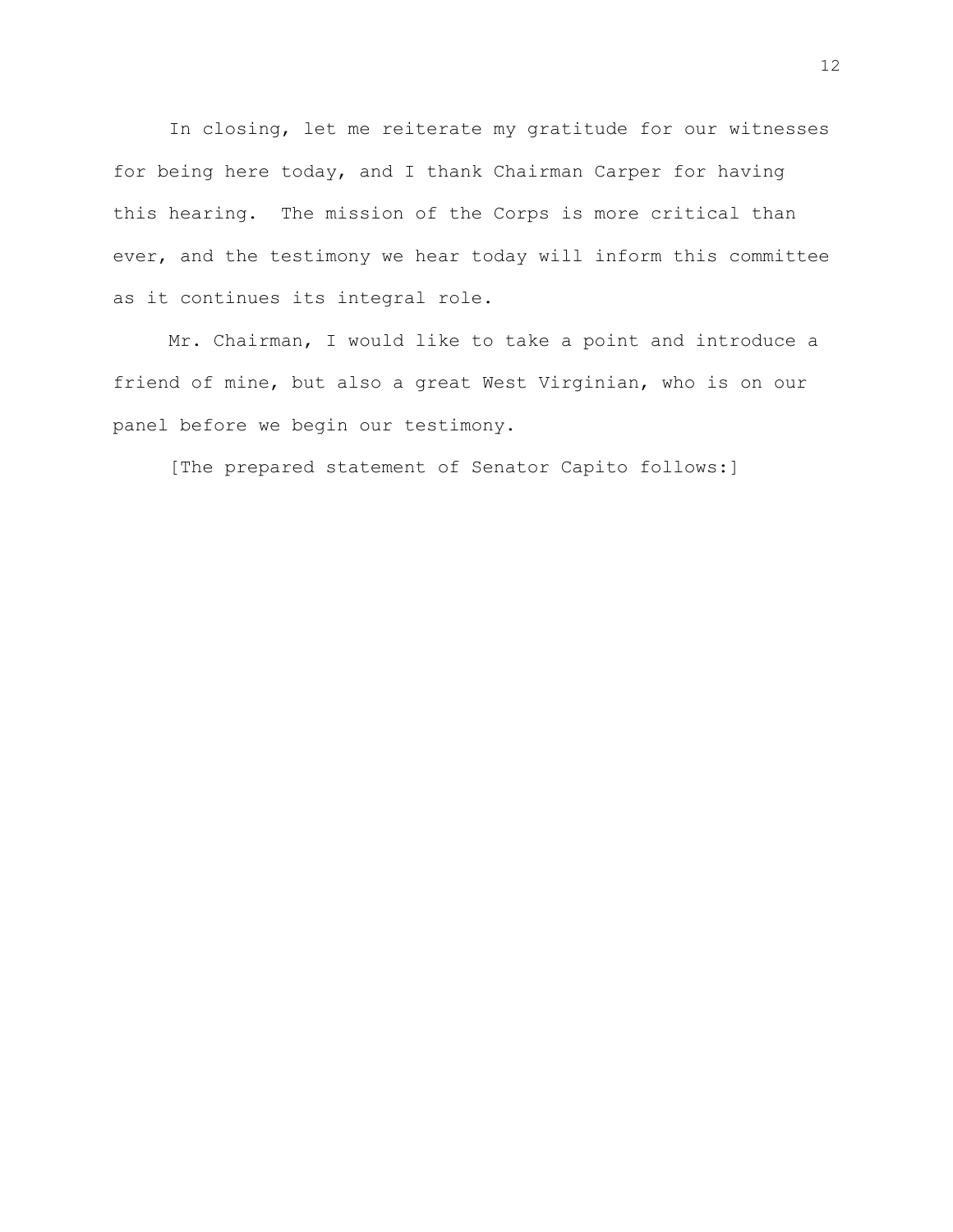In closing, let me reiterate my gratitude for our witnesses for being here today, and I thank Chairman Carper for having this hearing.  The mission of the Corps is more critical than ever, and the testimony we hear today will inform this committee as it continues its integral role.

Mr. Chairman, I would like to take a point and introduce a friend of mine, but also a great West Virginian, who is on our panel before we begin our testimony.

[The prepared statement of Senator Capito follows:]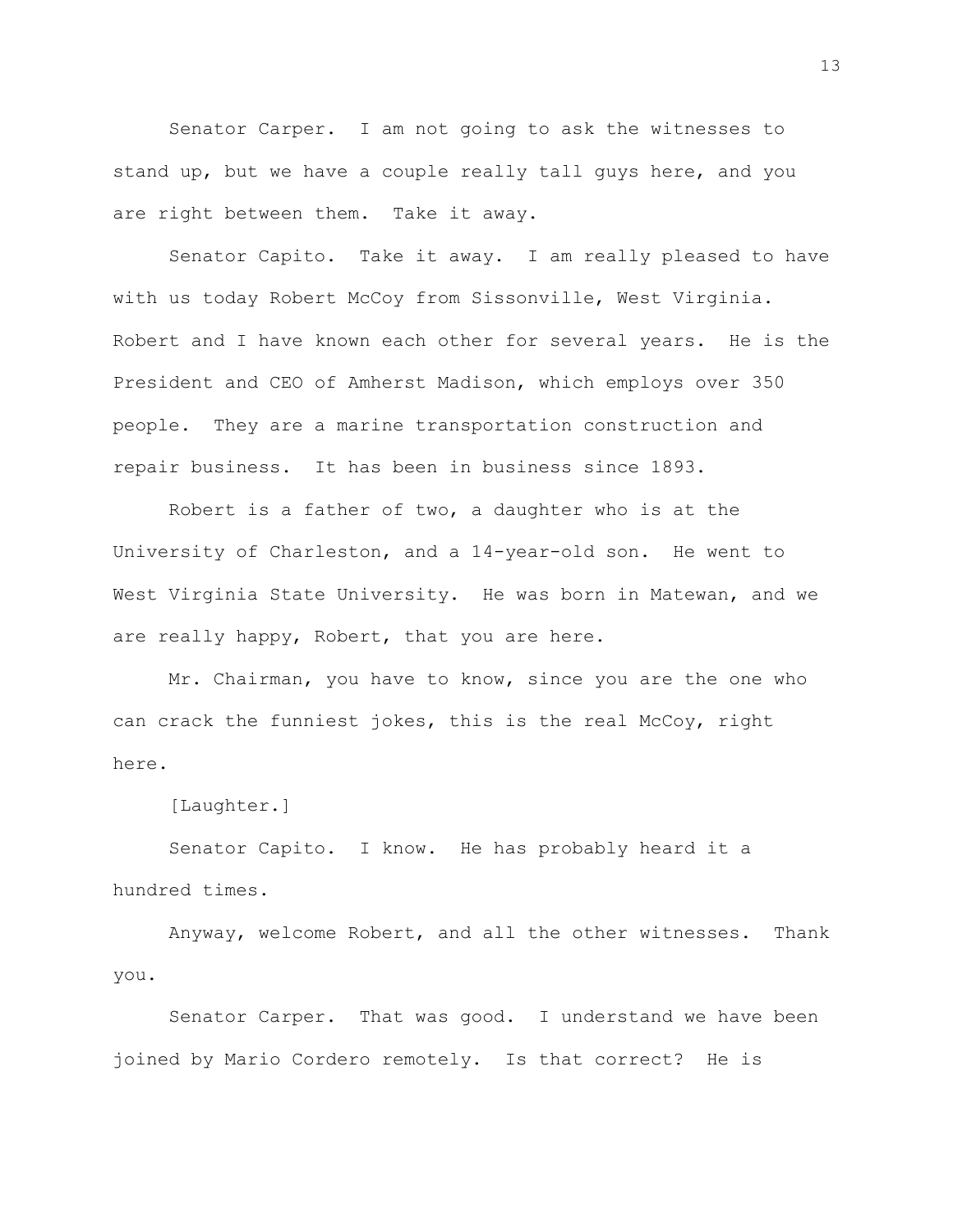Senator Carper. I am not going to ask the witnesses to stand up, but we have a couple really tall guys here, and you are right between them. Take it away.

Senator Capito. Take it away. I am really pleased to have with us today Robert McCoy from Sissonville, West Virginia. Robert and I have known each other for several years. He is the President and CEO of Amherst Madison, which employs over 350 people. They are a marine transportation construction and repair business. It has been in business since 1893.

Robert is a father of two, a daughter who is at the University of Charleston, and a 14-year-old son. He went to West Virginia State University. He was born in Matewan, and we are really happy, Robert, that you are here.

Mr. Chairman, you have to know, since you are the one who can crack the funniest jokes, this is the real McCoy, right here.

[Laughter.]

Senator Capito. I know. He has probably heard it a hundred times.

Anyway, welcome Robert, and all the other witnesses. Thank you.

Senator Carper. That was good. I understand we have been joined by Mario Cordero remotely. Is that correct? He is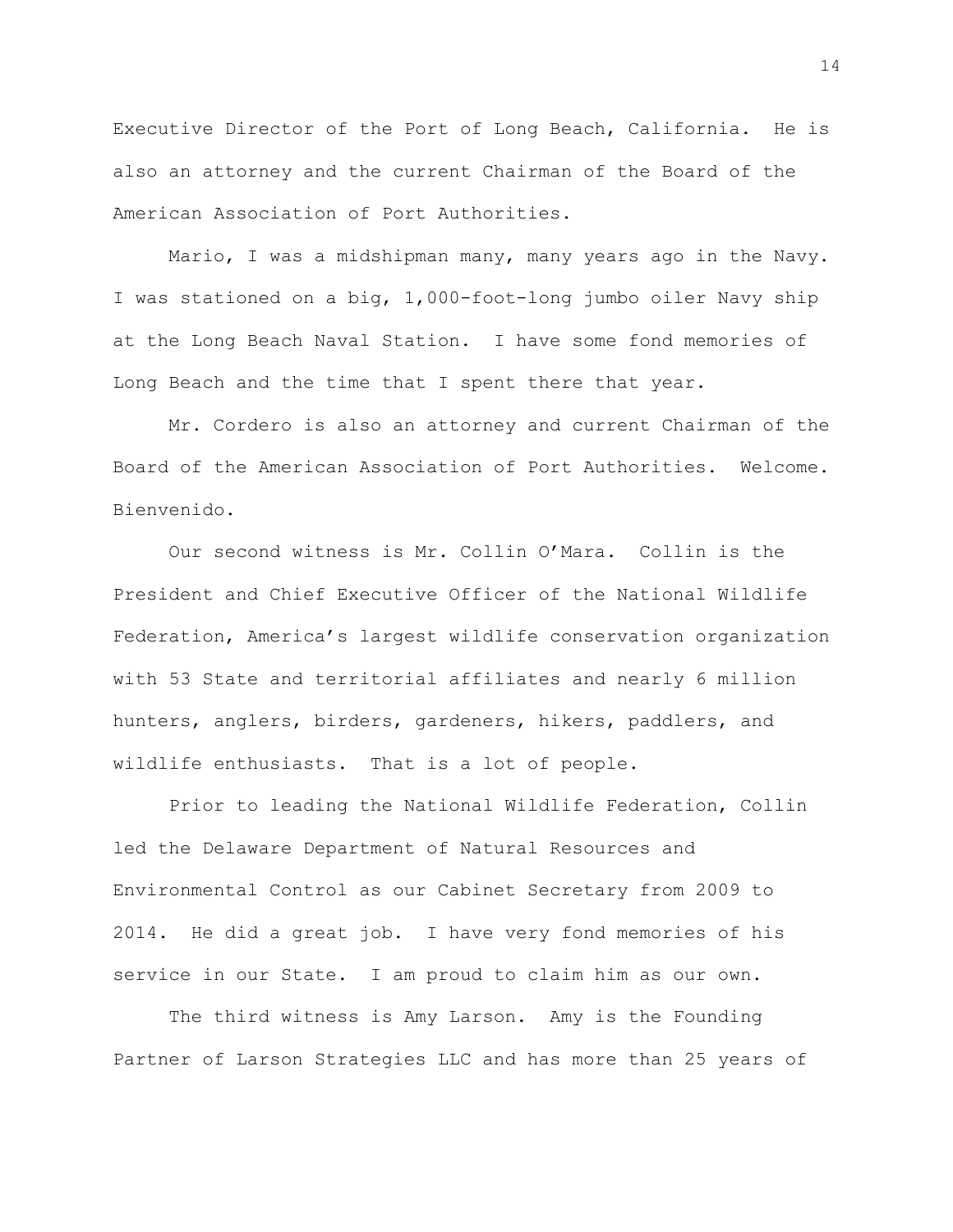Executive Director of the Port of Long Beach, California. He is also an attorney and the current Chairman of the Board of the American Association of Port Authorities.

Mario, I was a midshipman many, many years ago in the Navy. I was stationed on a big, 1,000-foot-long jumbo oiler Navy ship at the Long Beach Naval Station. I have some fond memories of Long Beach and the time that I spent there that year.

Mr. Cordero is also an attorney and current Chairman of the Board of the American Association of Port Authorities. Welcome. Bienvenido.

Our second witness is Mr. Collin O'Mara. Collin is the President and Chief Executive Officer of the National Wildlife Federation, America's largest wildlife conservation organization with 53 State and territorial affiliates and nearly 6 million hunters, anglers, birders, gardeners, hikers, paddlers, and wildlife enthusiasts. That is a lot of people.

Prior to leading the National Wildlife Federation, Collin led the Delaware Department of Natural Resources and Environmental Control as our Cabinet Secretary from 2009 to 2014. He did a great job. I have very fond memories of his service in our State. I am proud to claim him as our own.

The third witness is Amy Larson. Amy is the Founding Partner of Larson Strategies LLC and has more than 25 years of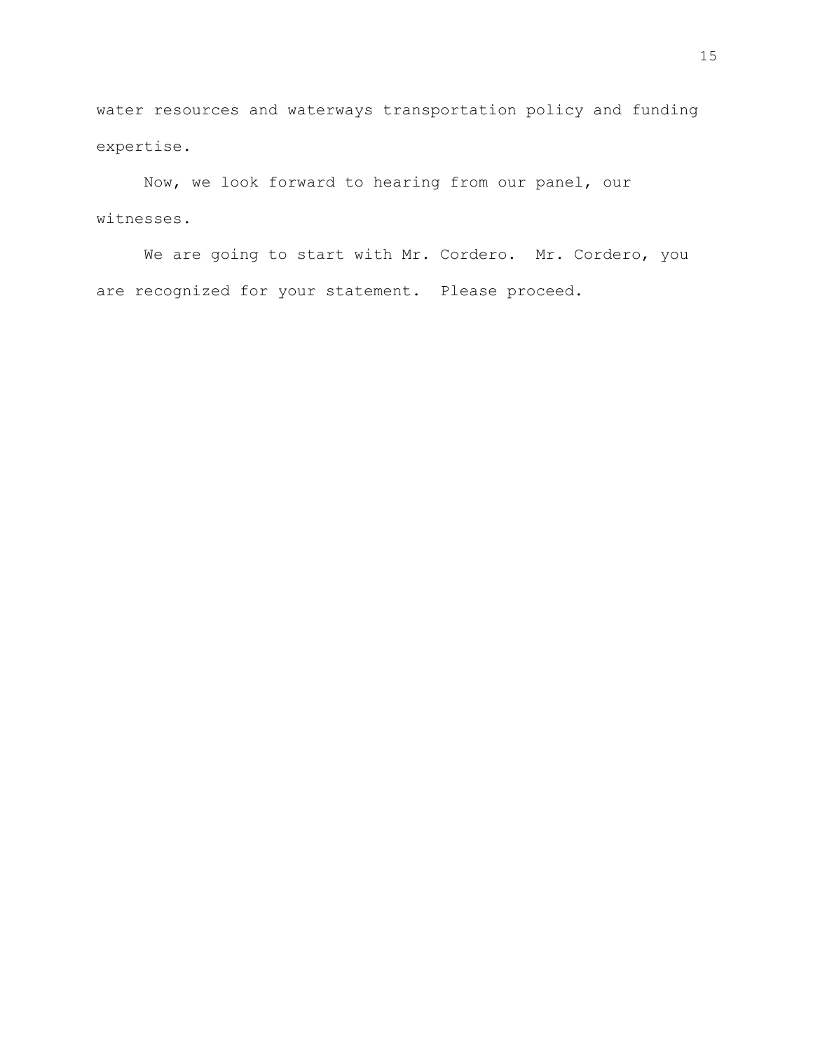water resources and waterways transportation policy and funding expertise.

Now, we look forward to hearing from our panel, our witnesses.

We are going to start with Mr. Cordero. Mr. Cordero, you are recognized for your statement. Please proceed.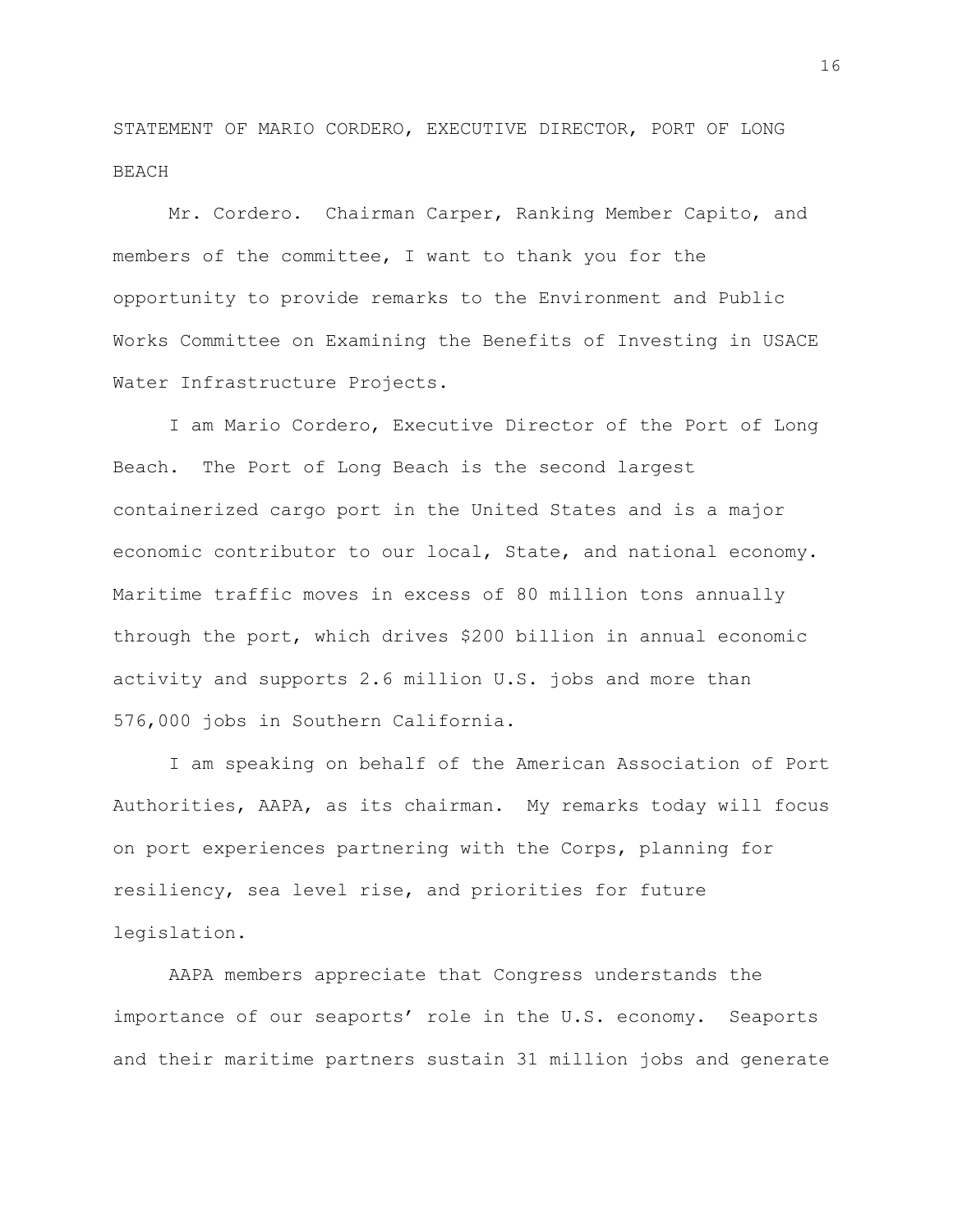STATEMENT OF MARIO CORDERO, EXECUTIVE DIRECTOR, PORT OF LONG BEACH

Mr. Cordero. Chairman Carper, Ranking Member Capito, and members of the committee, I want to thank you for the opportunity to provide remarks to the Environment and Public Works Committee on Examining the Benefits of Investing in USACE Water Infrastructure Projects.

I am Mario Cordero, Executive Director of the Port of Long Beach. The Port of Long Beach is the second largest containerized cargo port in the United States and is a major economic contributor to our local, State, and national economy. Maritime traffic moves in excess of 80 million tons annually through the port, which drives $200 billion in annual economic activity and supports 2.6 million U.S. jobs and more than 576,000 jobs in Southern California.

I am speaking on behalf of the American Association of Port Authorities, AAPA, as its chairman. My remarks today will focus on port experiences partnering with the Corps, planning for resiliency, sea level rise, and priorities for future legislation.

AAPA members appreciate that Congress understands the importance of our seaports' role in the U.S. economy. Seaports and their maritime partners sustain 31 million jobs and generate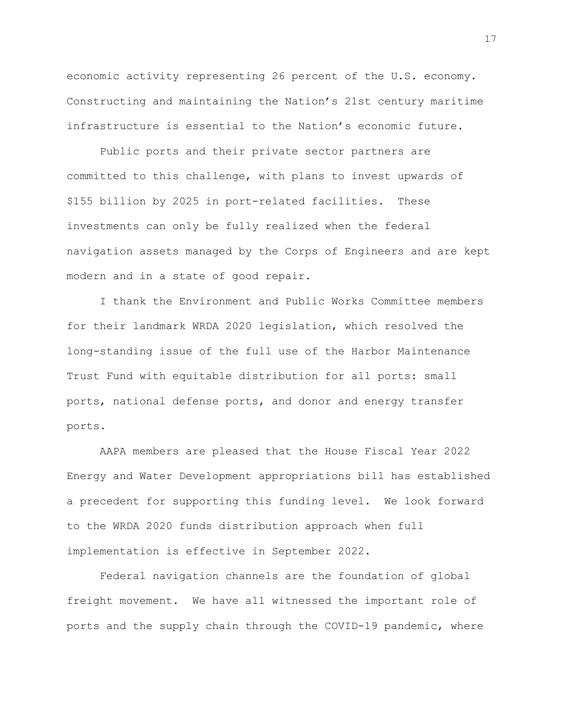economic activity representing 26 percent of the U.S. economy. Constructing and maintaining the Nation's 21st century maritime infrastructure is essential to the Nation's economic future.

Public ports and their private sector partners are committed to this challenge, with plans to invest upwards of $155 billion by 2025 in port-related facilities. These investments can only be fully realized when the federal navigation assets managed by the Corps of Engineers and are kept modern and in a state of good repair.

I thank the Environment and Public Works Committee members for their landmark WRDA 2020 legislation, which resolved the long-standing issue of the full use of the Harbor Maintenance Trust Fund with equitable distribution for all ports: small ports, national defense ports, and donor and energy transfer ports.

AAPA members are pleased that the House Fiscal Year 2022 Energy and Water Development appropriations bill has established a precedent for supporting this funding level. We look forward to the WRDA 2020 funds distribution approach when full implementation is effective in September 2022.

Federal navigation channels are the foundation of global freight movement. We have all witnessed the important role of ports and the supply chain through the COVID-19 pandemic, where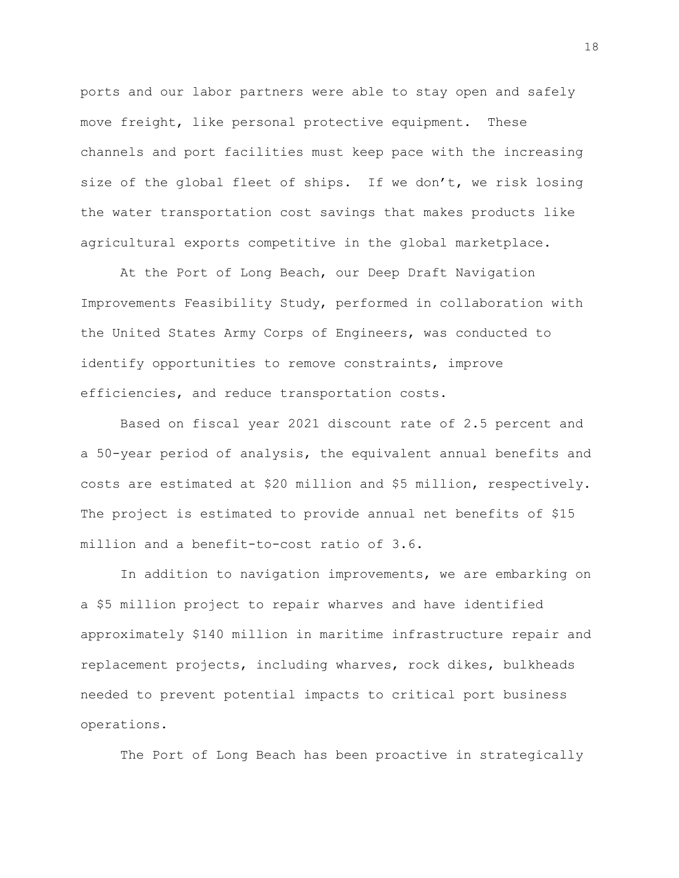ports and our labor partners were able to stay open and safely move freight, like personal protective equipment. These channels and port facilities must keep pace with the increasing size of the global fleet of ships. If we don't, we risk losing the water transportation cost savings that makes products like agricultural exports competitive in the global marketplace.

At the Port of Long Beach, our Deep Draft Navigation Improvements Feasibility Study, performed in collaboration with the United States Army Corps of Engineers, was conducted to identify opportunities to remove constraints, improve efficiencies, and reduce transportation costs.

Based on fiscal year 2021 discount rate of 2.5 percent and a 50-year period of analysis, the equivalent annual benefits and costs are estimated at $20 million and $5 million, respectively. The project is estimated to provide annual net benefits of $15 million and a benefit-to-cost ratio of 3.6.

In addition to navigation improvements, we are embarking on a $5 million project to repair wharves and have identified approximately $140 million in maritime infrastructure repair and replacement projects, including wharves, rock dikes, bulkheads needed to prevent potential impacts to critical port business operations.

The Port of Long Beach has been proactive in strategically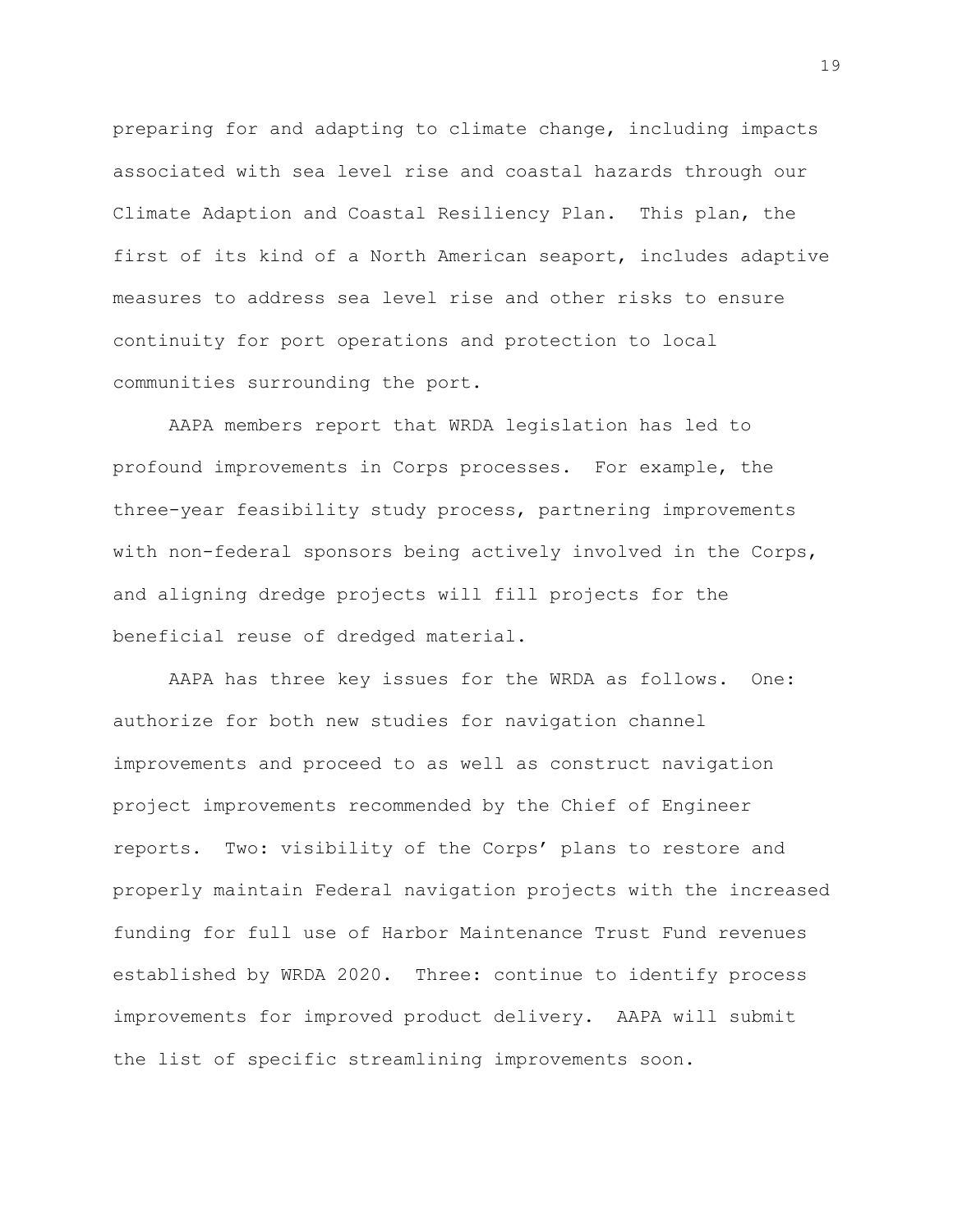preparing for and adapting to climate change, including impacts associated with sea level rise and coastal hazards through our Climate Adaption and Coastal Resiliency Plan. This plan, the first of its kind of a North American seaport, includes adaptive measures to address sea level rise and other risks to ensure continuity for port operations and protection to local communities surrounding the port.

AAPA members report that WRDA legislation has led to profound improvements in Corps processes. For example, the three-year feasibility study process, partnering improvements with non-federal sponsors being actively involved in the Corps, and aligning dredge projects will fill projects for the beneficial reuse of dredged material.

AAPA has three key issues for the WRDA as follows. One: authorize for both new studies for navigation channel improvements and proceed to as well as construct navigation project improvements recommended by the Chief of Engineer reports. Two: visibility of the Corps' plans to restore and properly maintain Federal navigation projects with the increased funding for full use of Harbor Maintenance Trust Fund revenues established by WRDA 2020. Three: continue to identify process improvements for improved product delivery. AAPA will submit the list of specific streamlining improvements soon.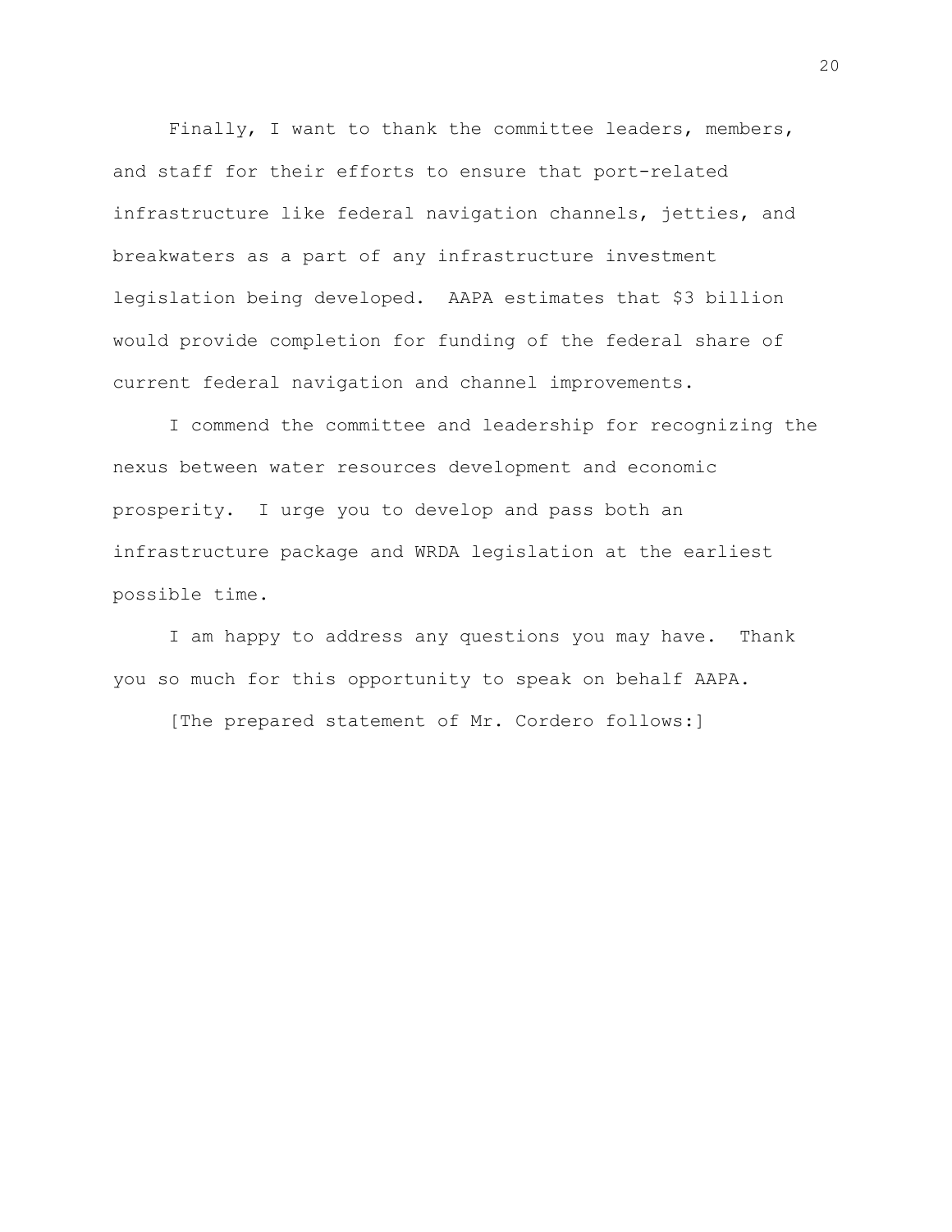Finally, I want to thank the committee leaders, members, and staff for their efforts to ensure that port-related infrastructure like federal navigation channels, jetties, and breakwaters as a part of any infrastructure investment legislation being developed. AAPA estimates that $3 billion would provide completion for funding of the federal share of current federal navigation and channel improvements.

I commend the committee and leadership for recognizing the nexus between water resources development and economic prosperity. I urge you to develop and pass both an infrastructure package and WRDA legislation at the earliest possible time.

I am happy to address any questions you may have. Thank you so much for this opportunity to speak on behalf AAPA.

[The prepared statement of Mr. Cordero follows:]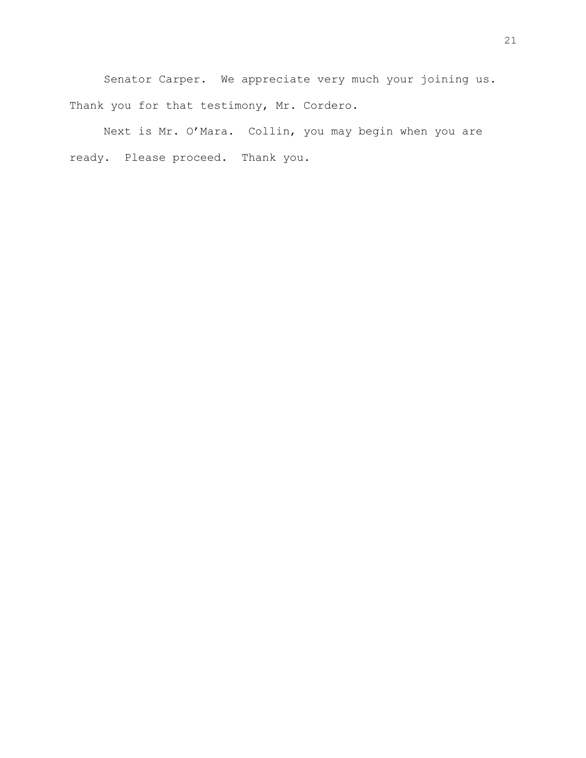Senator Carper. We appreciate very much your joining us. Thank you for that testimony, Mr. Cordero.

Next is Mr. O'Mara. Collin, you may begin when you are ready. Please proceed. Thank you.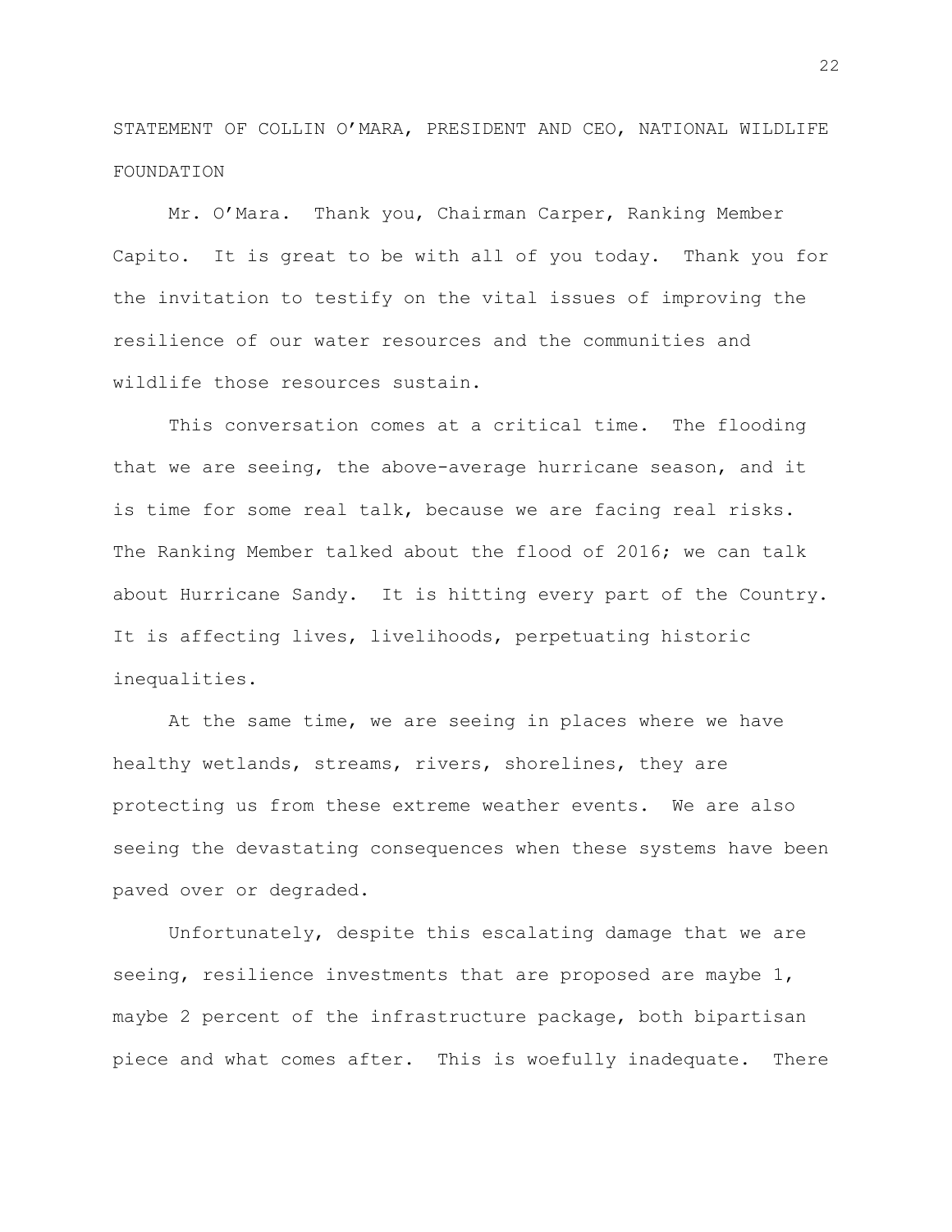STATEMENT OF COLLIN O'MARA, PRESIDENT AND CEO, NATIONAL WILDLIFE FOUNDATION

Mr. O'Mara. Thank you, Chairman Carper, Ranking Member Capito. It is great to be with all of you today. Thank you for the invitation to testify on the vital issues of improving the resilience of our water resources and the communities and wildlife those resources sustain.

This conversation comes at a critical time. The flooding that we are seeing, the above-average hurricane season, and it is time for some real talk, because we are facing real risks. The Ranking Member talked about the flood of 2016; we can talk about Hurricane Sandy. It is hitting every part of the Country. It is affecting lives, livelihoods, perpetuating historic inequalities.

At the same time, we are seeing in places where we have healthy wetlands, streams, rivers, shorelines, they are protecting us from these extreme weather events. We are also seeing the devastating consequences when these systems have been paved over or degraded.

Unfortunately, despite this escalating damage that we are seeing, resilience investments that are proposed are maybe 1, maybe 2 percent of the infrastructure package, both bipartisan piece and what comes after. This is woefully inadequate. There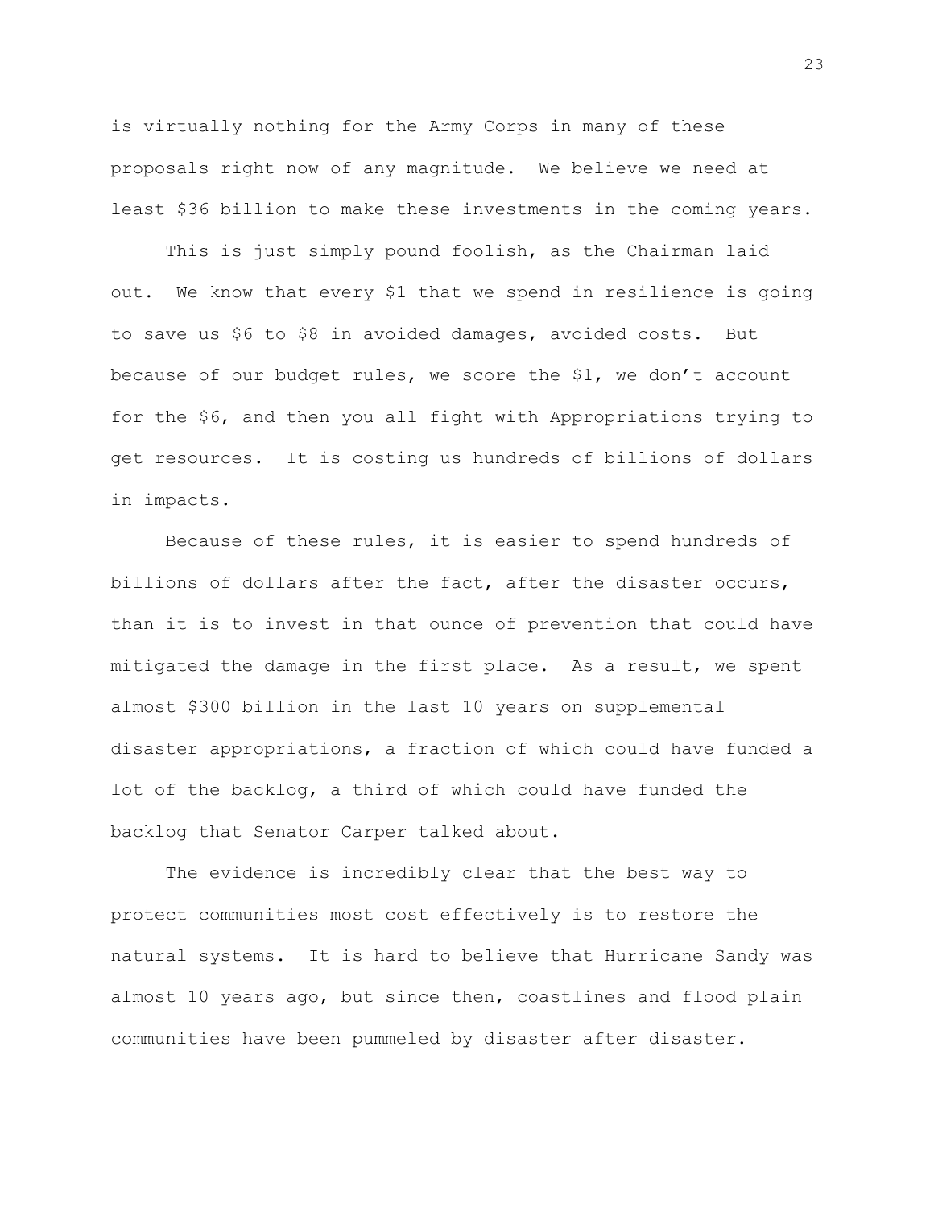is virtually nothing for the Army Corps in many of these proposals right now of any magnitude. We believe we need at least $36 billion to make these investments in the coming years.

This is just simply pound foolish, as the Chairman laid out. We know that every $1 that we spend in resilience is going to save us $6 to $8 in avoided damages, avoided costs. But because of our budget rules, we score the $1, we don't account for the $6, and then you all fight with Appropriations trying to get resources. It is costing us hundreds of billions of dollars in impacts.

Because of these rules, it is easier to spend hundreds of billions of dollars after the fact, after the disaster occurs, than it is to invest in that ounce of prevention that could have mitigated the damage in the first place. As a result, we spent almost $300 billion in the last 10 years on supplemental disaster appropriations, a fraction of which could have funded a lot of the backlog, a third of which could have funded the backlog that Senator Carper talked about.

The evidence is incredibly clear that the best way to protect communities most cost effectively is to restore the natural systems. It is hard to believe that Hurricane Sandy was almost 10 years ago, but since then, coastlines and flood plain communities have been pummeled by disaster after disaster.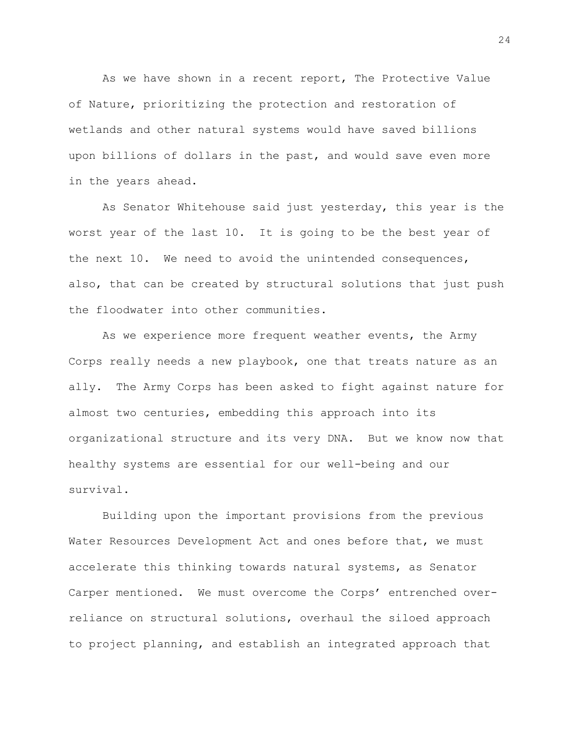As we have shown in a recent report, The Protective Value of Nature, prioritizing the protection and restoration of wetlands and other natural systems would have saved billions upon billions of dollars in the past, and would save even more in the years ahead.

As Senator Whitehouse said just yesterday, this year is the worst year of the last 10. It is going to be the best year of the next 10. We need to avoid the unintended consequences, also, that can be created by structural solutions that just push the floodwater into other communities.

As we experience more frequent weather events, the Army Corps really needs a new playbook, one that treats nature as an ally. The Army Corps has been asked to fight against nature for almost two centuries, embedding this approach into its organizational structure and its very DNA. But we know now that healthy systems are essential for our well-being and our survival.

Building upon the important provisions from the previous Water Resources Development Act and ones before that, we must accelerate this thinking towards natural systems, as Senator Carper mentioned. We must overcome the Corps' entrenched over-reliance on structural solutions, overhaul the siloed approach to project planning, and establish an integrated approach that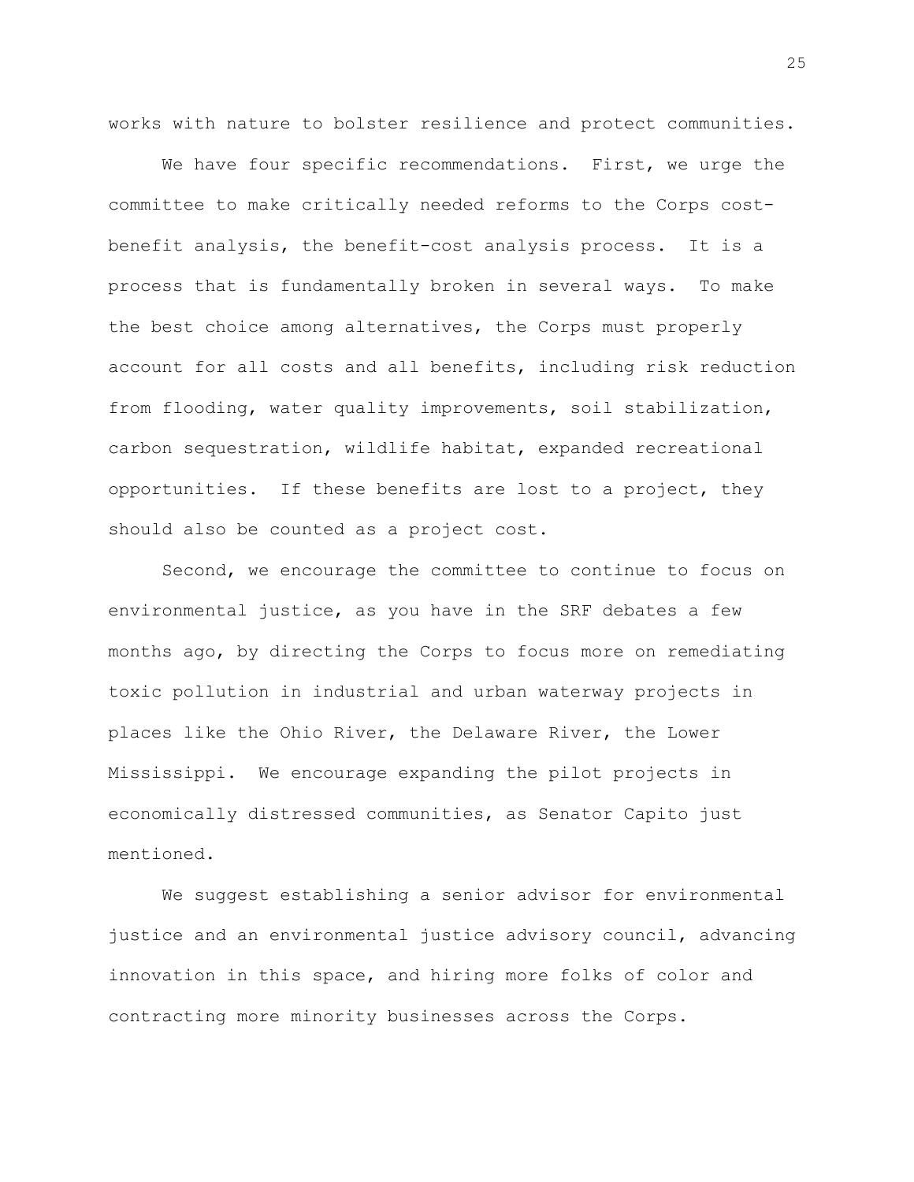works with nature to bolster resilience and protect communities.

We have four specific recommendations. First, we urge the committee to make critically needed reforms to the Corps cost-benefit analysis, the benefit-cost analysis process. It is a process that is fundamentally broken in several ways. To make the best choice among alternatives, the Corps must properly account for all costs and all benefits, including risk reduction from flooding, water quality improvements, soil stabilization, carbon sequestration, wildlife habitat, expanded recreational opportunities. If these benefits are lost to a project, they should also be counted as a project cost.

Second, we encourage the committee to continue to focus on environmental justice, as you have in the SRF debates a few months ago, by directing the Corps to focus more on remediating toxic pollution in industrial and urban waterway projects in places like the Ohio River, the Delaware River, the Lower Mississippi. We encourage expanding the pilot projects in economically distressed communities, as Senator Capito just mentioned.

We suggest establishing a senior advisor for environmental justice and an environmental justice advisory council, advancing innovation in this space, and hiring more folks of color and contracting more minority businesses across the Corps.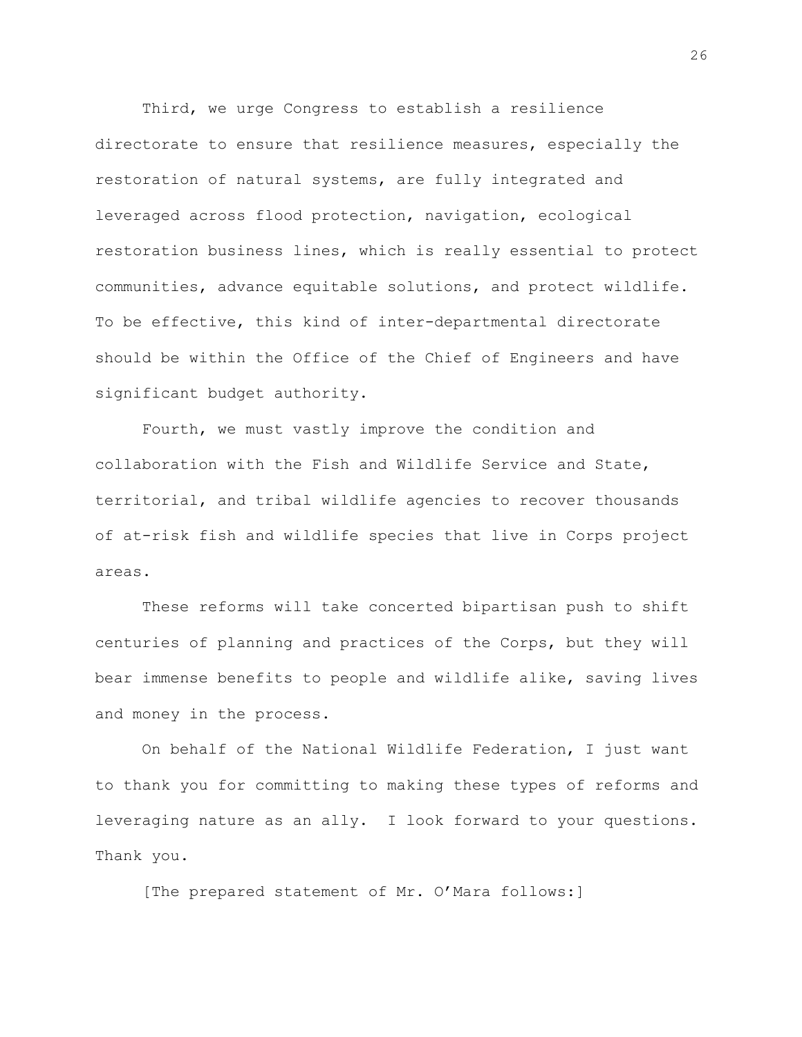Third, we urge Congress to establish a resilience directorate to ensure that resilience measures, especially the restoration of natural systems, are fully integrated and leveraged across flood protection, navigation, ecological restoration business lines, which is really essential to protect communities, advance equitable solutions, and protect wildlife. To be effective, this kind of inter-departmental directorate should be within the Office of the Chief of Engineers and have significant budget authority.

Fourth, we must vastly improve the condition and collaboration with the Fish and Wildlife Service and State, territorial, and tribal wildlife agencies to recover thousands of at-risk fish and wildlife species that live in Corps project areas.

These reforms will take concerted bipartisan push to shift centuries of planning and practices of the Corps, but they will bear immense benefits to people and wildlife alike, saving lives and money in the process.

On behalf of the National Wildlife Federation, I just want to thank you for committing to making these types of reforms and leveraging nature as an ally. I look forward to your questions. Thank you.

[The prepared statement of Mr. O'Mara follows:]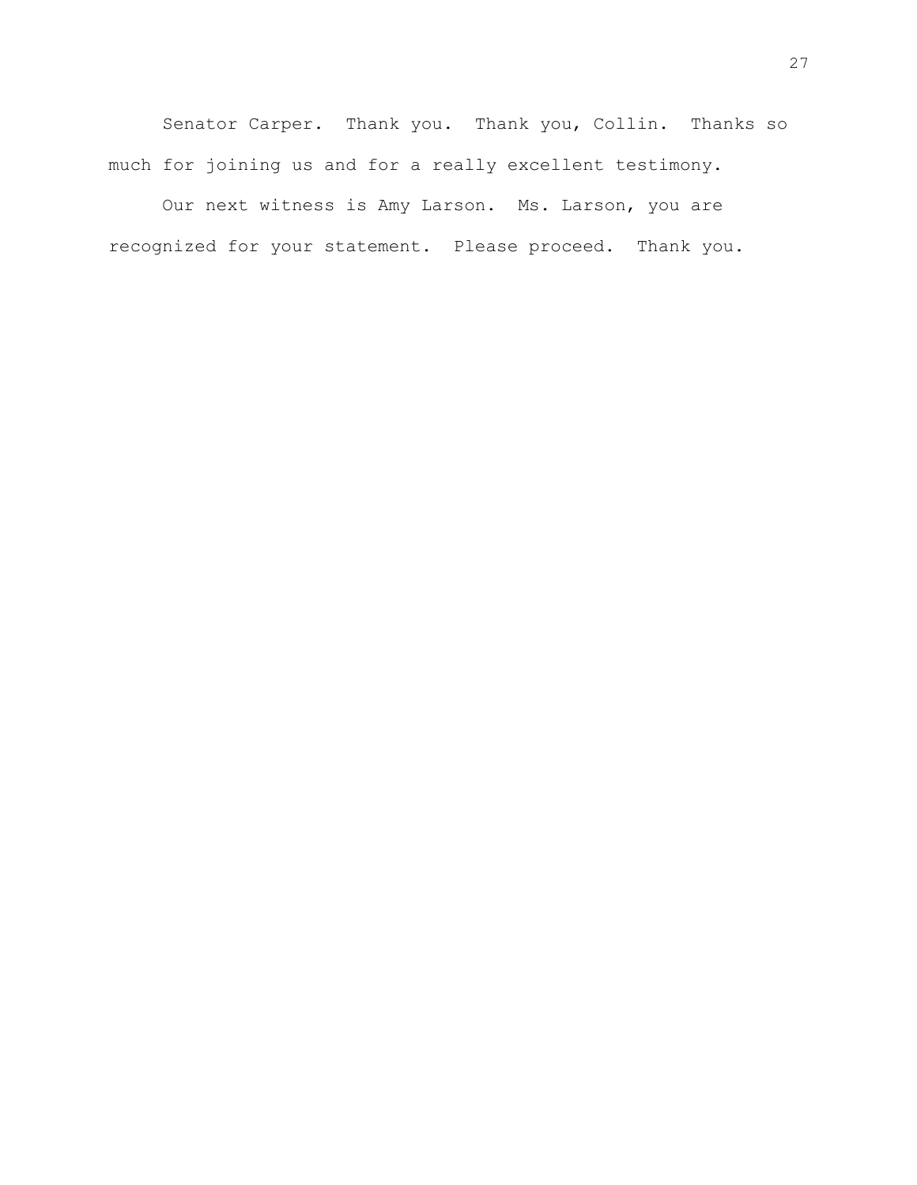Senator Carper. Thank you. Thank you, Collin. Thanks so much for joining us and for a really excellent testimony.

Our next witness is Amy Larson. Ms. Larson, you are recognized for your statement. Please proceed. Thank you.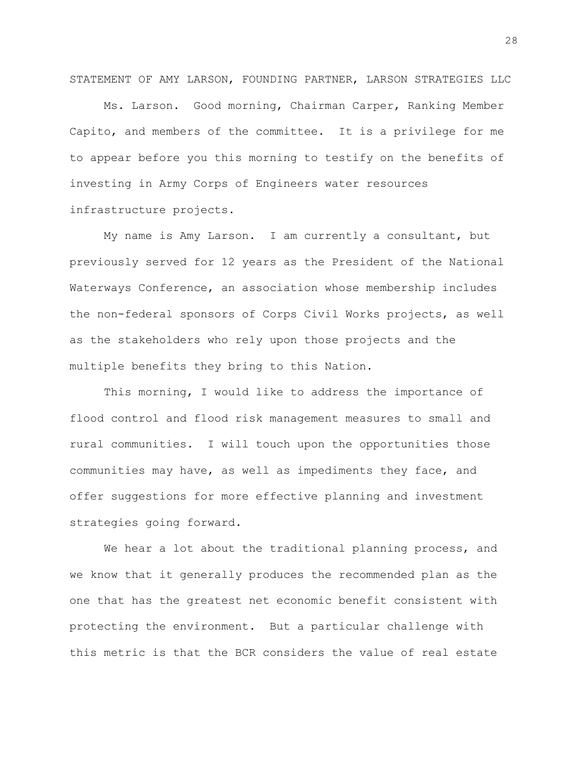STATEMENT OF AMY LARSON, FOUNDING PARTNER, LARSON STRATEGIES LLC

Ms. Larson. Good morning, Chairman Carper, Ranking Member Capito, and members of the committee. It is a privilege for me to appear before you this morning to testify on the benefits of investing in Army Corps of Engineers water resources infrastructure projects.

My name is Amy Larson. I am currently a consultant, but previously served for 12 years as the President of the National Waterways Conference, an association whose membership includes the non-federal sponsors of Corps Civil Works projects, as well as the stakeholders who rely upon those projects and the multiple benefits they bring to this Nation.

This morning, I would like to address the importance of flood control and flood risk management measures to small and rural communities. I will touch upon the opportunities those communities may have, as well as impediments they face, and offer suggestions for more effective planning and investment strategies going forward.

We hear a lot about the traditional planning process, and we know that it generally produces the recommended plan as the one that has the greatest net economic benefit consistent with protecting the environment. But a particular challenge with this metric is that the BCR considers the value of real estate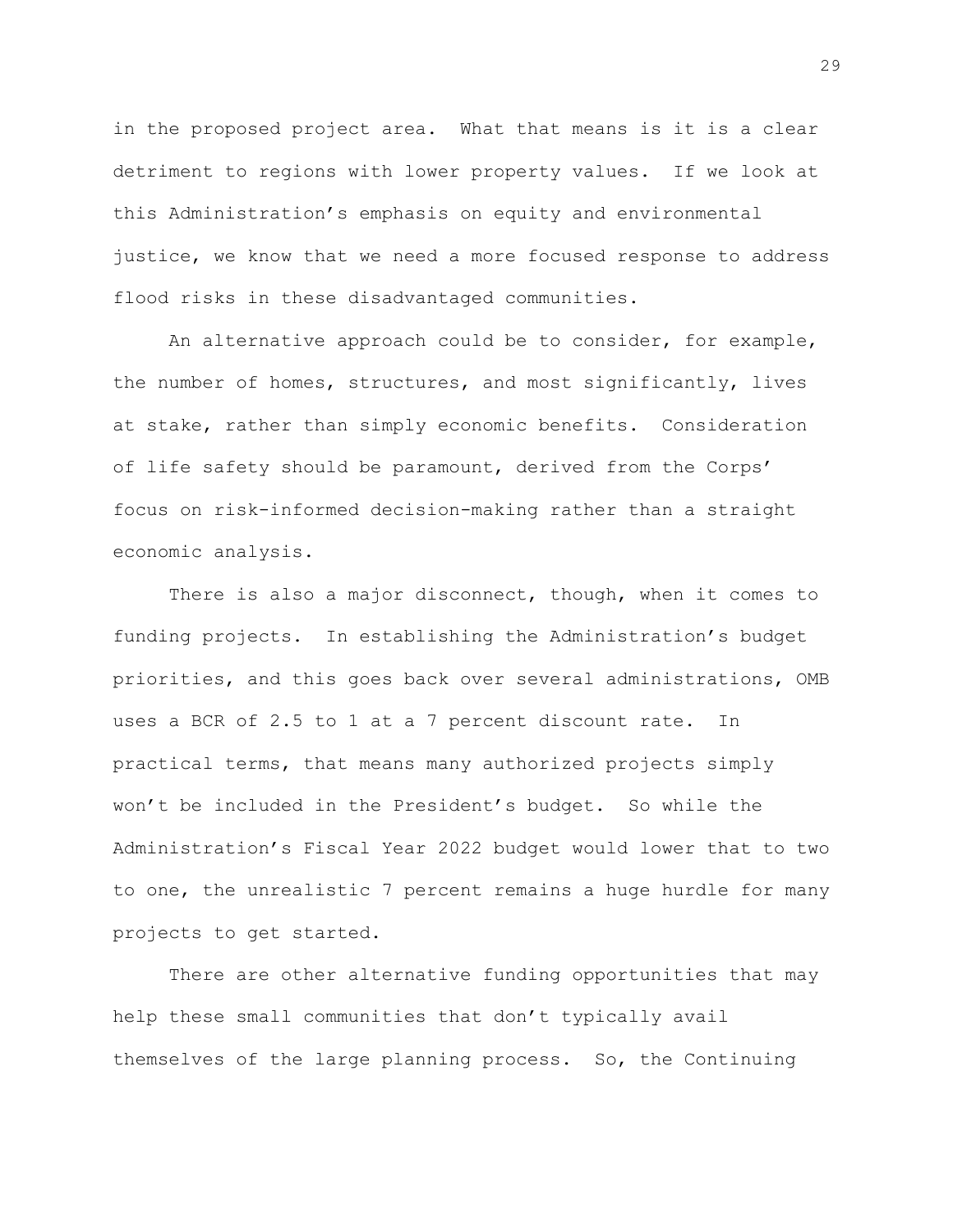in the proposed project area. What that means is it is a clear detriment to regions with lower property values. If we look at this Administration's emphasis on equity and environmental justice, we know that we need a more focused response to address flood risks in these disadvantaged communities.

An alternative approach could be to consider, for example, the number of homes, structures, and most significantly, lives at stake, rather than simply economic benefits. Consideration of life safety should be paramount, derived from the Corps' focus on risk-informed decision-making rather than a straight economic analysis.

There is also a major disconnect, though, when it comes to funding projects. In establishing the Administration's budget priorities, and this goes back over several administrations, OMB uses a BCR of 2.5 to 1 at a 7 percent discount rate. In practical terms, that means many authorized projects simply won't be included in the President's budget. So while the Administration's Fiscal Year 2022 budget would lower that to two to one, the unrealistic 7 percent remains a huge hurdle for many projects to get started.

There are other alternative funding opportunities that may help these small communities that don't typically avail themselves of the large planning process. So, the Continuing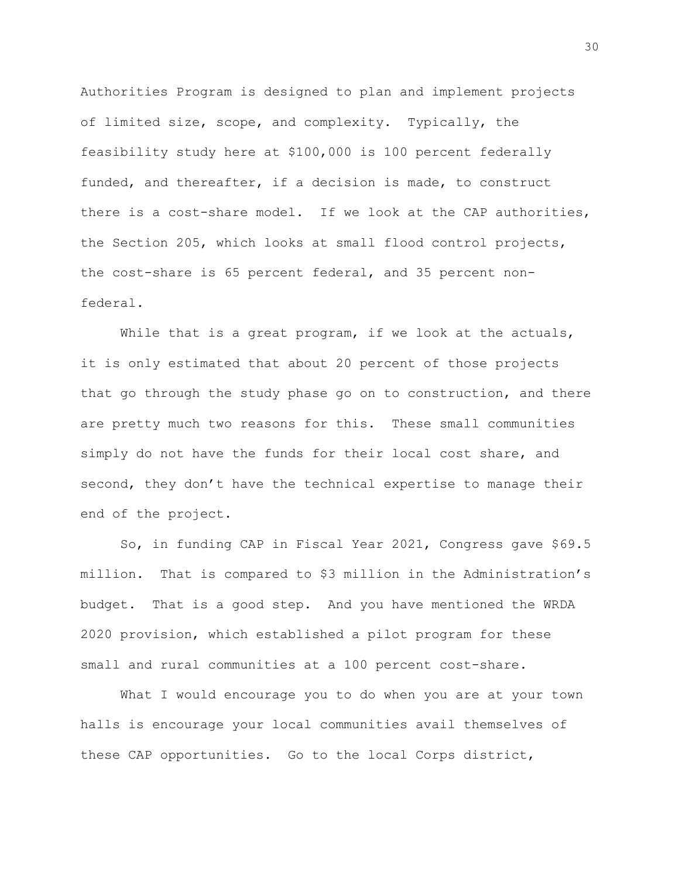Authorities Program is designed to plan and implement projects of limited size, scope, and complexity. Typically, the feasibility study here at $100,000 is 100 percent federally funded, and thereafter, if a decision is made, to construct there is a cost-share model. If we look at the CAP authorities, the Section 205, which looks at small flood control projects, the cost-share is 65 percent federal, and 35 percent non-federal.

While that is a great program, if we look at the actuals, it is only estimated that about 20 percent of those projects that go through the study phase go on to construction, and there are pretty much two reasons for this. These small communities simply do not have the funds for their local cost share, and second, they don't have the technical expertise to manage their end of the project.

So, in funding CAP in Fiscal Year 2021, Congress gave $69.5 million. That is compared to $3 million in the Administration's budget. That is a good step. And you have mentioned the WRDA 2020 provision, which established a pilot program for these small and rural communities at a 100 percent cost-share.

What I would encourage you to do when you are at your town halls is encourage your local communities avail themselves of these CAP opportunities. Go to the local Corps district,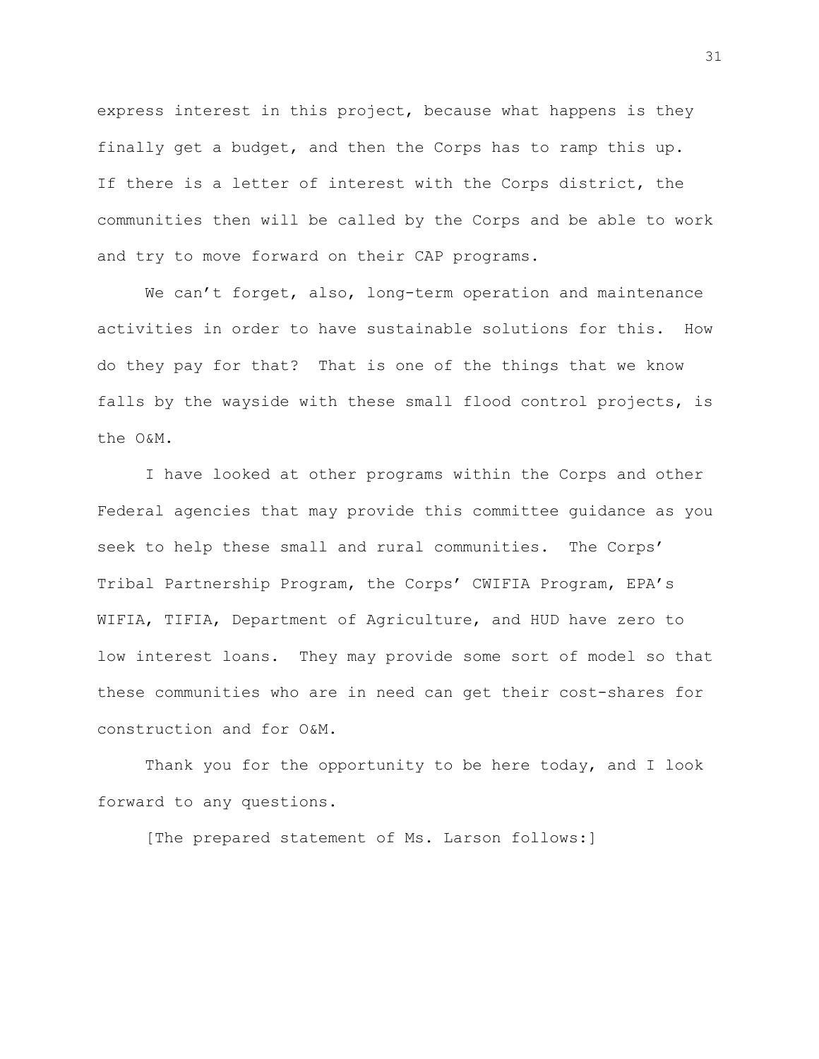express interest in this project, because what happens is they finally get a budget, and then the Corps has to ramp this up. If there is a letter of interest with the Corps district, the communities then will be called by the Corps and be able to work and try to move forward on their CAP programs.

We can't forget, also, long-term operation and maintenance activities in order to have sustainable solutions for this. How do they pay for that? That is one of the things that we know falls by the wayside with these small flood control projects, is the O&M.

I have looked at other programs within the Corps and other Federal agencies that may provide this committee guidance as you seek to help these small and rural communities. The Corps' Tribal Partnership Program, the Corps' CWIFIA Program, EPA's WIFIA, TIFIA, Department of Agriculture, and HUD have zero to low interest loans. They may provide some sort of model so that these communities who are in need can get their cost-shares for construction and for O&M.

Thank you for the opportunity to be here today, and I look forward to any questions.

[The prepared statement of Ms. Larson follows:]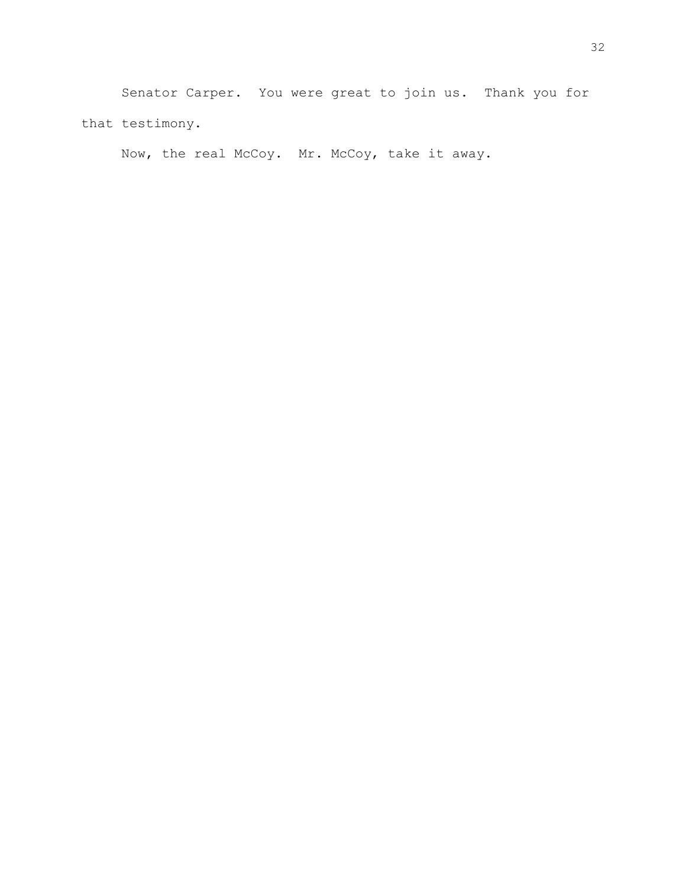Senator Carper. You were great to join us. Thank you for that testimony.

Now, the real McCoy. Mr. McCoy, take it away.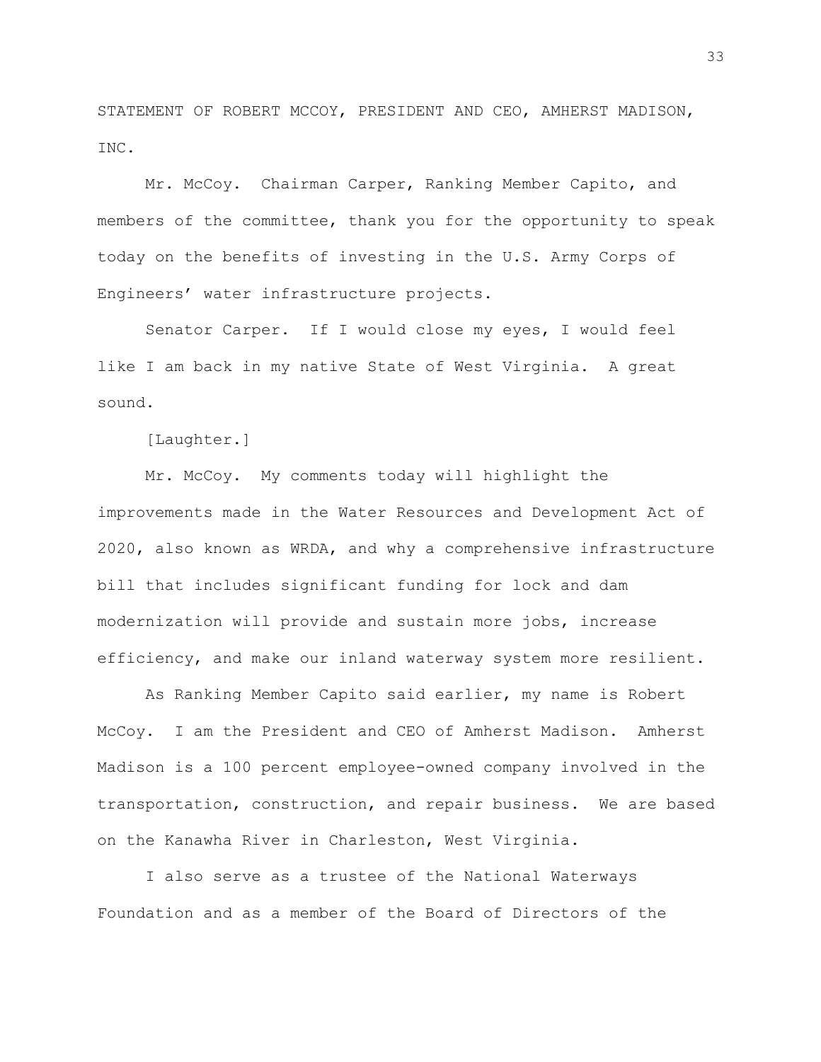STATEMENT OF ROBERT MCCOY, PRESIDENT AND CEO, AMHERST MADISON, INC.

Mr. McCoy. Chairman Carper, Ranking Member Capito, and members of the committee, thank you for the opportunity to speak today on the benefits of investing in the U.S. Army Corps of Engineers' water infrastructure projects.

Senator Carper. If I would close my eyes, I would feel like I am back in my native State of West Virginia. A great sound.

[Laughter.]

Mr. McCoy. My comments today will highlight the improvements made in the Water Resources and Development Act of 2020, also known as WRDA, and why a comprehensive infrastructure bill that includes significant funding for lock and dam modernization will provide and sustain more jobs, increase efficiency, and make our inland waterway system more resilient.

As Ranking Member Capito said earlier, my name is Robert McCoy. I am the President and CEO of Amherst Madison. Amherst Madison is a 100 percent employee-owned company involved in the transportation, construction, and repair business. We are based on the Kanawha River in Charleston, West Virginia.

I also serve as a trustee of the National Waterways Foundation and as a member of the Board of Directors of the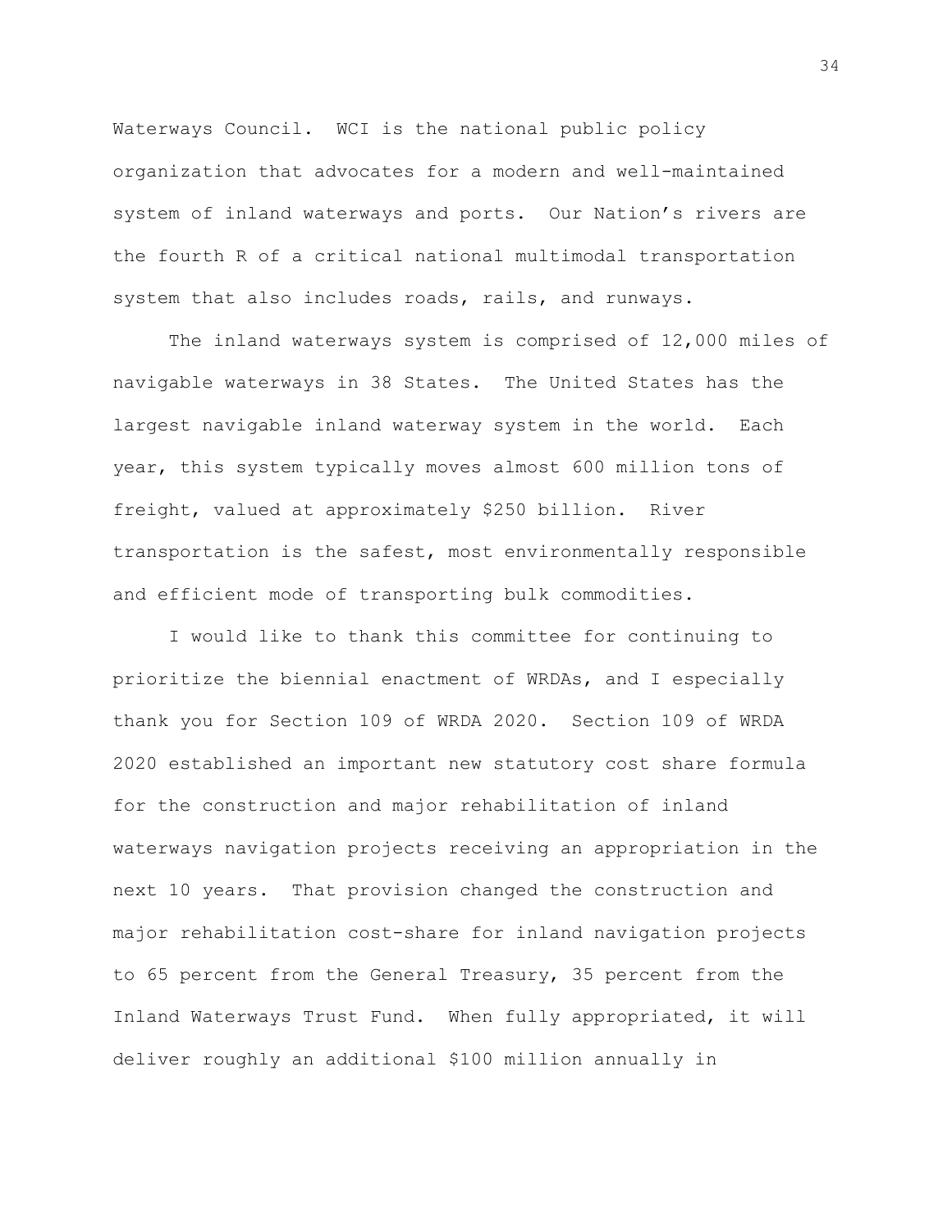Waterways Council. WCI is the national public policy organization that advocates for a modern and well-maintained system of inland waterways and ports. Our Nation's rivers are the fourth R of a critical national multimodal transportation system that also includes roads, rails, and runways.

The inland waterways system is comprised of 12,000 miles of navigable waterways in 38 States. The United States has the largest navigable inland waterway system in the world. Each year, this system typically moves almost 600 million tons of freight, valued at approximately $250 billion. River transportation is the safest, most environmentally responsible and efficient mode of transporting bulk commodities.

I would like to thank this committee for continuing to prioritize the biennial enactment of WRDAs, and I especially thank you for Section 109 of WRDA 2020. Section 109 of WRDA 2020 established an important new statutory cost share formula for the construction and major rehabilitation of inland waterways navigation projects receiving an appropriation in the next 10 years. That provision changed the construction and major rehabilitation cost-share for inland navigation projects to 65 percent from the General Treasury, 35 percent from the Inland Waterways Trust Fund. When fully appropriated, it will deliver roughly an additional $100 million annually in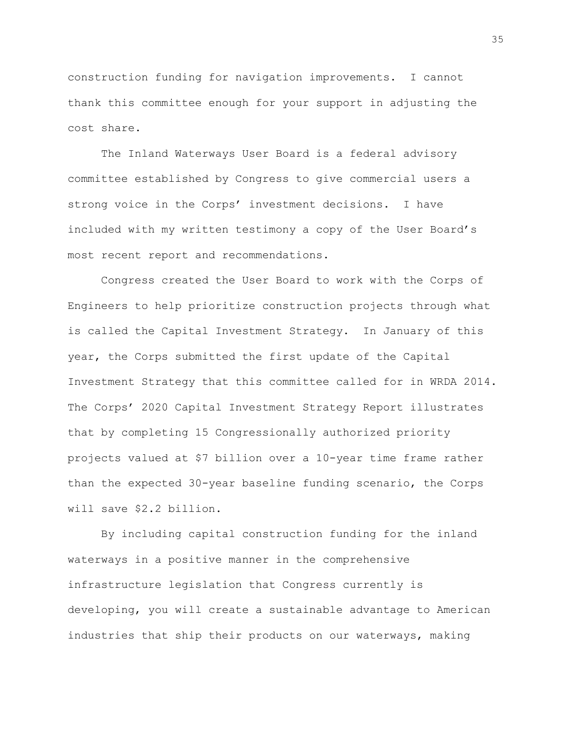construction funding for navigation improvements. I cannot thank this committee enough for your support in adjusting the cost share.

The Inland Waterways User Board is a federal advisory committee established by Congress to give commercial users a strong voice in the Corps' investment decisions. I have included with my written testimony a copy of the User Board's most recent report and recommendations.

Congress created the User Board to work with the Corps of Engineers to help prioritize construction projects through what is called the Capital Investment Strategy. In January of this year, the Corps submitted the first update of the Capital Investment Strategy that this committee called for in WRDA 2014. The Corps' 2020 Capital Investment Strategy Report illustrates that by completing 15 Congressionally authorized priority projects valued at $7 billion over a 10-year time frame rather than the expected 30-year baseline funding scenario, the Corps will save $2.2 billion.

By including capital construction funding for the inland waterways in a positive manner in the comprehensive infrastructure legislation that Congress currently is developing, you will create a sustainable advantage to American industries that ship their products on our waterways, making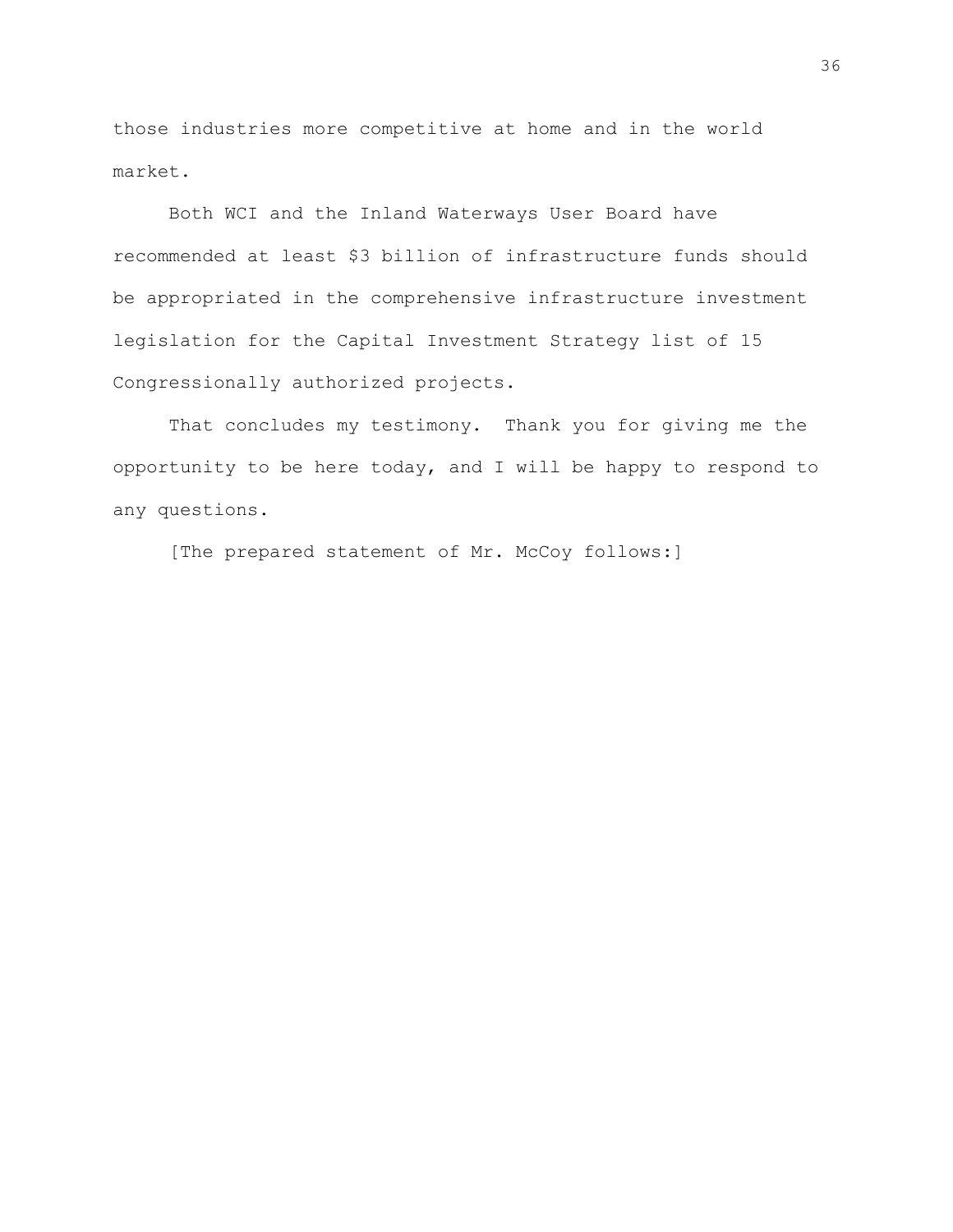those industries more competitive at home and in the world market.

Both WCI and the Inland Waterways User Board have recommended at least $3 billion of infrastructure funds should be appropriated in the comprehensive infrastructure investment legislation for the Capital Investment Strategy list of 15 Congressionally authorized projects.

That concludes my testimony. Thank you for giving me the opportunity to be here today, and I will be happy to respond to any questions.

[The prepared statement of Mr. McCoy follows:]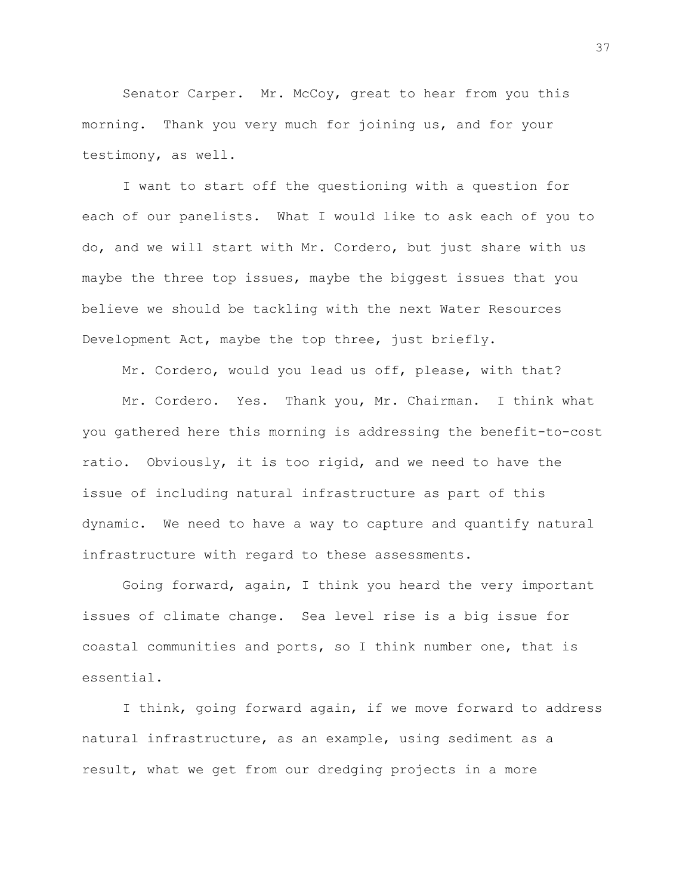Senator Carper. Mr. McCoy, great to hear from you this morning. Thank you very much for joining us, and for your testimony, as well.

I want to start off the questioning with a question for each of our panelists. What I would like to ask each of you to do, and we will start with Mr. Cordero, but just share with us maybe the three top issues, maybe the biggest issues that you believe we should be tackling with the next Water Resources Development Act, maybe the top three, just briefly.

Mr. Cordero, would you lead us off, please, with that?

Mr. Cordero. Yes. Thank you, Mr. Chairman. I think what you gathered here this morning is addressing the benefit-to-cost ratio. Obviously, it is too rigid, and we need to have the issue of including natural infrastructure as part of this dynamic. We need to have a way to capture and quantify natural infrastructure with regard to these assessments.

Going forward, again, I think you heard the very important issues of climate change. Sea level rise is a big issue for coastal communities and ports, so I think number one, that is essential.

I think, going forward again, if we move forward to address natural infrastructure, as an example, using sediment as a result, what we get from our dredging projects in a more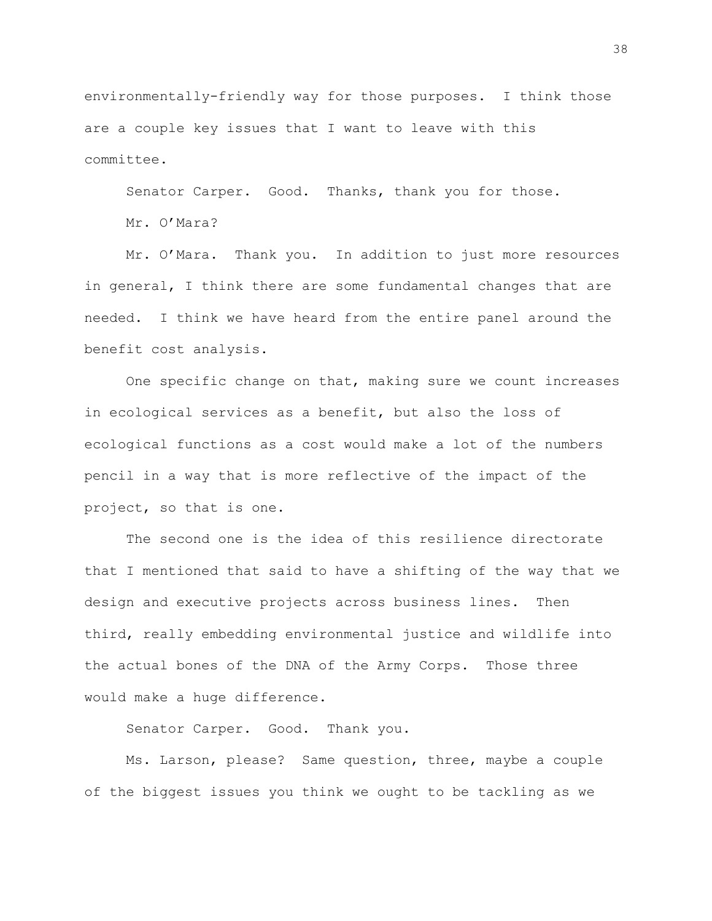environmentally-friendly way for those purposes. I think those are a couple key issues that I want to leave with this committee.

Senator Carper. Good. Thanks, thank you for those.

Mr. O'Mara?

Mr. O'Mara. Thank you. In addition to just more resources in general, I think there are some fundamental changes that are needed. I think we have heard from the entire panel around the benefit cost analysis.

One specific change on that, making sure we count increases in ecological services as a benefit, but also the loss of ecological functions as a cost would make a lot of the numbers pencil in a way that is more reflective of the impact of the project, so that is one.

The second one is the idea of this resilience directorate that I mentioned that said to have a shifting of the way that we design and executive projects across business lines. Then third, really embedding environmental justice and wildlife into the actual bones of the DNA of the Army Corps. Those three would make a huge difference.

Senator Carper. Good. Thank you.

Ms. Larson, please? Same question, three, maybe a couple of the biggest issues you think we ought to be tackling as we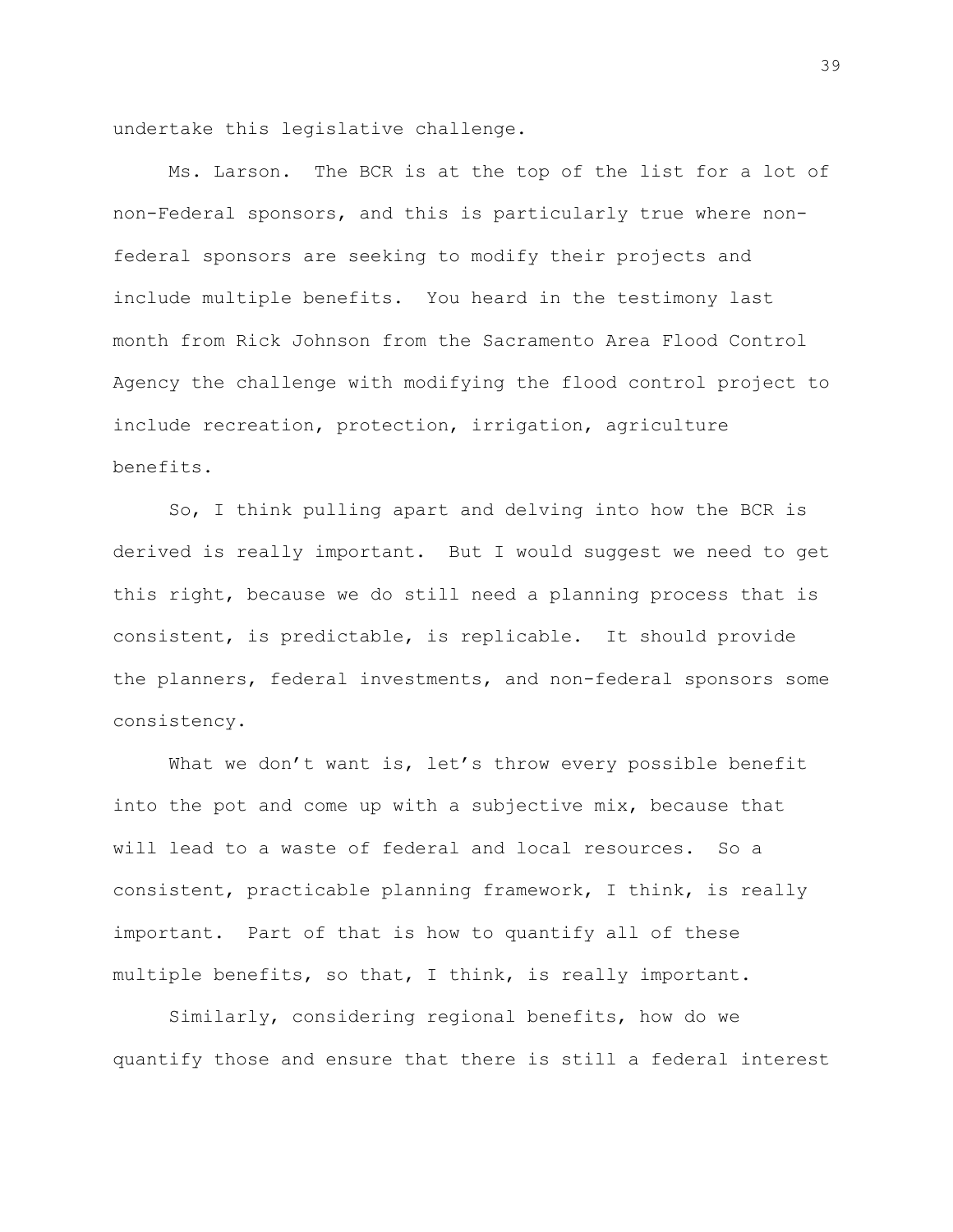undertake this legislative challenge.

Ms. Larson. The BCR is at the top of the list for a lot of non-Federal sponsors, and this is particularly true where non-federal sponsors are seeking to modify their projects and include multiple benefits. You heard in the testimony last month from Rick Johnson from the Sacramento Area Flood Control Agency the challenge with modifying the flood control project to include recreation, protection, irrigation, agriculture benefits.

So, I think pulling apart and delving into how the BCR is derived is really important. But I would suggest we need to get this right, because we do still need a planning process that is consistent, is predictable, is replicable. It should provide the planners, federal investments, and non-federal sponsors some consistency.

What we don't want is, let's throw every possible benefit into the pot and come up with a subjective mix, because that will lead to a waste of federal and local resources. So a consistent, practicable planning framework, I think, is really important. Part of that is how to quantify all of these multiple benefits, so that, I think, is really important.

Similarly, considering regional benefits, how do we quantify those and ensure that there is still a federal interest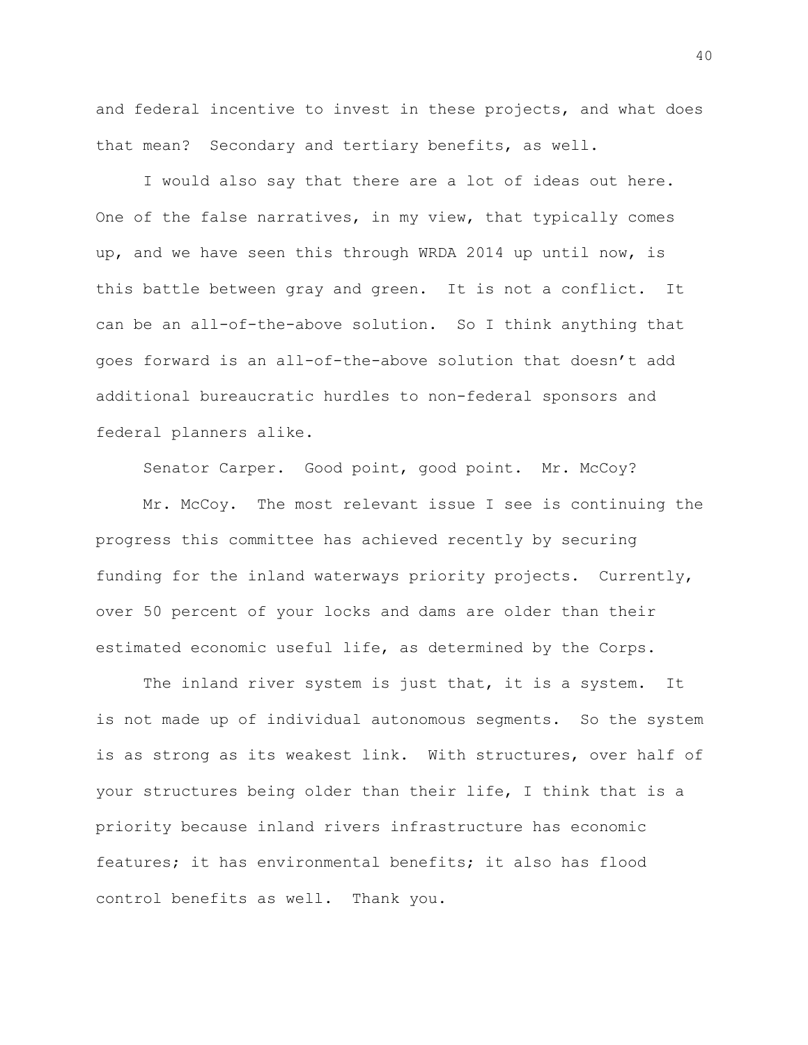and federal incentive to invest in these projects, and what does that mean? Secondary and tertiary benefits, as well.

I would also say that there are a lot of ideas out here. One of the false narratives, in my view, that typically comes up, and we have seen this through WRDA 2014 up until now, is this battle between gray and green. It is not a conflict. It can be an all-of-the-above solution. So I think anything that goes forward is an all-of-the-above solution that doesn't add additional bureaucratic hurdles to non-federal sponsors and federal planners alike.

Senator Carper. Good point, good point. Mr. McCoy?

Mr. McCoy. The most relevant issue I see is continuing the progress this committee has achieved recently by securing funding for the inland waterways priority projects. Currently, over 50 percent of your locks and dams are older than their estimated economic useful life, as determined by the Corps.

The inland river system is just that, it is a system. It is not made up of individual autonomous segments. So the system is as strong as its weakest link. With structures, over half of your structures being older than their life, I think that is a priority because inland rivers infrastructure has economic features; it has environmental benefits; it also has flood control benefits as well. Thank you.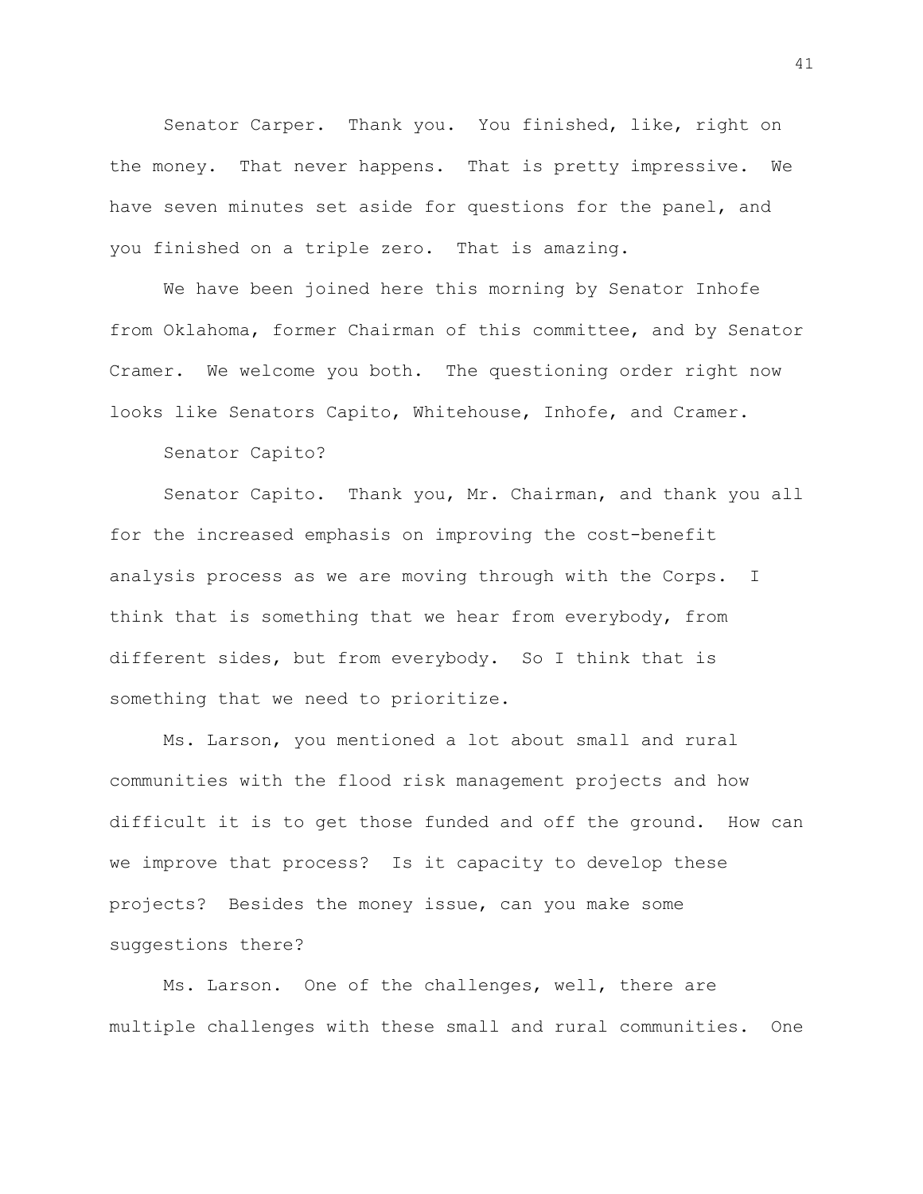Senator Carper. Thank you. You finished, like, right on the money. That never happens. That is pretty impressive. We have seven minutes set aside for questions for the panel, and you finished on a triple zero. That is amazing.

We have been joined here this morning by Senator Inhofe from Oklahoma, former Chairman of this committee, and by Senator Cramer. We welcome you both. The questioning order right now looks like Senators Capito, Whitehouse, Inhofe, and Cramer.

Senator Capito?

Senator Capito. Thank you, Mr. Chairman, and thank you all for the increased emphasis on improving the cost-benefit analysis process as we are moving through with the Corps. I think that is something that we hear from everybody, from different sides, but from everybody. So I think that is something that we need to prioritize.

Ms. Larson, you mentioned a lot about small and rural communities with the flood risk management projects and how difficult it is to get those funded and off the ground. How can we improve that process? Is it capacity to develop these projects? Besides the money issue, can you make some suggestions there?

Ms. Larson. One of the challenges, well, there are multiple challenges with these small and rural communities. One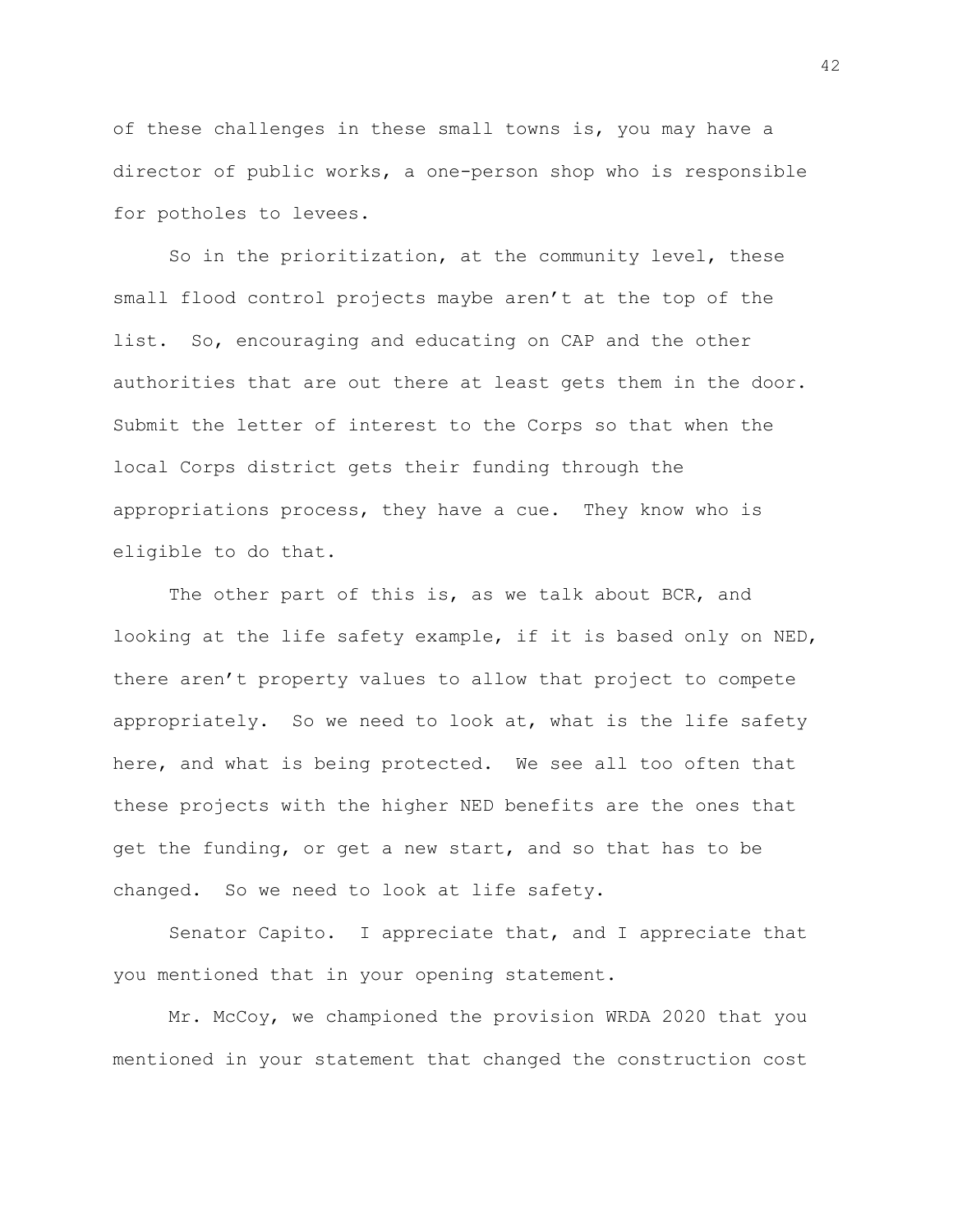of these challenges in these small towns is, you may have a director of public works, a one-person shop who is responsible for potholes to levees.

So in the prioritization, at the community level, these small flood control projects maybe aren't at the top of the list. So, encouraging and educating on CAP and the other authorities that are out there at least gets them in the door. Submit the letter of interest to the Corps so that when the local Corps district gets their funding through the appropriations process, they have a cue. They know who is eligible to do that.

The other part of this is, as we talk about BCR, and looking at the life safety example, if it is based only on NED, there aren't property values to allow that project to compete appropriately. So we need to look at, what is the life safety here, and what is being protected. We see all too often that these projects with the higher NED benefits are the ones that get the funding, or get a new start, and so that has to be changed. So we need to look at life safety.

Senator Capito. I appreciate that, and I appreciate that you mentioned that in your opening statement.

Mr. McCoy, we championed the provision WRDA 2020 that you mentioned in your statement that changed the construction cost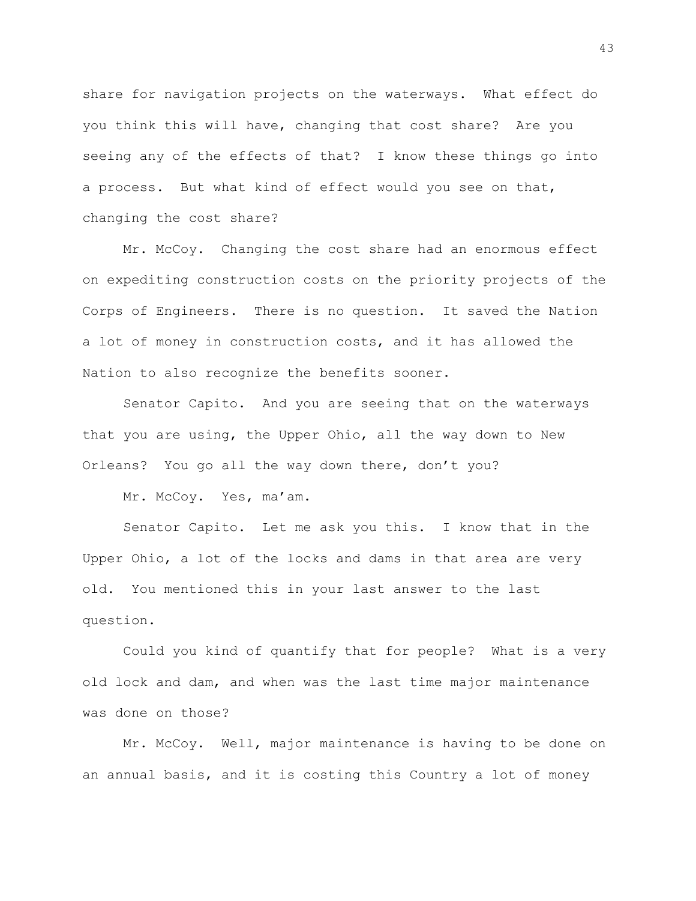share for navigation projects on the waterways. What effect do you think this will have, changing that cost share? Are you seeing any of the effects of that? I know these things go into a process. But what kind of effect would you see on that, changing the cost share?

Mr. McCoy. Changing the cost share had an enormous effect on expediting construction costs on the priority projects of the Corps of Engineers. There is no question. It saved the Nation a lot of money in construction costs, and it has allowed the Nation to also recognize the benefits sooner.

Senator Capito. And you are seeing that on the waterways that you are using, the Upper Ohio, all the way down to New Orleans? You go all the way down there, don't you?

Mr. McCoy. Yes, ma'am.

Senator Capito. Let me ask you this. I know that in the Upper Ohio, a lot of the locks and dams in that area are very old. You mentioned this in your last answer to the last question.

Could you kind of quantify that for people? What is a very old lock and dam, and when was the last time major maintenance was done on those?

Mr. McCoy. Well, major maintenance is having to be done on an annual basis, and it is costing this Country a lot of money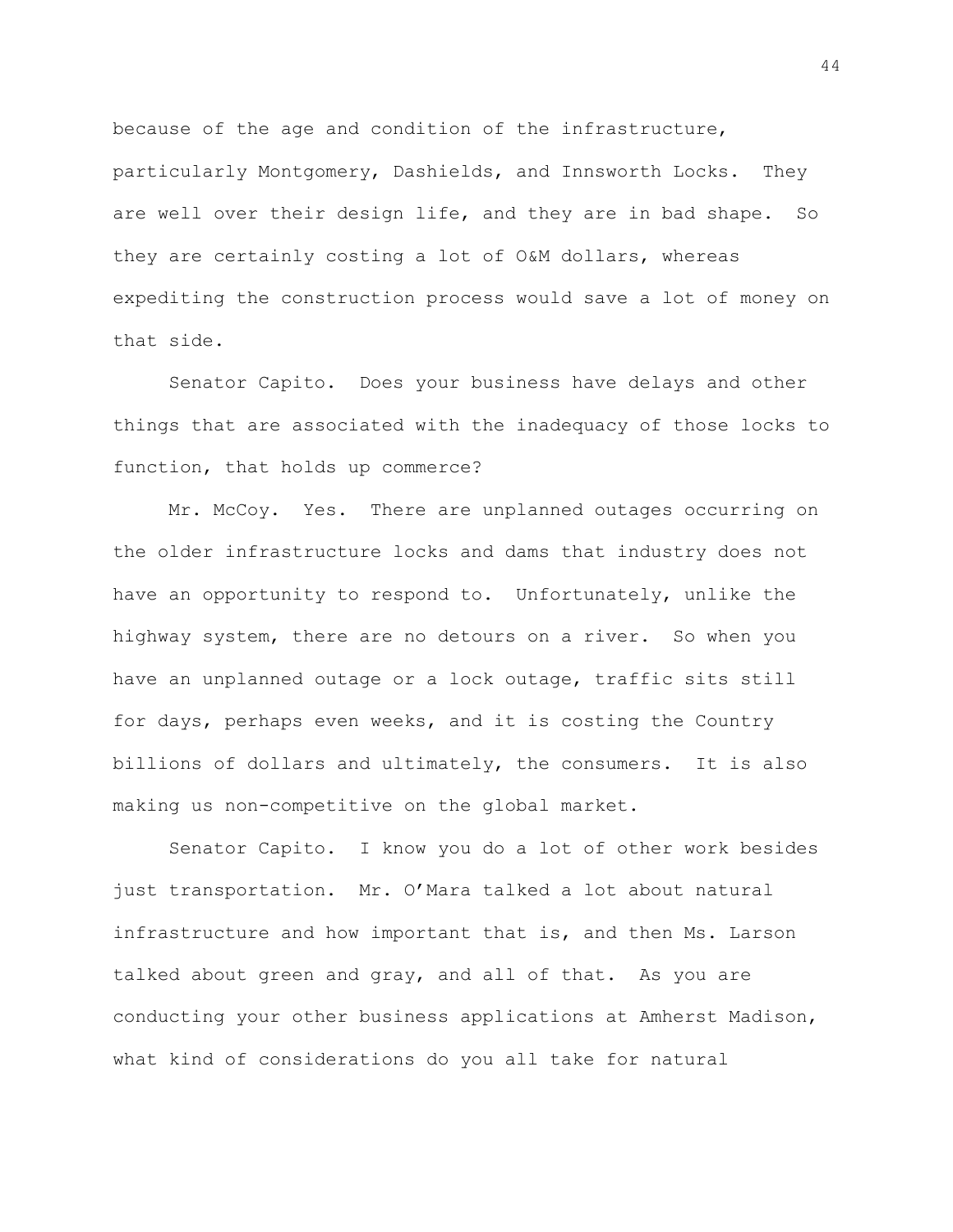because of the age and condition of the infrastructure, particularly Montgomery, Dashields, and Innsworth Locks. They are well over their design life, and they are in bad shape. So they are certainly costing a lot of O&M dollars, whereas expediting the construction process would save a lot of money on that side.

Senator Capito. Does your business have delays and other things that are associated with the inadequacy of those locks to function, that holds up commerce?

Mr. McCoy. Yes. There are unplanned outages occurring on the older infrastructure locks and dams that industry does not have an opportunity to respond to. Unfortunately, unlike the highway system, there are no detours on a river. So when you have an unplanned outage or a lock outage, traffic sits still for days, perhaps even weeks, and it is costing the Country billions of dollars and ultimately, the consumers. It is also making us non-competitive on the global market.

Senator Capito. I know you do a lot of other work besides just transportation. Mr. O'Mara talked a lot about natural infrastructure and how important that is, and then Ms. Larson talked about green and gray, and all of that. As you are conducting your other business applications at Amherst Madison, what kind of considerations do you all take for natural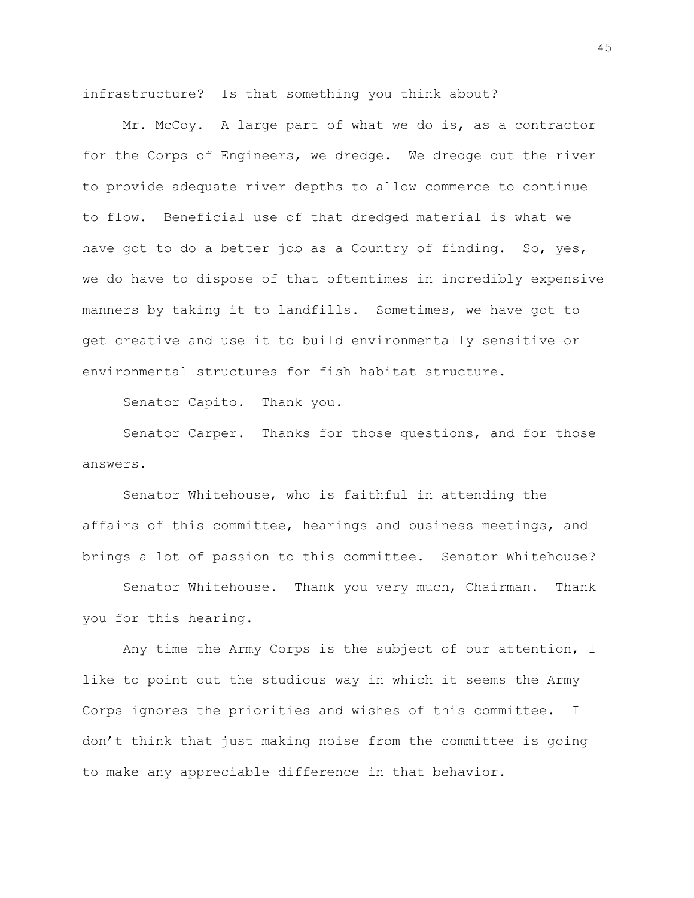infrastructure? Is that something you think about?

Mr. McCoy. A large part of what we do is, as a contractor for the Corps of Engineers, we dredge. We dredge out the river to provide adequate river depths to allow commerce to continue to flow. Beneficial use of that dredged material is what we have got to do a better job as a Country of finding. So, yes, we do have to dispose of that oftentimes in incredibly expensive manners by taking it to landfills. Sometimes, we have got to get creative and use it to build environmentally sensitive or environmental structures for fish habitat structure.

Senator Capito. Thank you.

Senator Carper. Thanks for those questions, and for those answers.

Senator Whitehouse, who is faithful in attending the affairs of this committee, hearings and business meetings, and brings a lot of passion to this committee. Senator Whitehouse?

Senator Whitehouse. Thank you very much, Chairman. Thank you for this hearing.

Any time the Army Corps is the subject of our attention, I like to point out the studious way in which it seems the Army Corps ignores the priorities and wishes of this committee. I don't think that just making noise from the committee is going to make any appreciable difference in that behavior.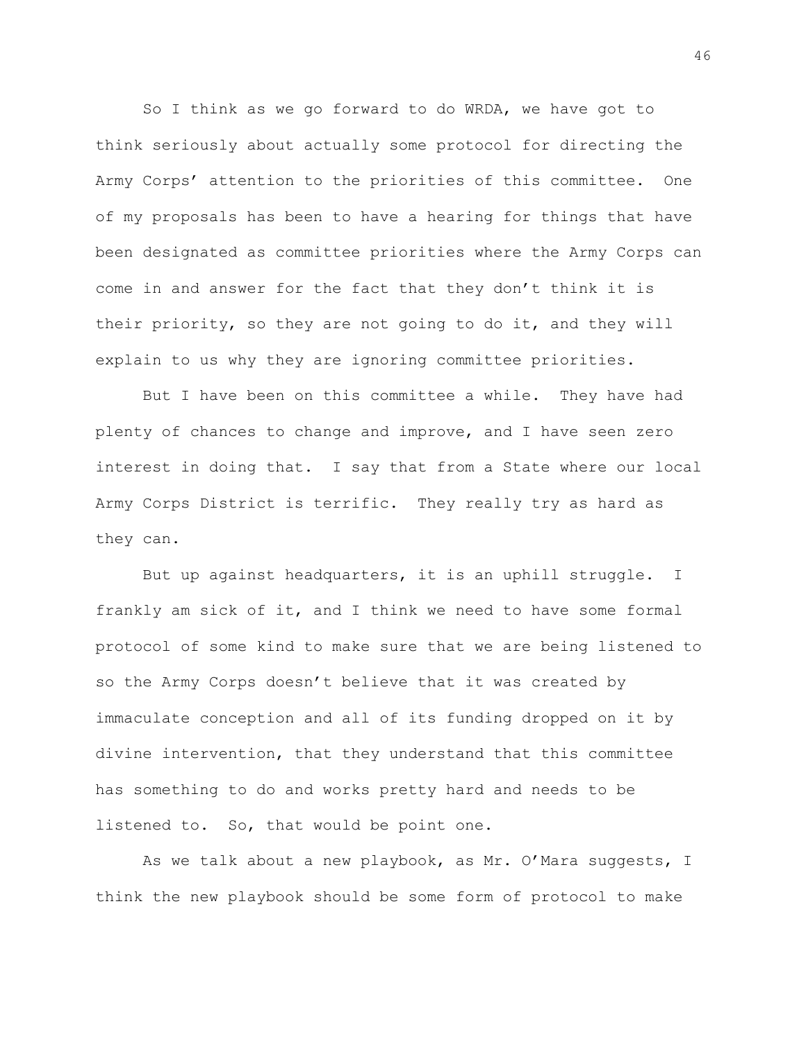So I think as we go forward to do WRDA, we have got to think seriously about actually some protocol for directing the Army Corps' attention to the priorities of this committee. One of my proposals has been to have a hearing for things that have been designated as committee priorities where the Army Corps can come in and answer for the fact that they don't think it is their priority, so they are not going to do it, and they will explain to us why they are ignoring committee priorities.

But I have been on this committee a while. They have had plenty of chances to change and improve, and I have seen zero interest in doing that. I say that from a State where our local Army Corps District is terrific. They really try as hard as they can.

But up against headquarters, it is an uphill struggle. I frankly am sick of it, and I think we need to have some formal protocol of some kind to make sure that we are being listened to so the Army Corps doesn't believe that it was created by immaculate conception and all of its funding dropped on it by divine intervention, that they understand that this committee has something to do and works pretty hard and needs to be listened to. So, that would be point one.

As we talk about a new playbook, as Mr. O'Mara suggests, I think the new playbook should be some form of protocol to make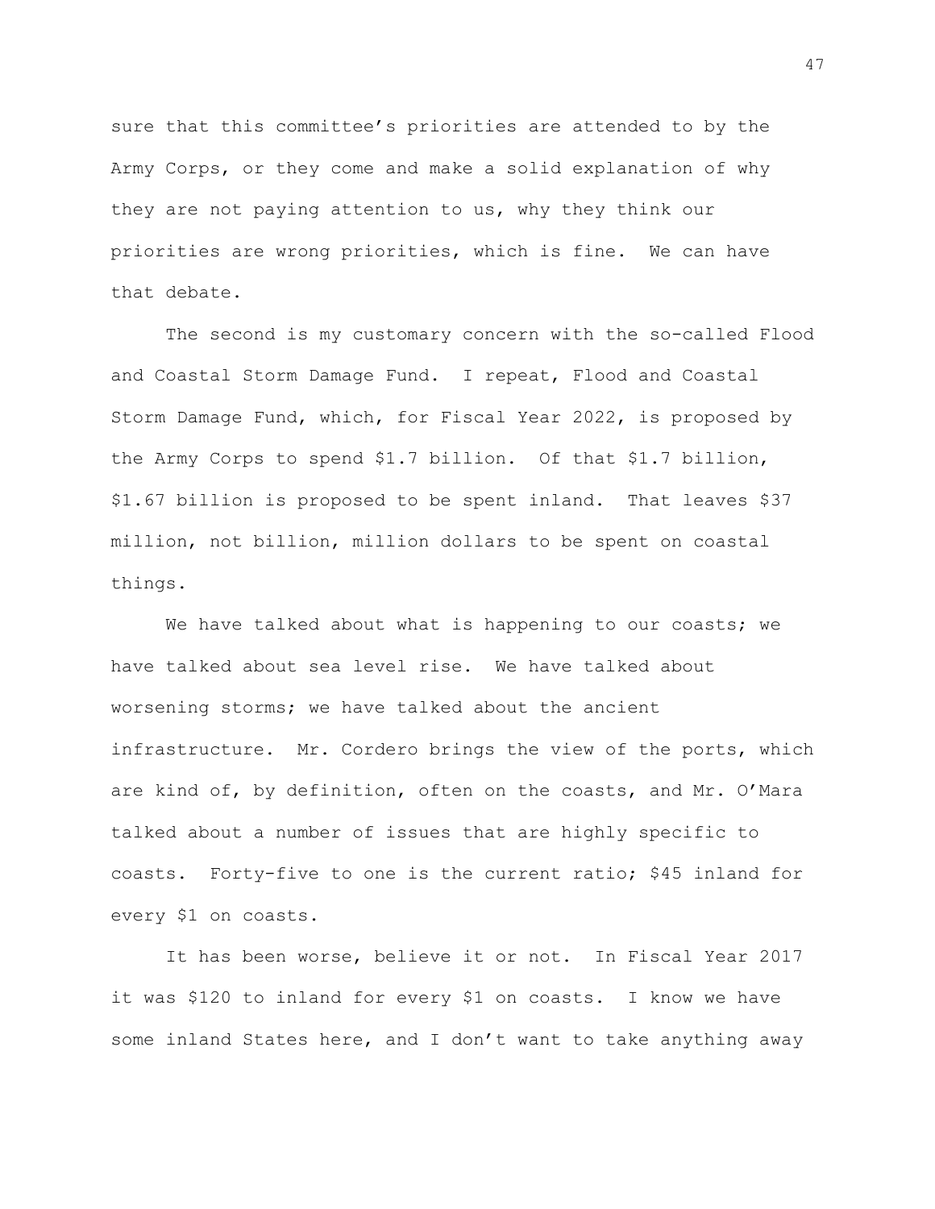sure that this committee's priorities are attended to by the Army Corps, or they come and make a solid explanation of why they are not paying attention to us, why they think our priorities are wrong priorities, which is fine. We can have that debate.

The second is my customary concern with the so-called Flood and Coastal Storm Damage Fund. I repeat, Flood and Coastal Storm Damage Fund, which, for Fiscal Year 2022, is proposed by the Army Corps to spend $1.7 billion. Of that $1.7 billion, $1.67 billion is proposed to be spent inland. That leaves $37 million, not billion, million dollars to be spent on coastal things.

We have talked about what is happening to our coasts; we have talked about sea level rise. We have talked about worsening storms; we have talked about the ancient infrastructure. Mr. Cordero brings the view of the ports, which are kind of, by definition, often on the coasts, and Mr. O'Mara talked about a number of issues that are highly specific to coasts. Forty-five to one is the current ratio; $45 inland for every $1 on coasts.

It has been worse, believe it or not. In Fiscal Year 2017 it was $120 to inland for every $1 on coasts. I know we have some inland States here, and I don't want to take anything away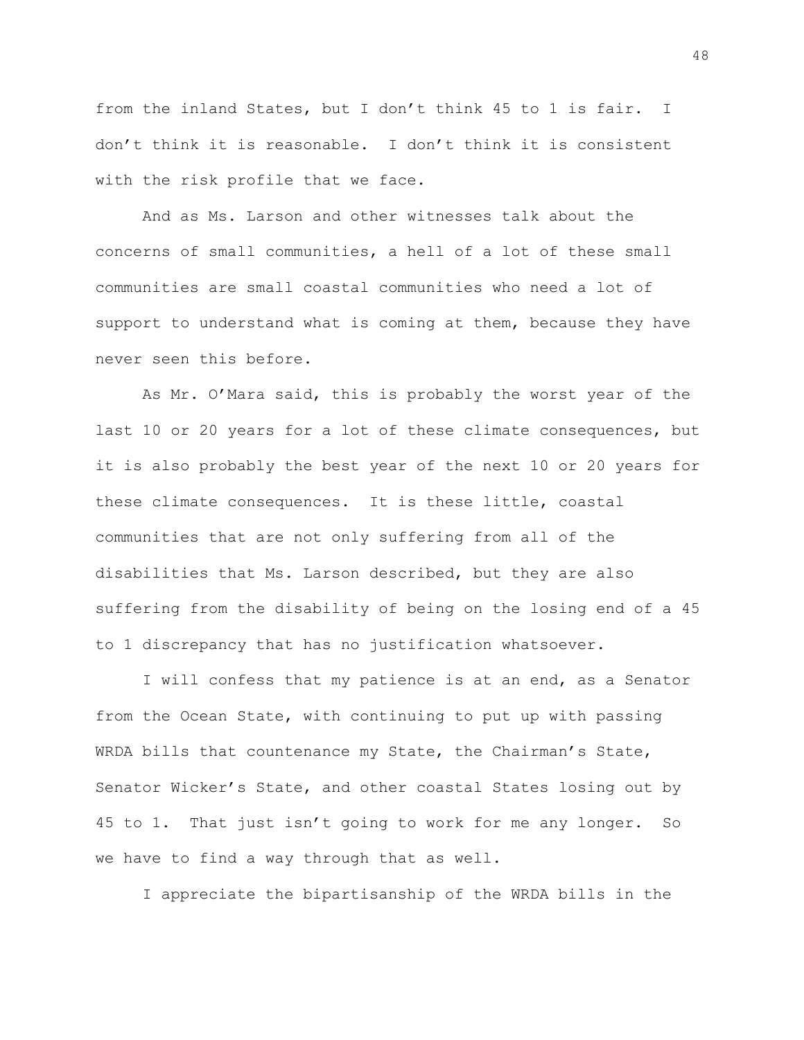from the inland States, but I don't think 45 to 1 is fair. I don't think it is reasonable. I don't think it is consistent with the risk profile that we face.

And as Ms. Larson and other witnesses talk about the concerns of small communities, a hell of a lot of these small communities are small coastal communities who need a lot of support to understand what is coming at them, because they have never seen this before.

As Mr. O'Mara said, this is probably the worst year of the last 10 or 20 years for a lot of these climate consequences, but it is also probably the best year of the next 10 or 20 years for these climate consequences. It is these little, coastal communities that are not only suffering from all of the disabilities that Ms. Larson described, but they are also suffering from the disability of being on the losing end of a 45 to 1 discrepancy that has no justification whatsoever.

I will confess that my patience is at an end, as a Senator from the Ocean State, with continuing to put up with passing WRDA bills that countenance my State, the Chairman's State, Senator Wicker's State, and other coastal States losing out by 45 to 1. That just isn't going to work for me any longer. So we have to find a way through that as well.

I appreciate the bipartisanship of the WRDA bills in the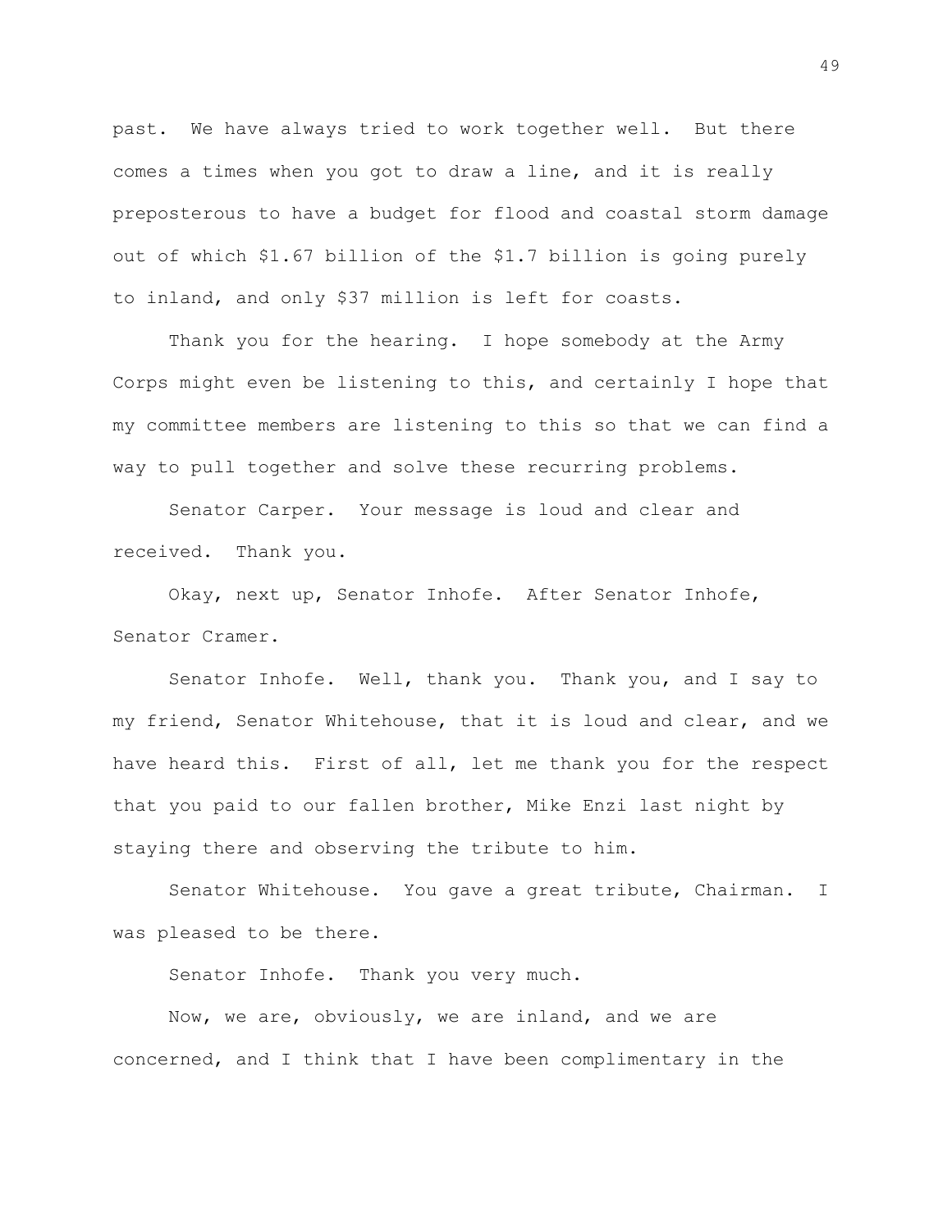past. We have always tried to work together well. But there comes a times when you got to draw a line, and it is really preposterous to have a budget for flood and coastal storm damage out of which $1.67 billion of the $1.7 billion is going purely to inland, and only $37 million is left for coasts.

Thank you for the hearing. I hope somebody at the Army Corps might even be listening to this, and certainly I hope that my committee members are listening to this so that we can find a way to pull together and solve these recurring problems.

Senator Carper. Your message is loud and clear and received. Thank you.

Okay, next up, Senator Inhofe. After Senator Inhofe, Senator Cramer.

Senator Inhofe. Well, thank you. Thank you, and I say to my friend, Senator Whitehouse, that it is loud and clear, and we have heard this. First of all, let me thank you for the respect that you paid to our fallen brother, Mike Enzi last night by staying there and observing the tribute to him.

Senator Whitehouse. You gave a great tribute, Chairman. I was pleased to be there.

Senator Inhofe. Thank you very much.

Now, we are, obviously, we are inland, and we are concerned, and I think that I have been complimentary in the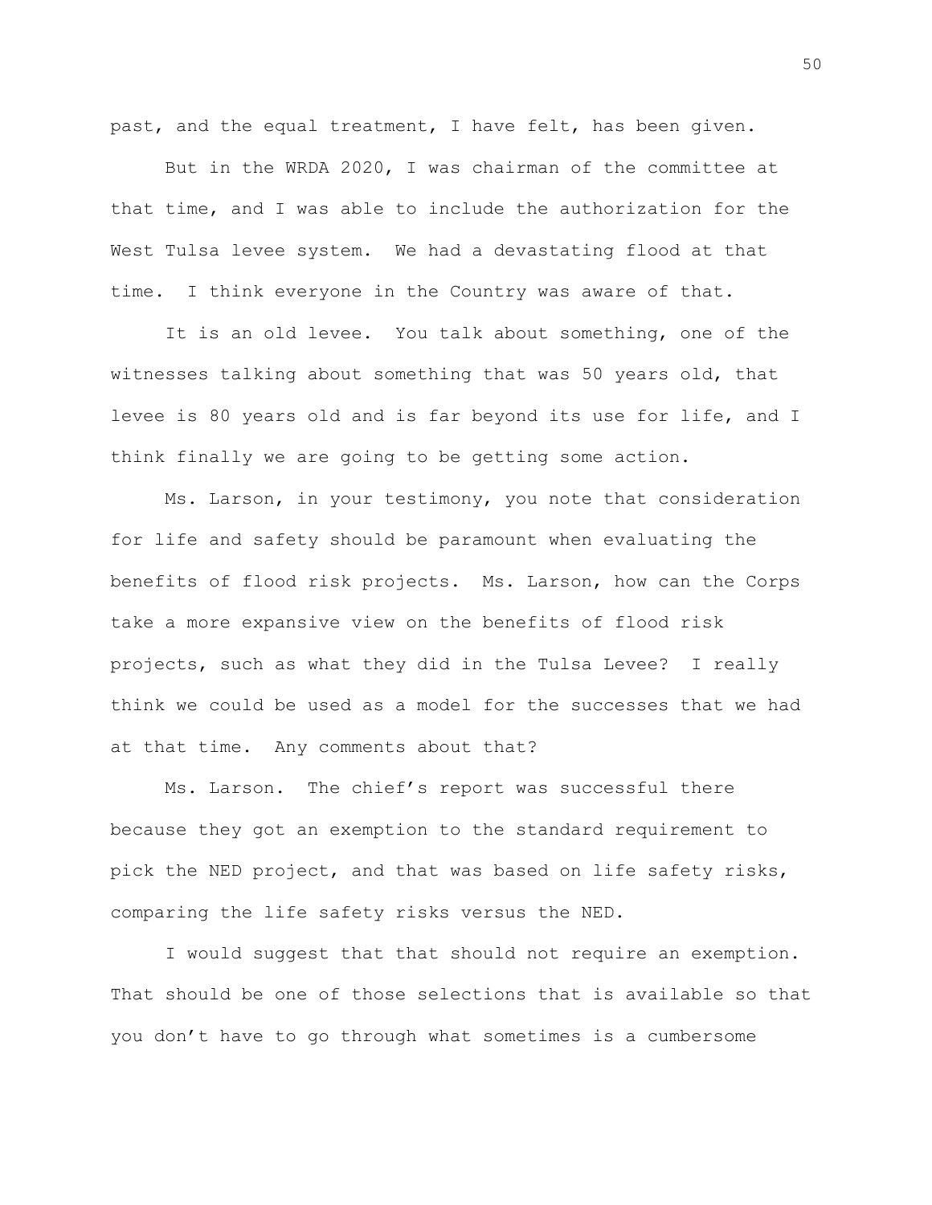past, and the equal treatment, I have felt, has been given.

But in the WRDA 2020, I was chairman of the committee at that time, and I was able to include the authorization for the West Tulsa levee system. We had a devastating flood at that time. I think everyone in the Country was aware of that.

It is an old levee. You talk about something, one of the witnesses talking about something that was 50 years old, that levee is 80 years old and is far beyond its use for life, and I think finally we are going to be getting some action.

Ms. Larson, in your testimony, you note that consideration for life and safety should be paramount when evaluating the benefits of flood risk projects. Ms. Larson, how can the Corps take a more expansive view on the benefits of flood risk projects, such as what they did in the Tulsa Levee? I really think we could be used as a model for the successes that we had at that time. Any comments about that?

Ms. Larson. The chief's report was successful there because they got an exemption to the standard requirement to pick the NED project, and that was based on life safety risks, comparing the life safety risks versus the NED.

I would suggest that that should not require an exemption. That should be one of those selections that is available so that you don't have to go through what sometimes is a cumbersome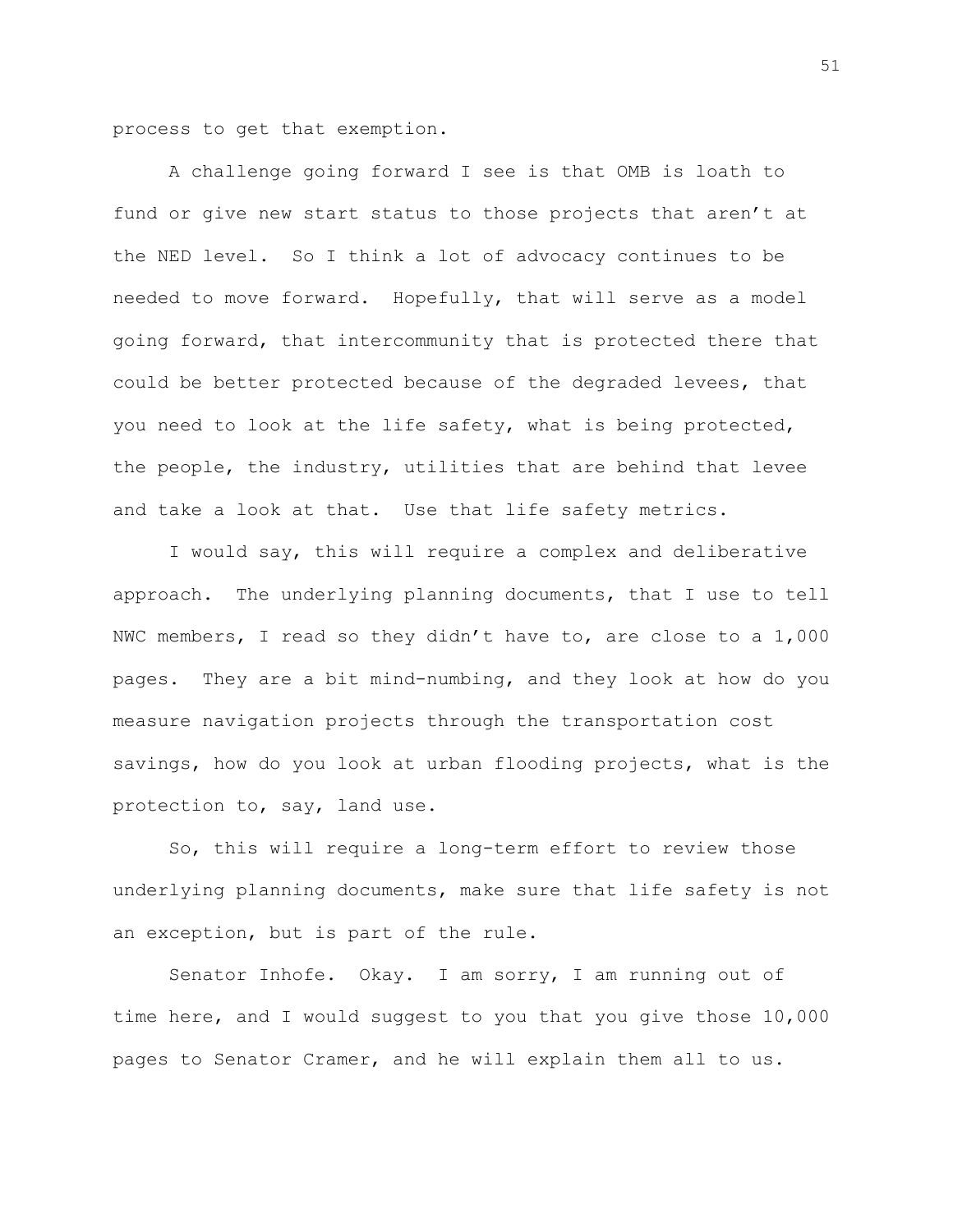process to get that exemption.

A challenge going forward I see is that OMB is loath to fund or give new start status to those projects that aren't at the NED level. So I think a lot of advocacy continues to be needed to move forward. Hopefully, that will serve as a model going forward, that intercommunity that is protected there that could be better protected because of the degraded levees, that you need to look at the life safety, what is being protected, the people, the industry, utilities that are behind that levee and take a look at that. Use that life safety metrics.

I would say, this will require a complex and deliberative approach. The underlying planning documents, that I use to tell NWC members, I read so they didn't have to, are close to a 1,000 pages. They are a bit mind-numbing, and they look at how do you measure navigation projects through the transportation cost savings, how do you look at urban flooding projects, what is the protection to, say, land use.

So, this will require a long-term effort to review those underlying planning documents, make sure that life safety is not an exception, but is part of the rule.

Senator Inhofe. Okay. I am sorry, I am running out of time here, and I would suggest to you that you give those 10,000 pages to Senator Cramer, and he will explain them all to us.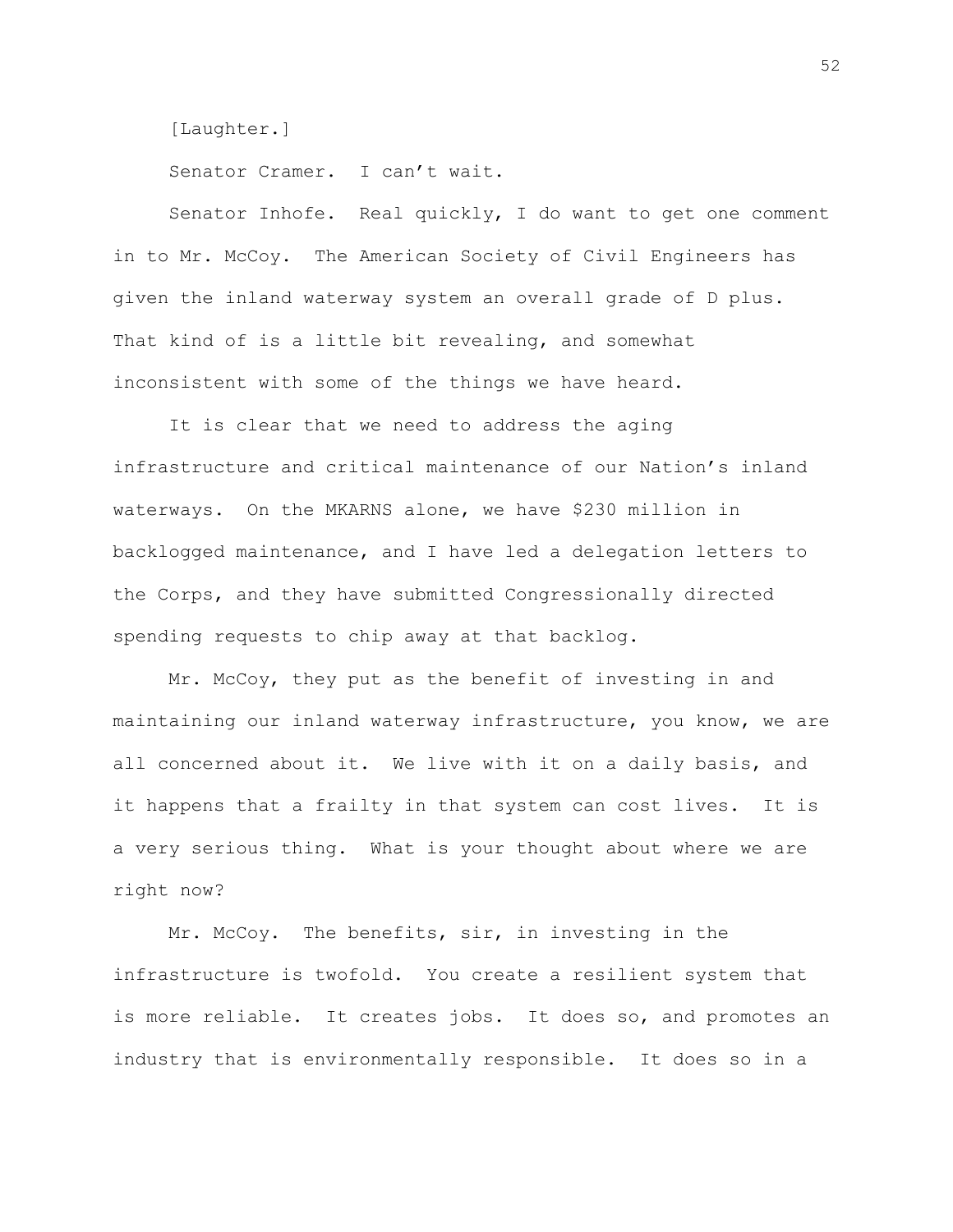[Laughter.]

Senator Cramer. I can't wait.

Senator Inhofe. Real quickly, I do want to get one comment in to Mr. McCoy. The American Society of Civil Engineers has given the inland waterway system an overall grade of D plus. That kind of is a little bit revealing, and somewhat inconsistent with some of the things we have heard.

It is clear that we need to address the aging infrastructure and critical maintenance of our Nation's inland waterways. On the MKARNS alone, we have $230 million in backlogged maintenance, and I have led a delegation letters to the Corps, and they have submitted Congressionally directed spending requests to chip away at that backlog.

Mr. McCoy, they put as the benefit of investing in and maintaining our inland waterway infrastructure, you know, we are all concerned about it. We live with it on a daily basis, and it happens that a frailty in that system can cost lives. It is a very serious thing. What is your thought about where we are right now?

Mr. McCoy. The benefits, sir, in investing in the infrastructure is twofold. You create a resilient system that is more reliable. It creates jobs. It does so, and promotes an industry that is environmentally responsible. It does so in a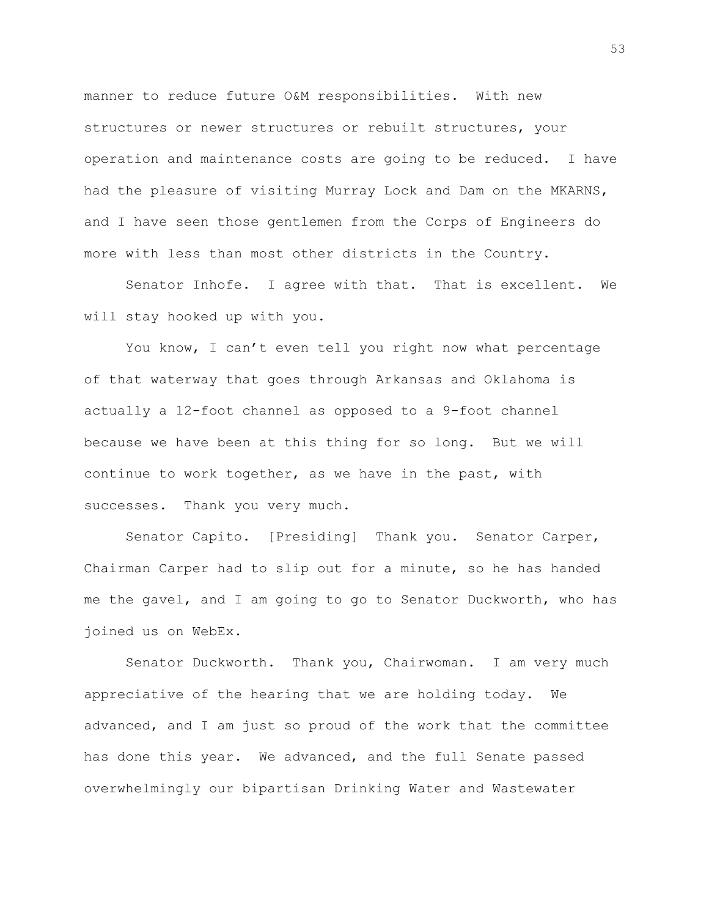manner to reduce future O&M responsibilities. With new structures or newer structures or rebuilt structures, your operation and maintenance costs are going to be reduced. I have had the pleasure of visiting Murray Lock and Dam on the MKARNS, and I have seen those gentlemen from the Corps of Engineers do more with less than most other districts in the Country.

Senator Inhofe. I agree with that. That is excellent. We will stay hooked up with you.

You know, I can't even tell you right now what percentage of that waterway that goes through Arkansas and Oklahoma is actually a 12-foot channel as opposed to a 9-foot channel because we have been at this thing for so long. But we will continue to work together, as we have in the past, with successes. Thank you very much.

Senator Capito. [Presiding] Thank you. Senator Carper, Chairman Carper had to slip out for a minute, so he has handed me the gavel, and I am going to go to Senator Duckworth, who has joined us on WebEx.

Senator Duckworth. Thank you, Chairwoman. I am very much appreciative of the hearing that we are holding today. We advanced, and I am just so proud of the work that the committee has done this year. We advanced, and the full Senate passed overwhelmingly our bipartisan Drinking Water and Wastewater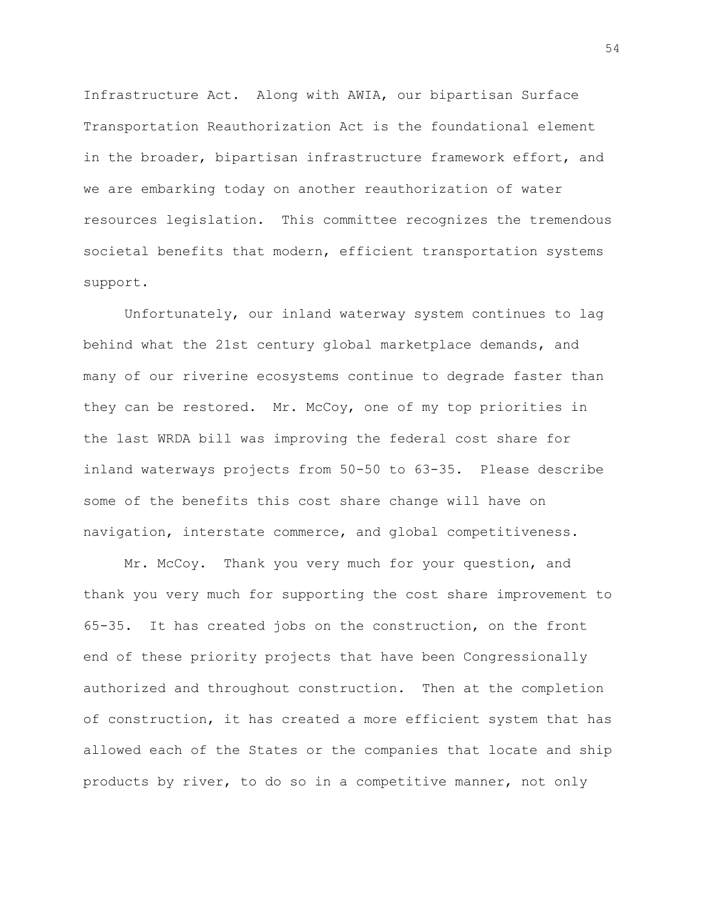Infrastructure Act. Along with AWIA, our bipartisan Surface Transportation Reauthorization Act is the foundational element in the broader, bipartisan infrastructure framework effort, and we are embarking today on another reauthorization of water resources legislation. This committee recognizes the tremendous societal benefits that modern, efficient transportation systems support.

Unfortunately, our inland waterway system continues to lag behind what the 21st century global marketplace demands, and many of our riverine ecosystems continue to degrade faster than they can be restored. Mr. McCoy, one of my top priorities in the last WRDA bill was improving the federal cost share for inland waterways projects from 50-50 to 63-35. Please describe some of the benefits this cost share change will have on navigation, interstate commerce, and global competitiveness.

Mr. McCoy. Thank you very much for your question, and thank you very much for supporting the cost share improvement to 65-35. It has created jobs on the construction, on the front end of these priority projects that have been Congressionally authorized and throughout construction. Then at the completion of construction, it has created a more efficient system that has allowed each of the States or the companies that locate and ship products by river, to do so in a competitive manner, not only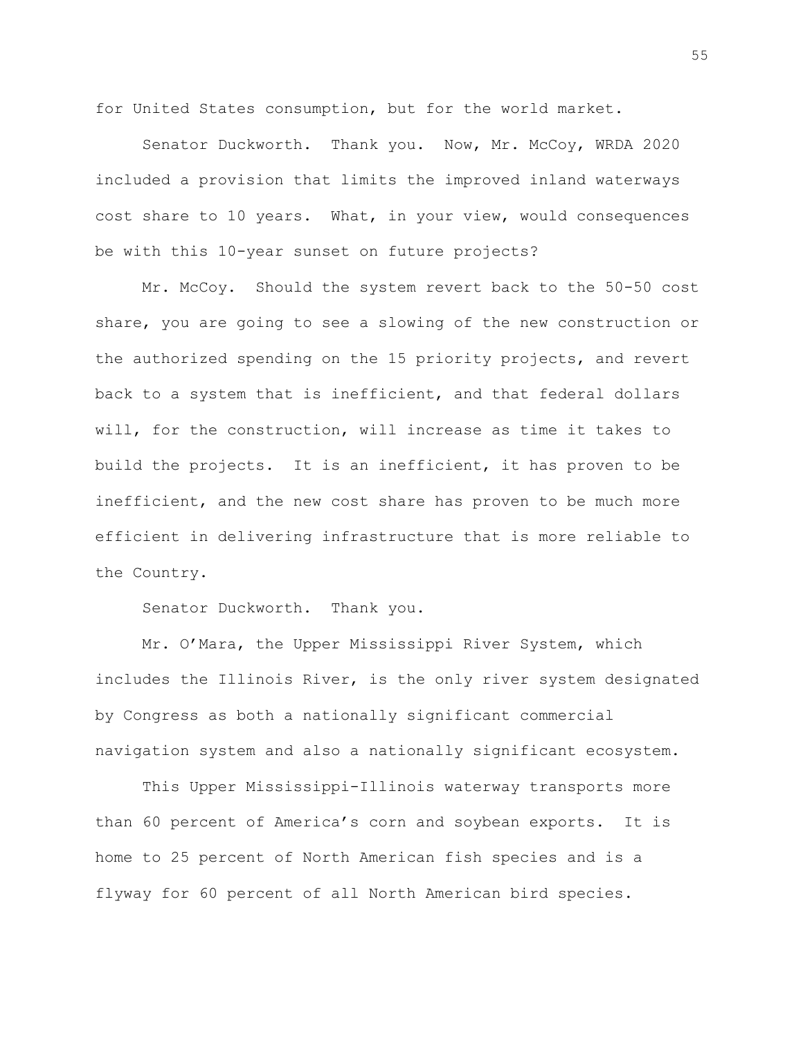for United States consumption, but for the world market.

Senator Duckworth. Thank you. Now, Mr. McCoy, WRDA 2020 included a provision that limits the improved inland waterways cost share to 10 years. What, in your view, would consequences be with this 10-year sunset on future projects?

Mr. McCoy. Should the system revert back to the 50-50 cost share, you are going to see a slowing of the new construction or the authorized spending on the 15 priority projects, and revert back to a system that is inefficient, and that federal dollars will, for the construction, will increase as time it takes to build the projects. It is an inefficient, it has proven to be inefficient, and the new cost share has proven to be much more efficient in delivering infrastructure that is more reliable to the Country.

Senator Duckworth. Thank you.

Mr. O'Mara, the Upper Mississippi River System, which includes the Illinois River, is the only river system designated by Congress as both a nationally significant commercial navigation system and also a nationally significant ecosystem.

This Upper Mississippi-Illinois waterway transports more than 60 percent of America's corn and soybean exports. It is home to 25 percent of North American fish species and is a flyway for 60 percent of all North American bird species.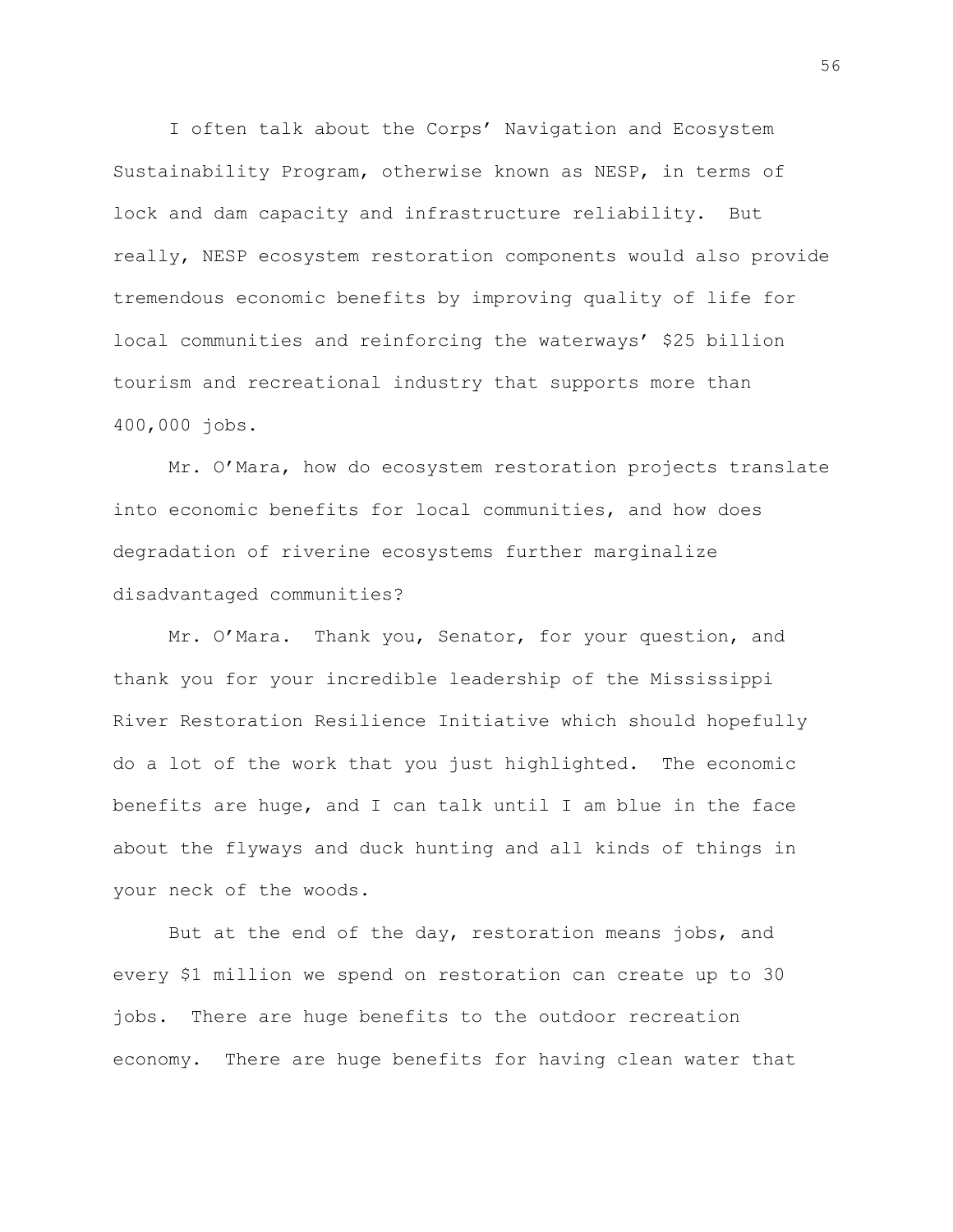I often talk about the Corps' Navigation and Ecosystem Sustainability Program, otherwise known as NESP, in terms of lock and dam capacity and infrastructure reliability. But really, NESP ecosystem restoration components would also provide tremendous economic benefits by improving quality of life for local communities and reinforcing the waterways' $25 billion tourism and recreational industry that supports more than 400,000 jobs.

Mr. O'Mara, how do ecosystem restoration projects translate into economic benefits for local communities, and how does degradation of riverine ecosystems further marginalize disadvantaged communities?

Mr. O'Mara. Thank you, Senator, for your question, and thank you for your incredible leadership of the Mississippi River Restoration Resilience Initiative which should hopefully do a lot of the work that you just highlighted. The economic benefits are huge, and I can talk until I am blue in the face about the flyways and duck hunting and all kinds of things in your neck of the woods.

But at the end of the day, restoration means jobs, and every $1 million we spend on restoration can create up to 30 jobs. There are huge benefits to the outdoor recreation economy. There are huge benefits for having clean water that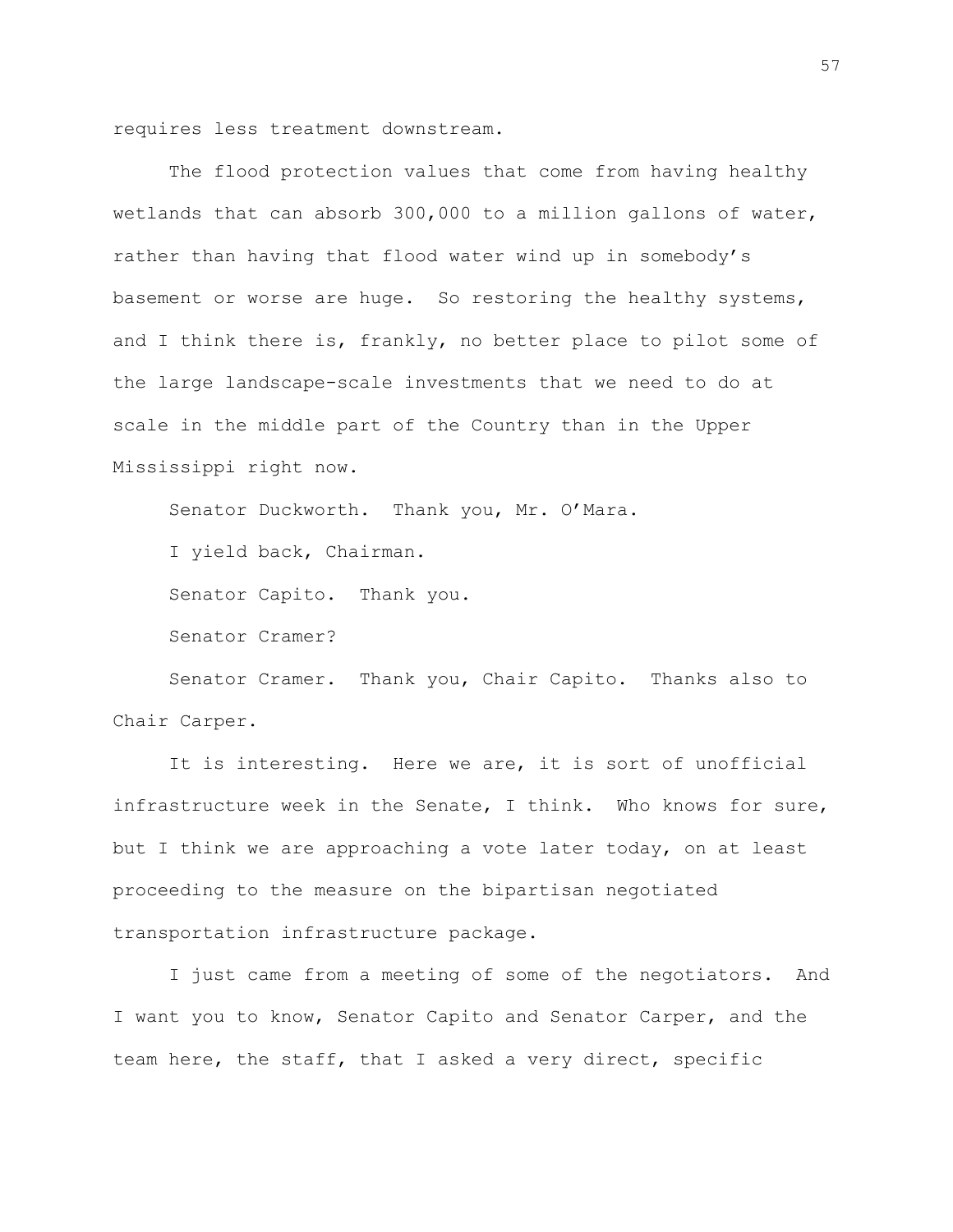requires less treatment downstream.

The flood protection values that come from having healthy wetlands that can absorb 300,000 to a million gallons of water, rather than having that flood water wind up in somebody's basement or worse are huge. So restoring the healthy systems, and I think there is, frankly, no better place to pilot some of the large landscape-scale investments that we need to do at scale in the middle part of the Country than in the Upper Mississippi right now.

Senator Duckworth. Thank you, Mr. O'Mara.

I yield back, Chairman.

Senator Capito. Thank you.

Senator Cramer?

Senator Cramer. Thank you, Chair Capito. Thanks also to Chair Carper.

It is interesting. Here we are, it is sort of unofficial infrastructure week in the Senate, I think. Who knows for sure, but I think we are approaching a vote later today, on at least proceeding to the measure on the bipartisan negotiated transportation infrastructure package.

I just came from a meeting of some of the negotiators. And I want you to know, Senator Capito and Senator Carper, and the team here, the staff, that I asked a very direct, specific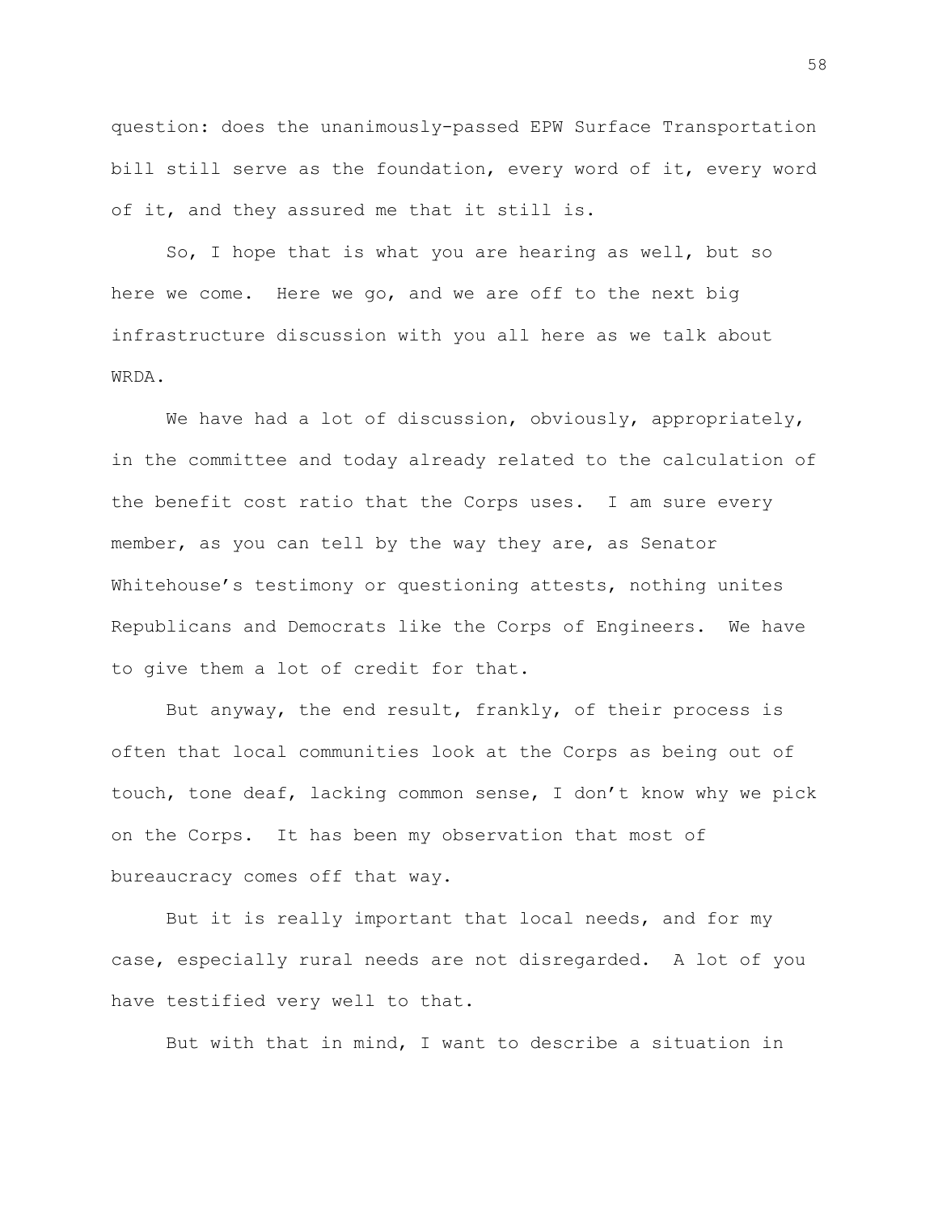question: does the unanimously-passed EPW Surface Transportation bill still serve as the foundation, every word of it, every word of it, and they assured me that it still is.

So, I hope that is what you are hearing as well, but so here we come. Here we go, and we are off to the next big infrastructure discussion with you all here as we talk about WRDA.

We have had a lot of discussion, obviously, appropriately, in the committee and today already related to the calculation of the benefit cost ratio that the Corps uses. I am sure every member, as you can tell by the way they are, as Senator Whitehouse's testimony or questioning attests, nothing unites Republicans and Democrats like the Corps of Engineers. We have to give them a lot of credit for that.

But anyway, the end result, frankly, of their process is often that local communities look at the Corps as being out of touch, tone deaf, lacking common sense, I don't know why we pick on the Corps. It has been my observation that most of bureaucracy comes off that way.

But it is really important that local needs, and for my case, especially rural needs are not disregarded. A lot of you have testified very well to that.

But with that in mind, I want to describe a situation in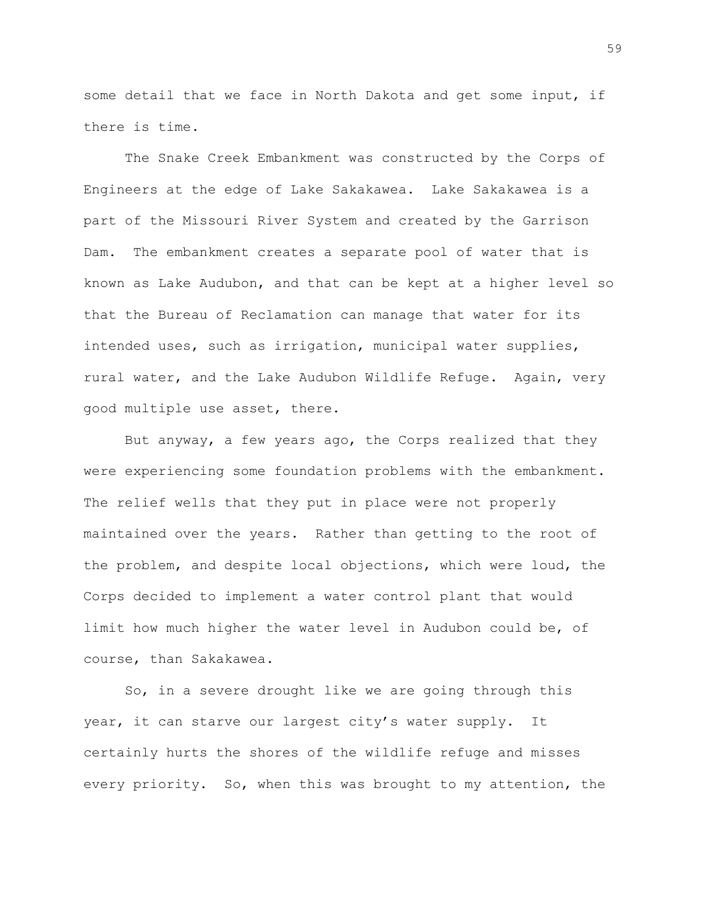some detail that we face in North Dakota and get some input, if there is time.

The Snake Creek Embankment was constructed by the Corps of Engineers at the edge of Lake Sakakawea. Lake Sakakawea is a part of the Missouri River System and created by the Garrison Dam. The embankment creates a separate pool of water that is known as Lake Audubon, and that can be kept at a higher level so that the Bureau of Reclamation can manage that water for its intended uses, such as irrigation, municipal water supplies, rural water, and the Lake Audubon Wildlife Refuge. Again, very good multiple use asset, there.

But anyway, a few years ago, the Corps realized that they were experiencing some foundation problems with the embankment. The relief wells that they put in place were not properly maintained over the years. Rather than getting to the root of the problem, and despite local objections, which were loud, the Corps decided to implement a water control plant that would limit how much higher the water level in Audubon could be, of course, than Sakakawea.

So, in a severe drought like we are going through this year, it can starve our largest city's water supply. It certainly hurts the shores of the wildlife refuge and misses every priority. So, when this was brought to my attention, the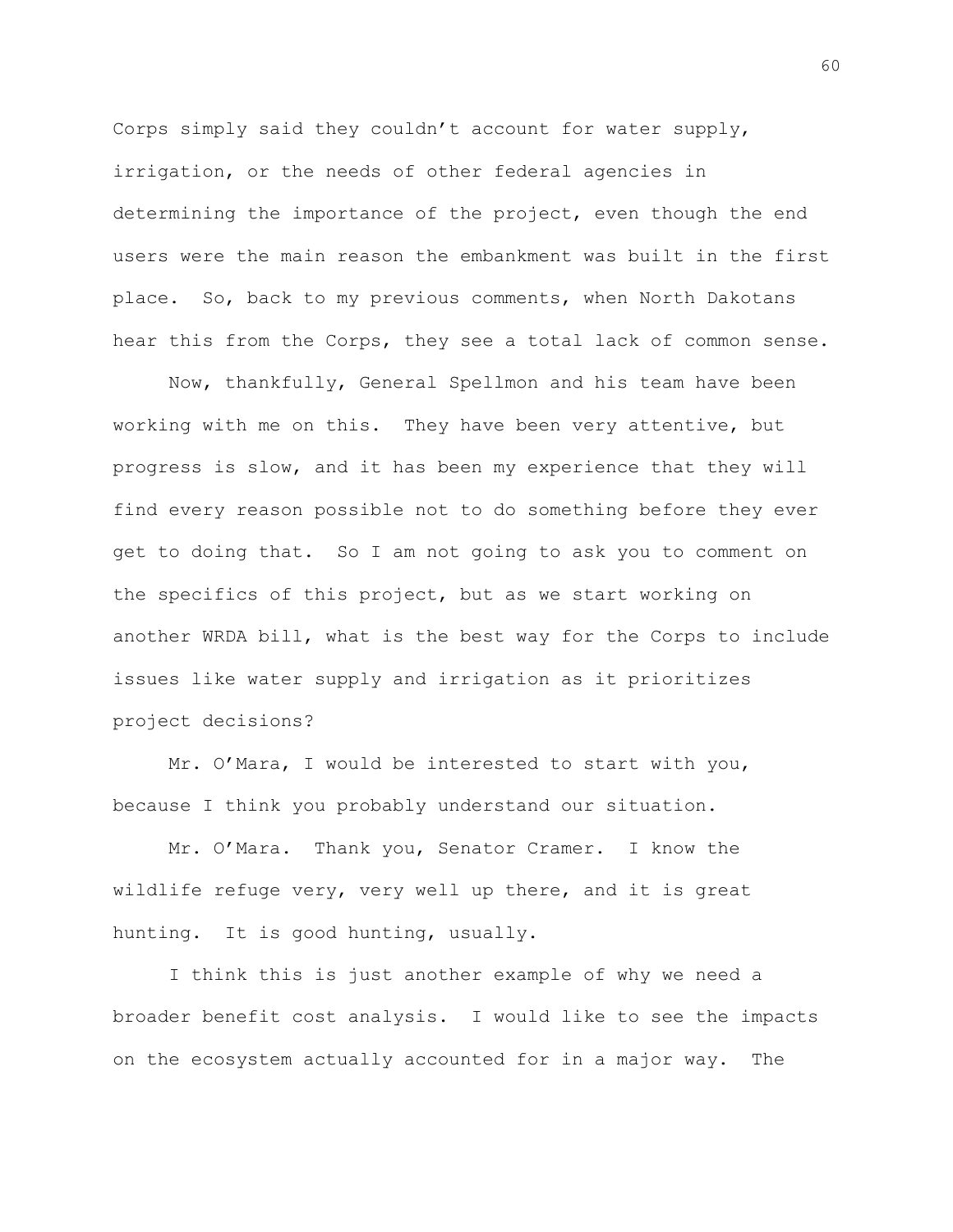Corps simply said they couldn't account for water supply, irrigation, or the needs of other federal agencies in determining the importance of the project, even though the end users were the main reason the embankment was built in the first place. So, back to my previous comments, when North Dakotans hear this from the Corps, they see a total lack of common sense.

Now, thankfully, General Spellmon and his team have been working with me on this. They have been very attentive, but progress is slow, and it has been my experience that they will find every reason possible not to do something before they ever get to doing that. So I am not going to ask you to comment on the specifics of this project, but as we start working on another WRDA bill, what is the best way for the Corps to include issues like water supply and irrigation as it prioritizes project decisions?

Mr. O'Mara, I would be interested to start with you, because I think you probably understand our situation.

Mr. O'Mara. Thank you, Senator Cramer. I know the wildlife refuge very, very well up there, and it is great hunting. It is good hunting, usually.

I think this is just another example of why we need a broader benefit cost analysis. I would like to see the impacts on the ecosystem actually accounted for in a major way. The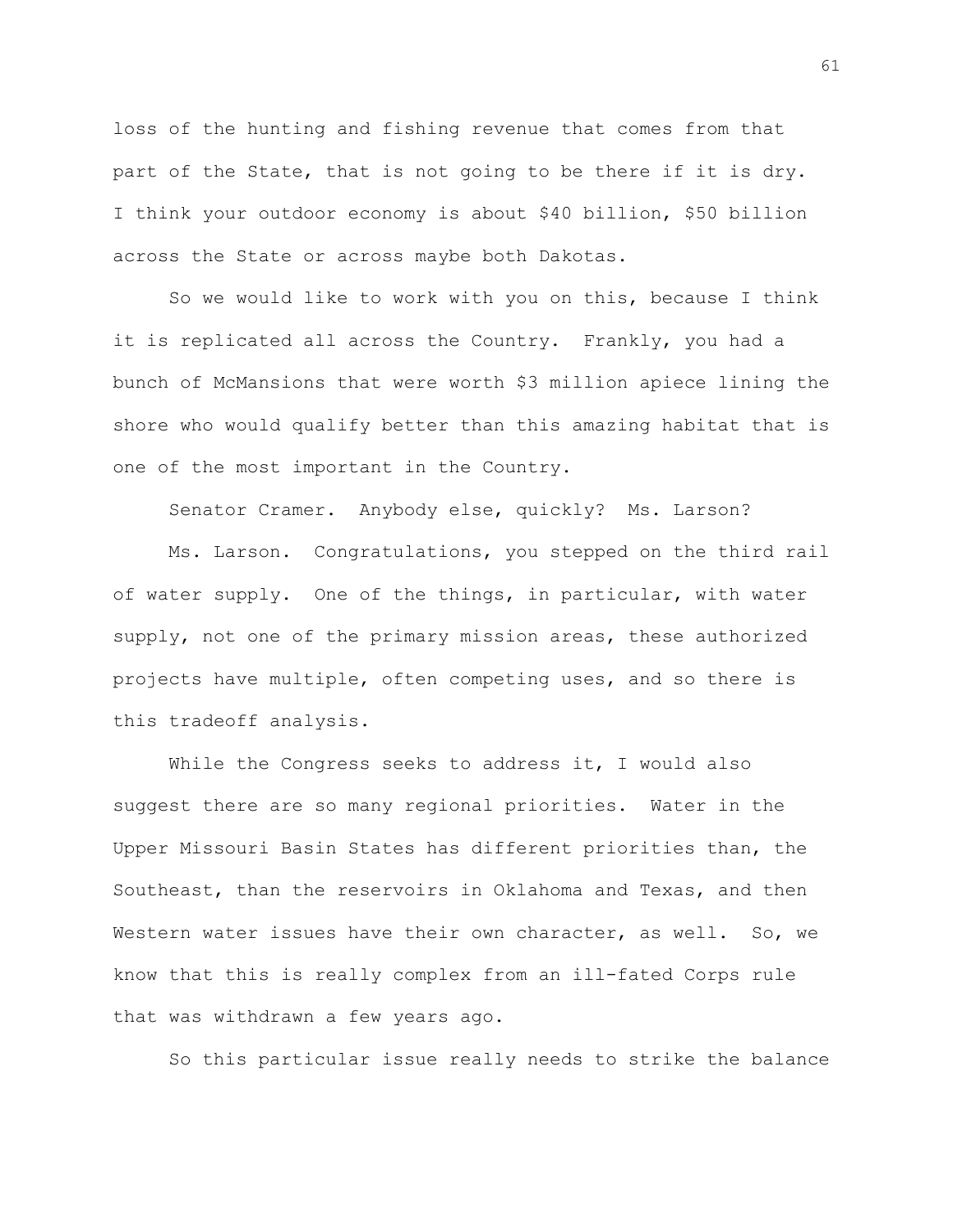loss of the hunting and fishing revenue that comes from that part of the State, that is not going to be there if it is dry. I think your outdoor economy is about $40 billion, $50 billion across the State or across maybe both Dakotas.

So we would like to work with you on this, because I think it is replicated all across the Country. Frankly, you had a bunch of McMansions that were worth $3 million apiece lining the shore who would qualify better than this amazing habitat that is one of the most important in the Country.

Senator Cramer. Anybody else, quickly? Ms. Larson?

Ms. Larson. Congratulations, you stepped on the third rail of water supply. One of the things, in particular, with water supply, not one of the primary mission areas, these authorized projects have multiple, often competing uses, and so there is this tradeoff analysis.

While the Congress seeks to address it, I would also suggest there are so many regional priorities. Water in the Upper Missouri Basin States has different priorities than, the Southeast, than the reservoirs in Oklahoma and Texas, and then Western water issues have their own character, as well. So, we know that this is really complex from an ill-fated Corps rule that was withdrawn a few years ago.

So this particular issue really needs to strike the balance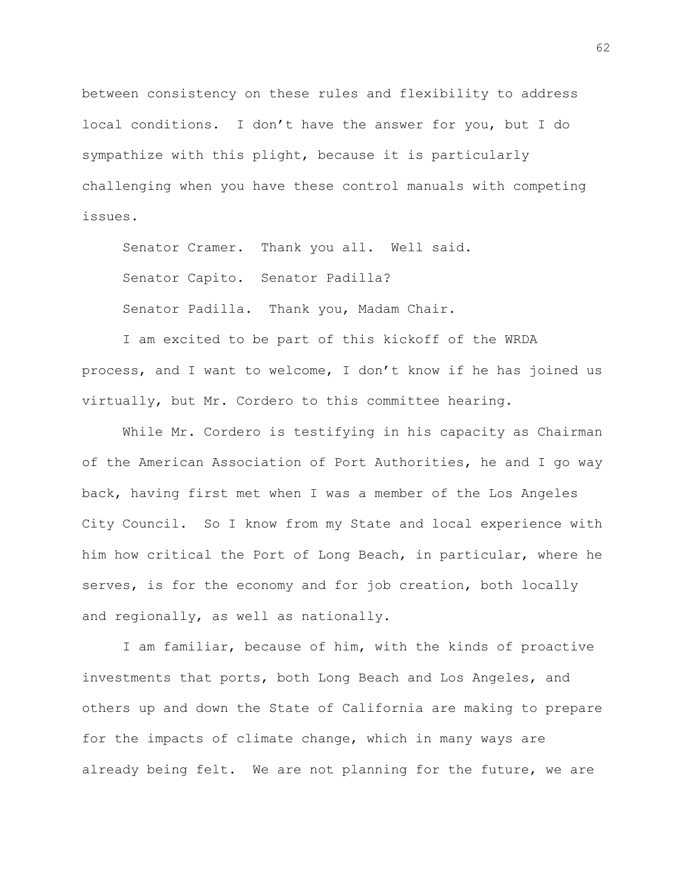between consistency on these rules and flexibility to address local conditions. I don't have the answer for you, but I do sympathize with this plight, because it is particularly challenging when you have these control manuals with competing issues.

Senator Cramer. Thank you all. Well said.

Senator Capito. Senator Padilla?

Senator Padilla. Thank you, Madam Chair.

I am excited to be part of this kickoff of the WRDA process, and I want to welcome, I don't know if he has joined us virtually, but Mr. Cordero to this committee hearing.

While Mr. Cordero is testifying in his capacity as Chairman of the American Association of Port Authorities, he and I go way back, having first met when I was a member of the Los Angeles City Council. So I know from my State and local experience with him how critical the Port of Long Beach, in particular, where he serves, is for the economy and for job creation, both locally and regionally, as well as nationally.

I am familiar, because of him, with the kinds of proactive investments that ports, both Long Beach and Los Angeles, and others up and down the State of California are making to prepare for the impacts of climate change, which in many ways are already being felt. We are not planning for the future, we are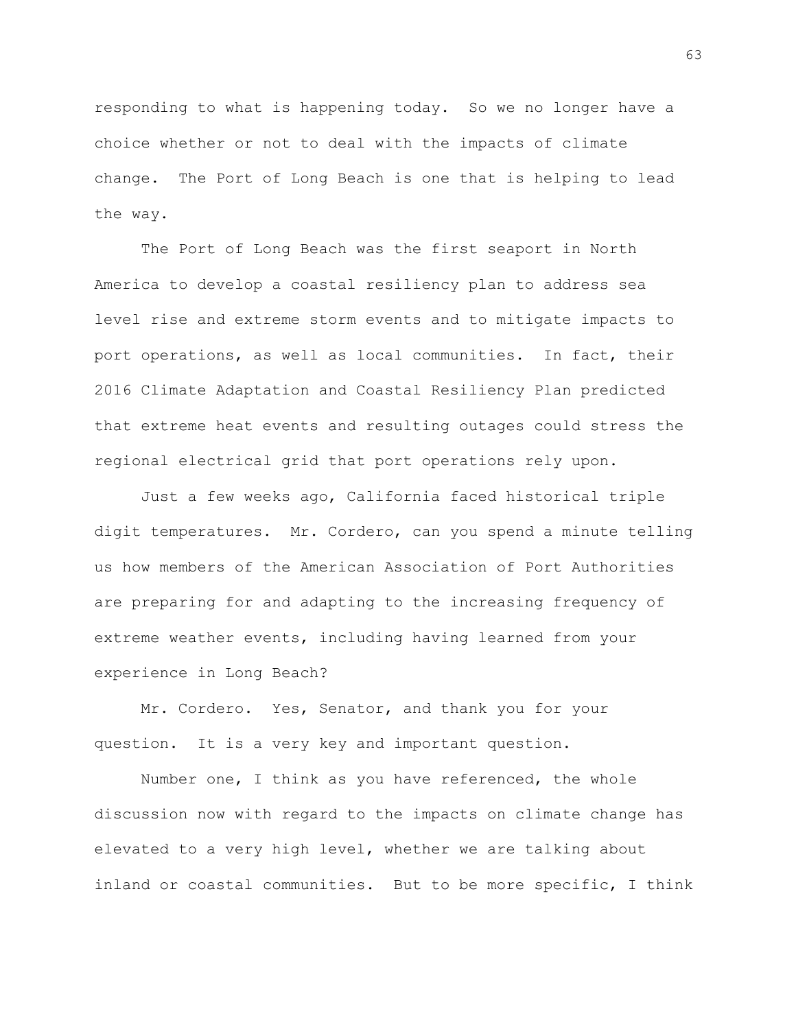responding to what is happening today. So we no longer have a choice whether or not to deal with the impacts of climate change. The Port of Long Beach is one that is helping to lead the way.

The Port of Long Beach was the first seaport in North America to develop a coastal resiliency plan to address sea level rise and extreme storm events and to mitigate impacts to port operations, as well as local communities. In fact, their 2016 Climate Adaptation and Coastal Resiliency Plan predicted that extreme heat events and resulting outages could stress the regional electrical grid that port operations rely upon.

Just a few weeks ago, California faced historical triple digit temperatures. Mr. Cordero, can you spend a minute telling us how members of the American Association of Port Authorities are preparing for and adapting to the increasing frequency of extreme weather events, including having learned from your experience in Long Beach?

Mr. Cordero. Yes, Senator, and thank you for your question. It is a very key and important question.

Number one, I think as you have referenced, the whole discussion now with regard to the impacts on climate change has elevated to a very high level, whether we are talking about inland or coastal communities. But to be more specific, I think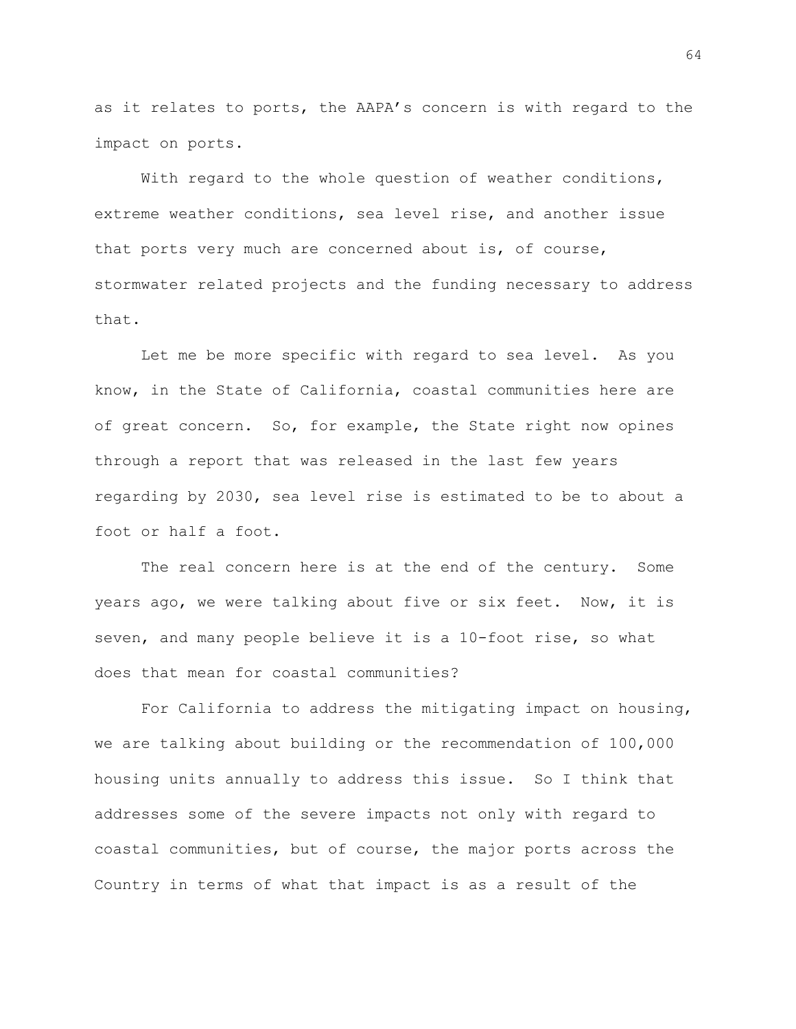as it relates to ports, the AAPA's concern is with regard to the impact on ports.

With regard to the whole question of weather conditions, extreme weather conditions, sea level rise, and another issue that ports very much are concerned about is, of course, stormwater related projects and the funding necessary to address that.

Let me be more specific with regard to sea level. As you know, in the State of California, coastal communities here are of great concern. So, for example, the State right now opines through a report that was released in the last few years regarding by 2030, sea level rise is estimated to be to about a foot or half a foot.

The real concern here is at the end of the century. Some years ago, we were talking about five or six feet. Now, it is seven, and many people believe it is a 10-foot rise, so what does that mean for coastal communities?

For California to address the mitigating impact on housing, we are talking about building or the recommendation of 100,000 housing units annually to address this issue. So I think that addresses some of the severe impacts not only with regard to coastal communities, but of course, the major ports across the Country in terms of what that impact is as a result of the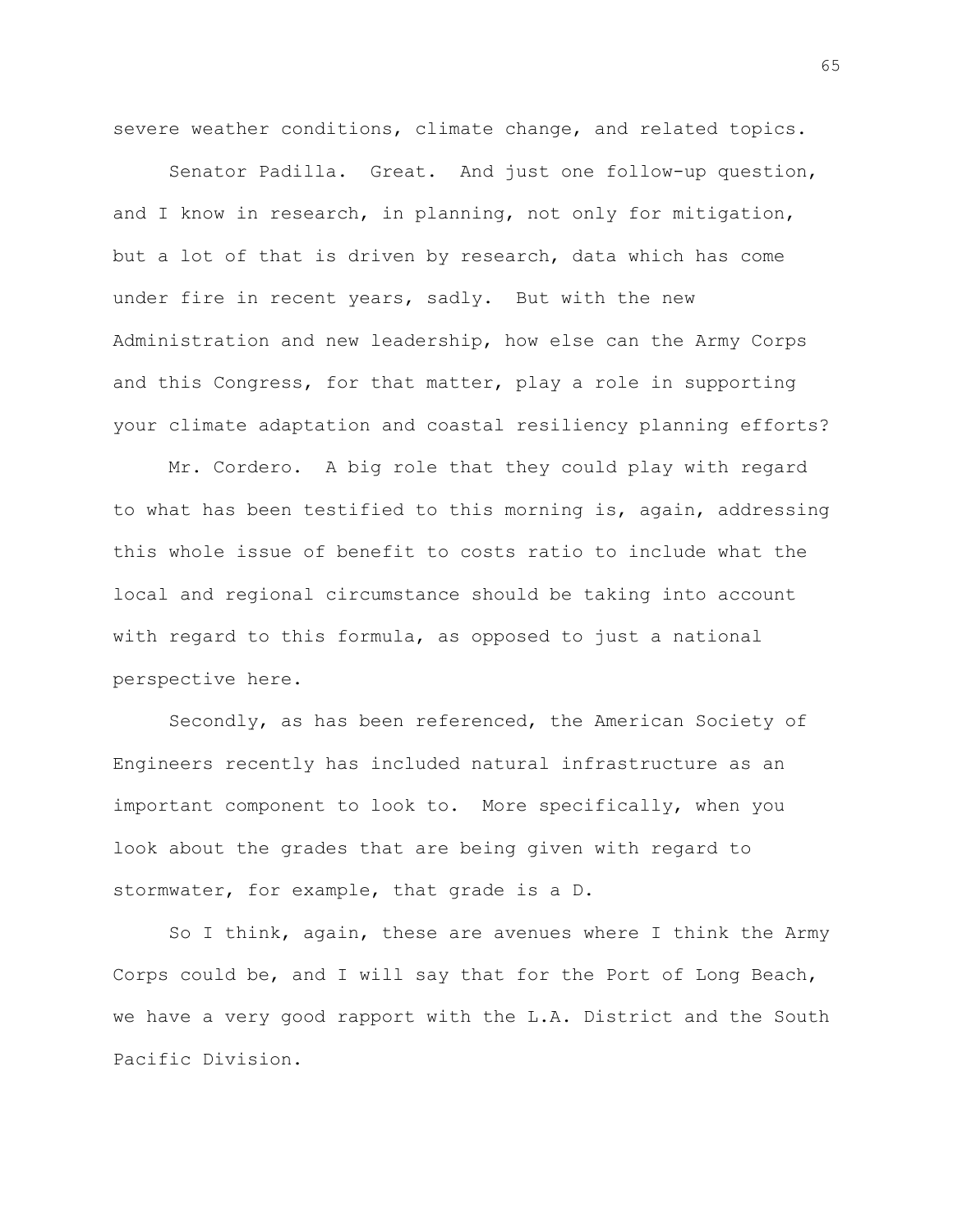severe weather conditions, climate change, and related topics.

Senator Padilla. Great. And just one follow-up question, and I know in research, in planning, not only for mitigation, but a lot of that is driven by research, data which has come under fire in recent years, sadly. But with the new Administration and new leadership, how else can the Army Corps and this Congress, for that matter, play a role in supporting your climate adaptation and coastal resiliency planning efforts?

Mr. Cordero. A big role that they could play with regard to what has been testified to this morning is, again, addressing this whole issue of benefit to costs ratio to include what the local and regional circumstance should be taking into account with regard to this formula, as opposed to just a national perspective here.

Secondly, as has been referenced, the American Society of Engineers recently has included natural infrastructure as an important component to look to. More specifically, when you look about the grades that are being given with regard to stormwater, for example, that grade is a D.

So I think, again, these are avenues where I think the Army Corps could be, and I will say that for the Port of Long Beach, we have a very good rapport with the L.A. District and the South Pacific Division.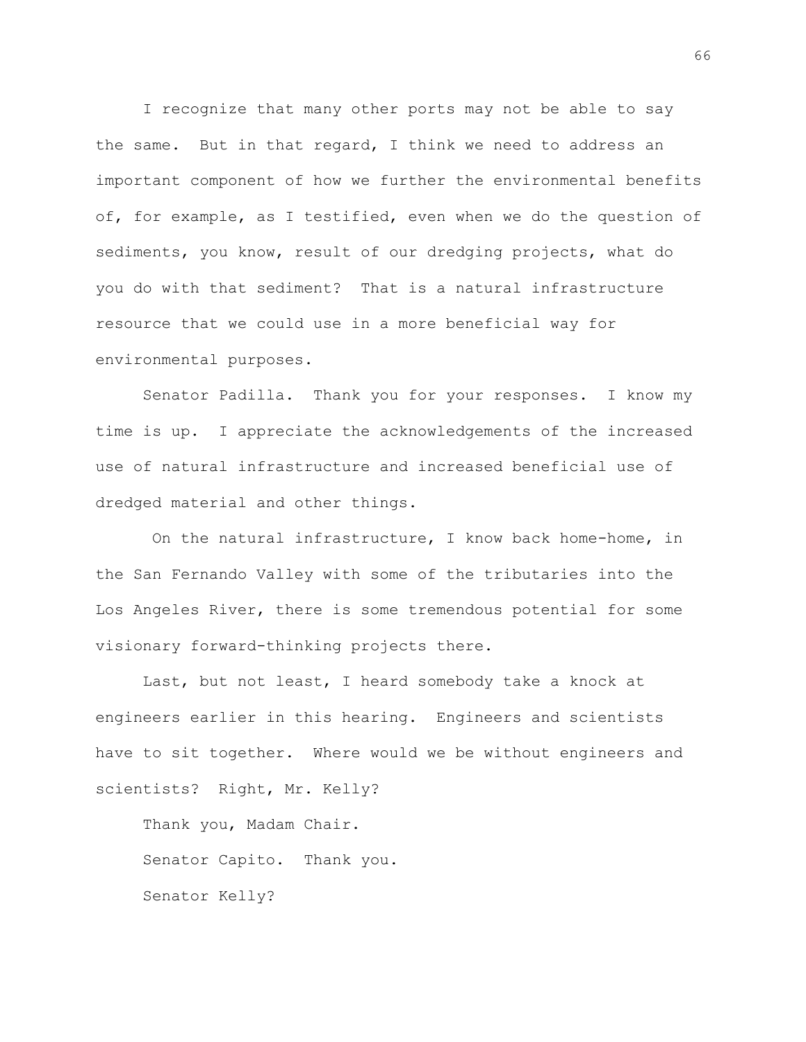I recognize that many other ports may not be able to say the same. But in that regard, I think we need to address an important component of how we further the environmental benefits of, for example, as I testified, even when we do the question of sediments, you know, result of our dredging projects, what do you do with that sediment? That is a natural infrastructure resource that we could use in a more beneficial way for environmental purposes.

Senator Padilla. Thank you for your responses. I know my time is up. I appreciate the acknowledgements of the increased use of natural infrastructure and increased beneficial use of dredged material and other things.

On the natural infrastructure, I know back home-home, in the San Fernando Valley with some of the tributaries into the Los Angeles River, there is some tremendous potential for some visionary forward-thinking projects there.

Last, but not least, I heard somebody take a knock at engineers earlier in this hearing. Engineers and scientists have to sit together. Where would we be without engineers and scientists? Right, Mr. Kelly?

Thank you, Madam Chair.

Senator Capito. Thank you.

Senator Kelly?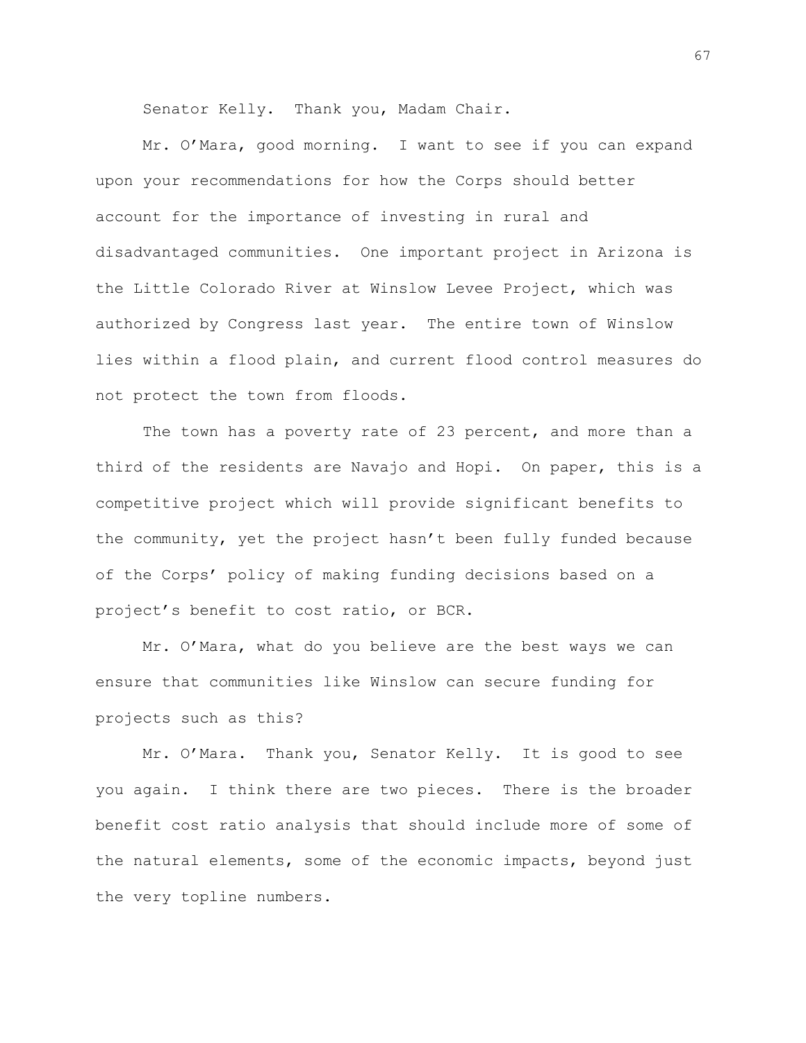Senator Kelly. Thank you, Madam Chair.

Mr. O'Mara, good morning. I want to see if you can expand upon your recommendations for how the Corps should better account for the importance of investing in rural and disadvantaged communities. One important project in Arizona is the Little Colorado River at Winslow Levee Project, which was authorized by Congress last year. The entire town of Winslow lies within a flood plain, and current flood control measures do not protect the town from floods.

The town has a poverty rate of 23 percent, and more than a third of the residents are Navajo and Hopi. On paper, this is a competitive project which will provide significant benefits to the community, yet the project hasn't been fully funded because of the Corps' policy of making funding decisions based on a project's benefit to cost ratio, or BCR.

Mr. O'Mara, what do you believe are the best ways we can ensure that communities like Winslow can secure funding for projects such as this?

Mr. O'Mara. Thank you, Senator Kelly. It is good to see you again. I think there are two pieces. There is the broader benefit cost ratio analysis that should include more of some of the natural elements, some of the economic impacts, beyond just the very topline numbers.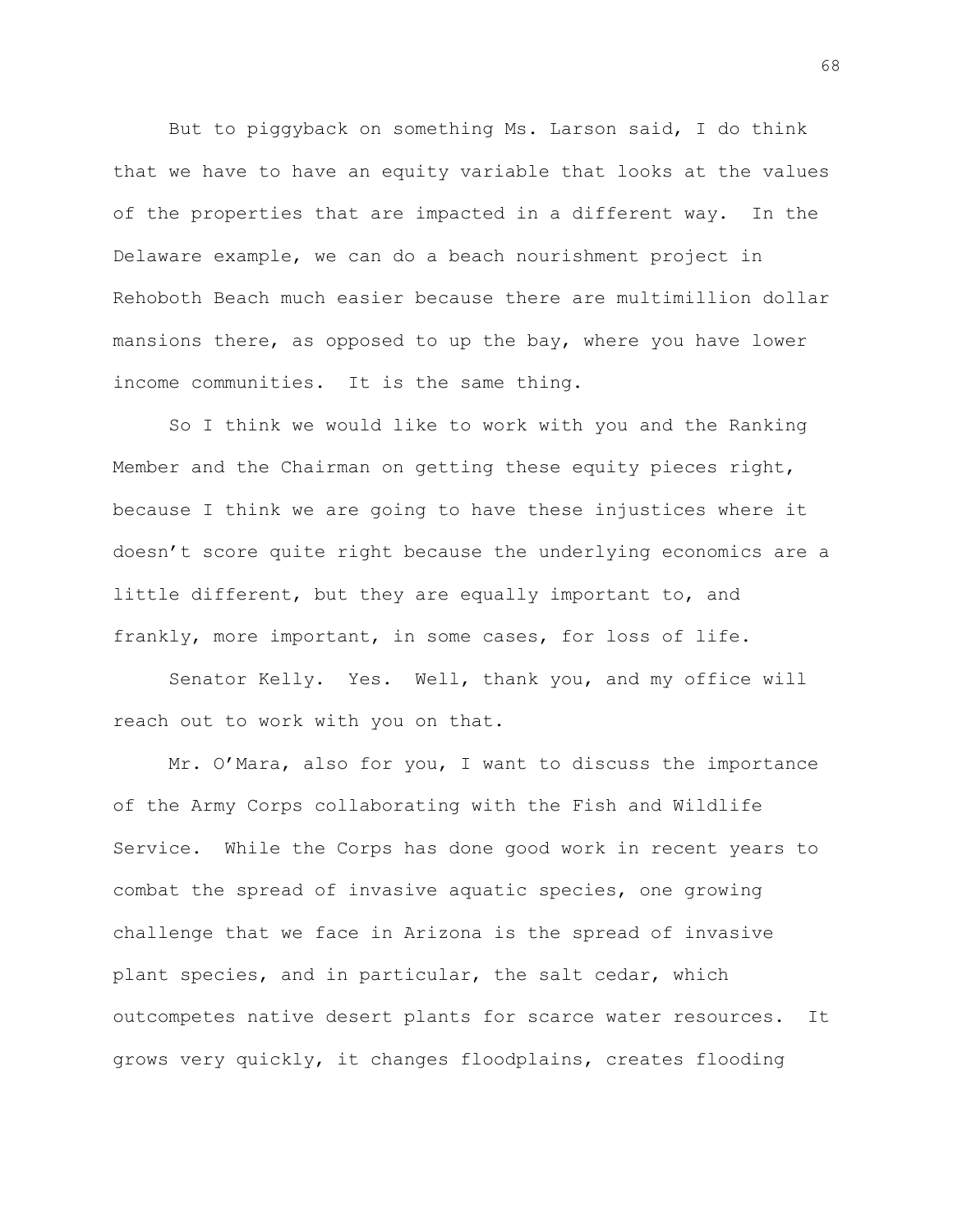But to piggyback on something Ms. Larson said, I do think that we have to have an equity variable that looks at the values of the properties that are impacted in a different way. In the Delaware example, we can do a beach nourishment project in Rehoboth Beach much easier because there are multimillion dollar mansions there, as opposed to up the bay, where you have lower income communities. It is the same thing.

So I think we would like to work with you and the Ranking Member and the Chairman on getting these equity pieces right, because I think we are going to have these injustices where it doesn't score quite right because the underlying economics are a little different, but they are equally important to, and frankly, more important, in some cases, for loss of life.

Senator Kelly. Yes. Well, thank you, and my office will reach out to work with you on that.

Mr. O'Mara, also for you, I want to discuss the importance of the Army Corps collaborating with the Fish and Wildlife Service. While the Corps has done good work in recent years to combat the spread of invasive aquatic species, one growing challenge that we face in Arizona is the spread of invasive plant species, and in particular, the salt cedar, which outcompetes native desert plants for scarce water resources. It grows very quickly, it changes floodplains, creates flooding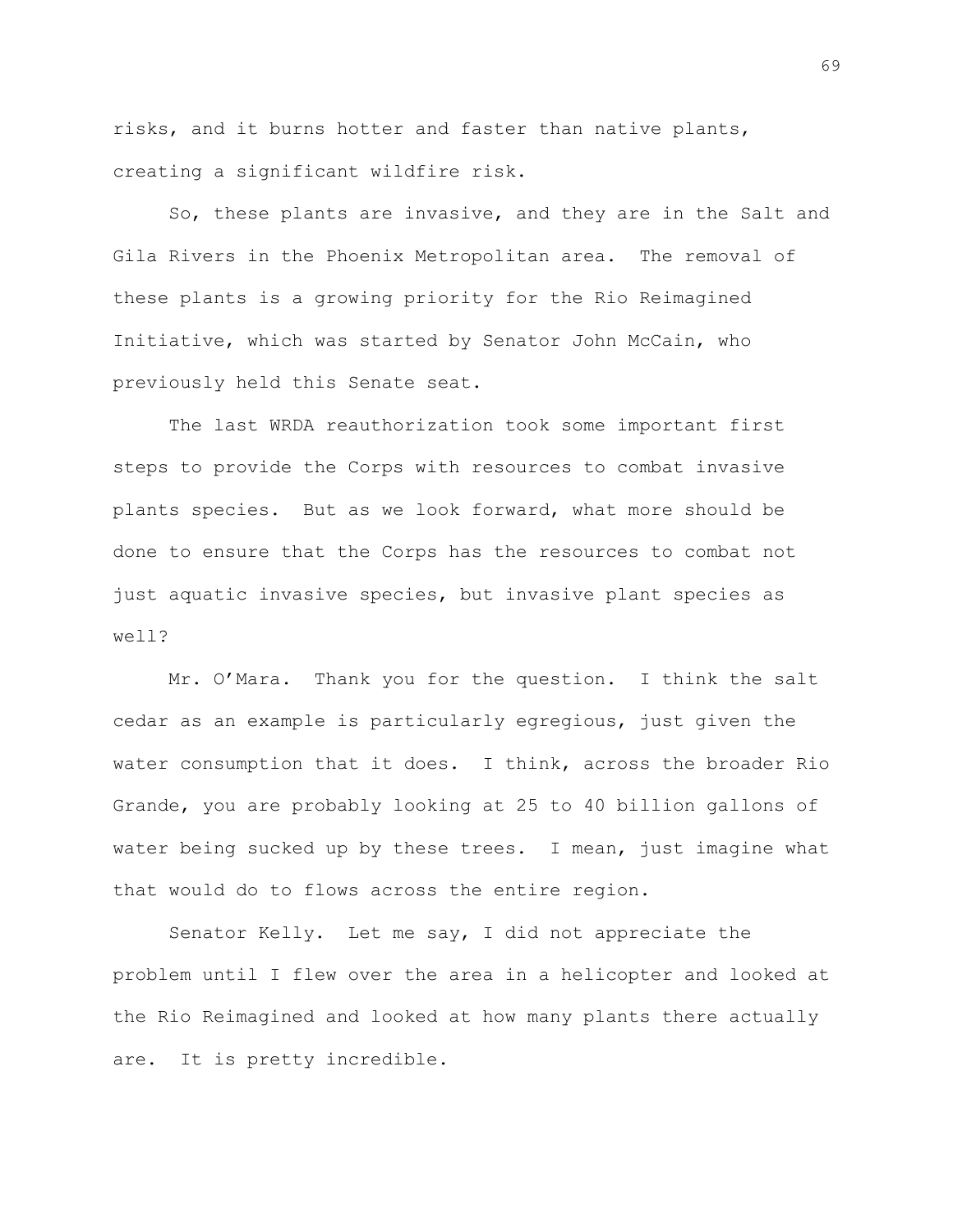risks, and it burns hotter and faster than native plants, creating a significant wildfire risk.

So, these plants are invasive, and they are in the Salt and Gila Rivers in the Phoenix Metropolitan area. The removal of these plants is a growing priority for the Rio Reimagined Initiative, which was started by Senator John McCain, who previously held this Senate seat.

The last WRDA reauthorization took some important first steps to provide the Corps with resources to combat invasive plants species. But as we look forward, what more should be done to ensure that the Corps has the resources to combat not just aquatic invasive species, but invasive plant species as well?

Mr. O'Mara. Thank you for the question. I think the salt cedar as an example is particularly egregious, just given the water consumption that it does. I think, across the broader Rio Grande, you are probably looking at 25 to 40 billion gallons of water being sucked up by these trees. I mean, just imagine what that would do to flows across the entire region.

Senator Kelly. Let me say, I did not appreciate the problem until I flew over the area in a helicopter and looked at the Rio Reimagined and looked at how many plants there actually are. It is pretty incredible.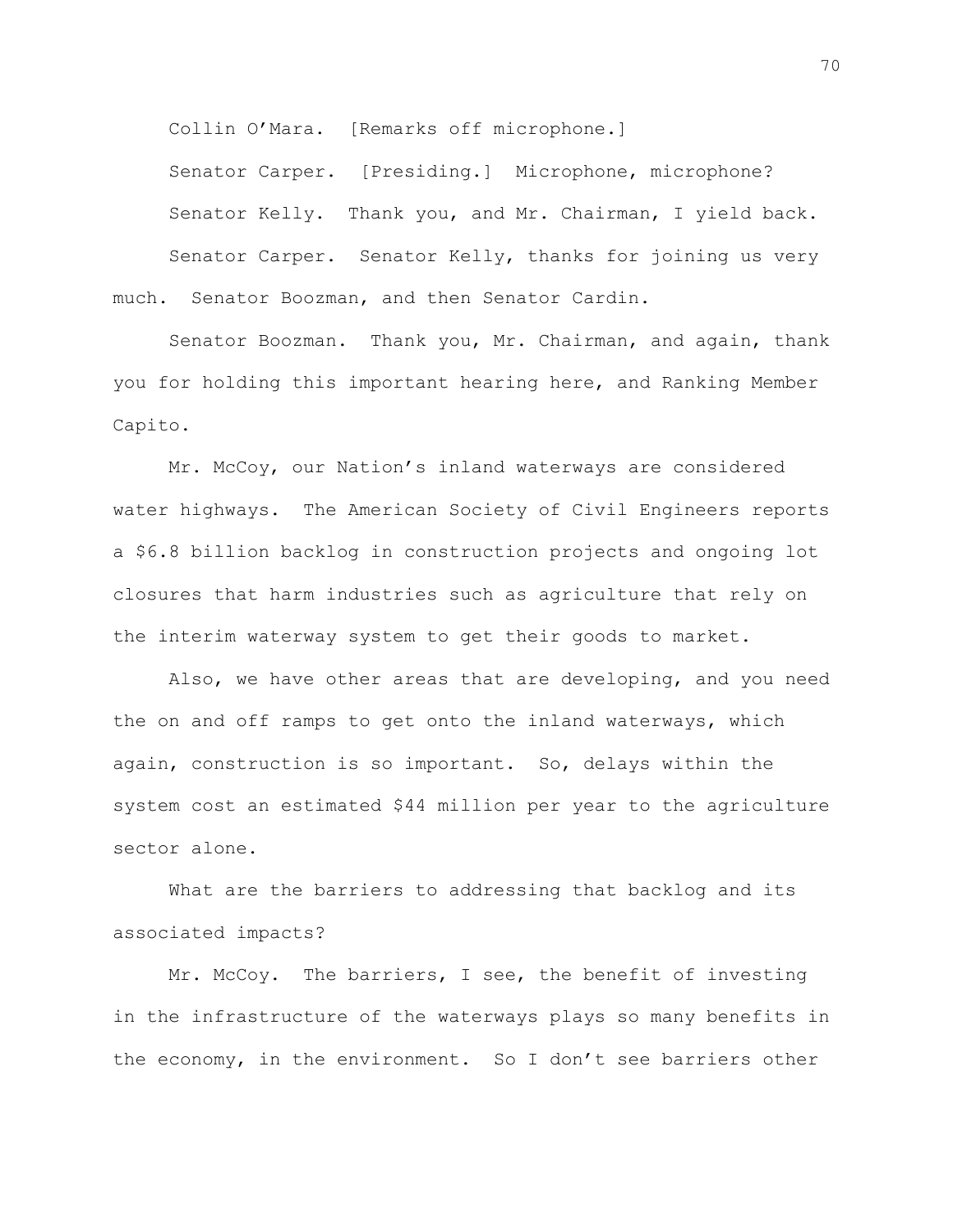Collin O'Mara. [Remarks off microphone.]

Senator Carper. [Presiding.] Microphone, microphone?

Senator Kelly. Thank you, and Mr. Chairman, I yield back.

Senator Carper. Senator Kelly, thanks for joining us very much. Senator Boozman, and then Senator Cardin.

Senator Boozman. Thank you, Mr. Chairman, and again, thank you for holding this important hearing here, and Ranking Member Capito.

Mr. McCoy, our Nation's inland waterways are considered water highways. The American Society of Civil Engineers reports a $6.8 billion backlog in construction projects and ongoing lot closures that harm industries such as agriculture that rely on the interim waterway system to get their goods to market.

Also, we have other areas that are developing, and you need the on and off ramps to get onto the inland waterways, which again, construction is so important. So, delays within the system cost an estimated $44 million per year to the agriculture sector alone.

What are the barriers to addressing that backlog and its associated impacts?

Mr. McCoy. The barriers, I see, the benefit of investing in the infrastructure of the waterways plays so many benefits in the economy, in the environment. So I don't see barriers other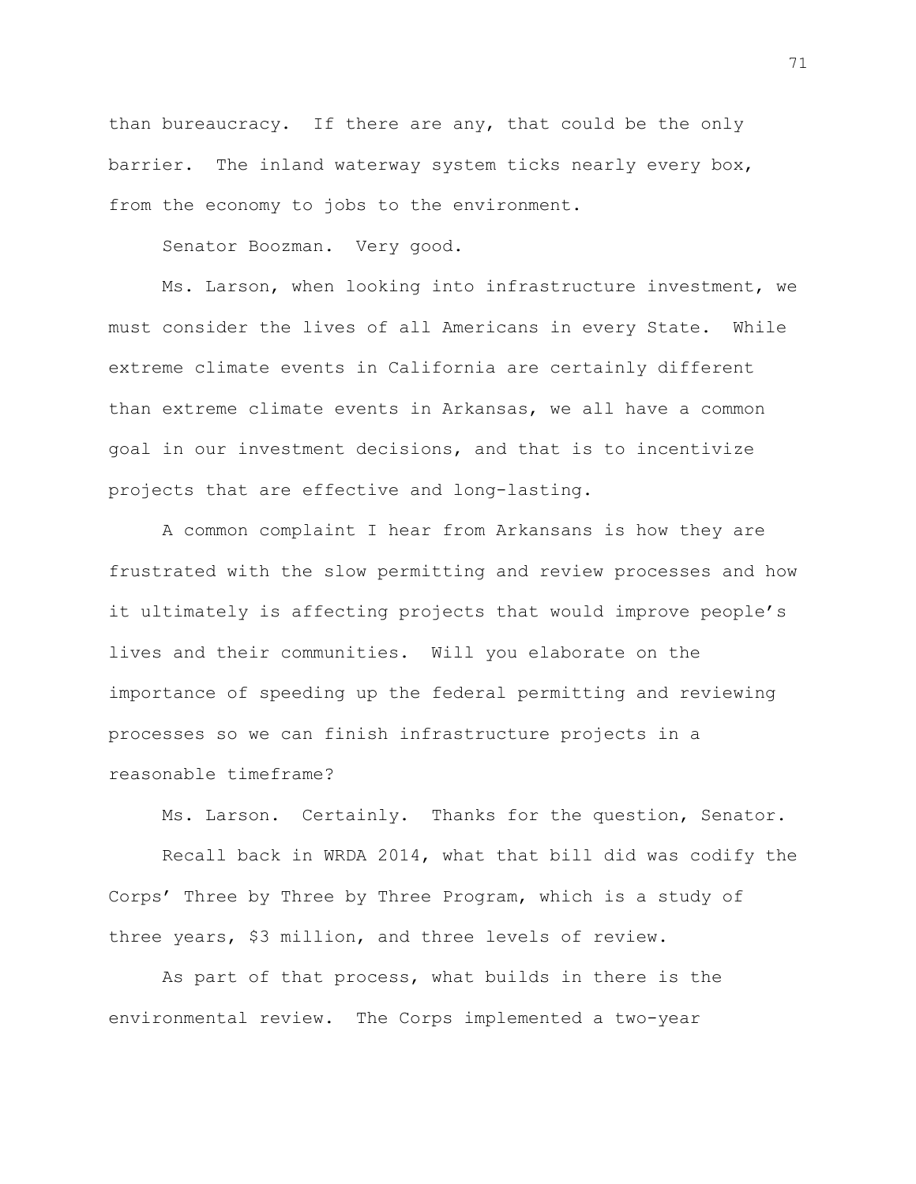than bureaucracy. If there are any, that could be the only barrier. The inland waterway system ticks nearly every box, from the economy to jobs to the environment.

Senator Boozman. Very good.

Ms. Larson, when looking into infrastructure investment, we must consider the lives of all Americans in every State. While extreme climate events in California are certainly different than extreme climate events in Arkansas, we all have a common goal in our investment decisions, and that is to incentivize projects that are effective and long-lasting.

A common complaint I hear from Arkansans is how they are frustrated with the slow permitting and review processes and how it ultimately is affecting projects that would improve people's lives and their communities. Will you elaborate on the importance of speeding up the federal permitting and reviewing processes so we can finish infrastructure projects in a reasonable timeframe?

Ms. Larson. Certainly. Thanks for the question, Senator.

Recall back in WRDA 2014, what that bill did was codify the Corps' Three by Three by Three Program, which is a study of three years, $3 million, and three levels of review.

As part of that process, what builds in there is the environmental review. The Corps implemented a two-year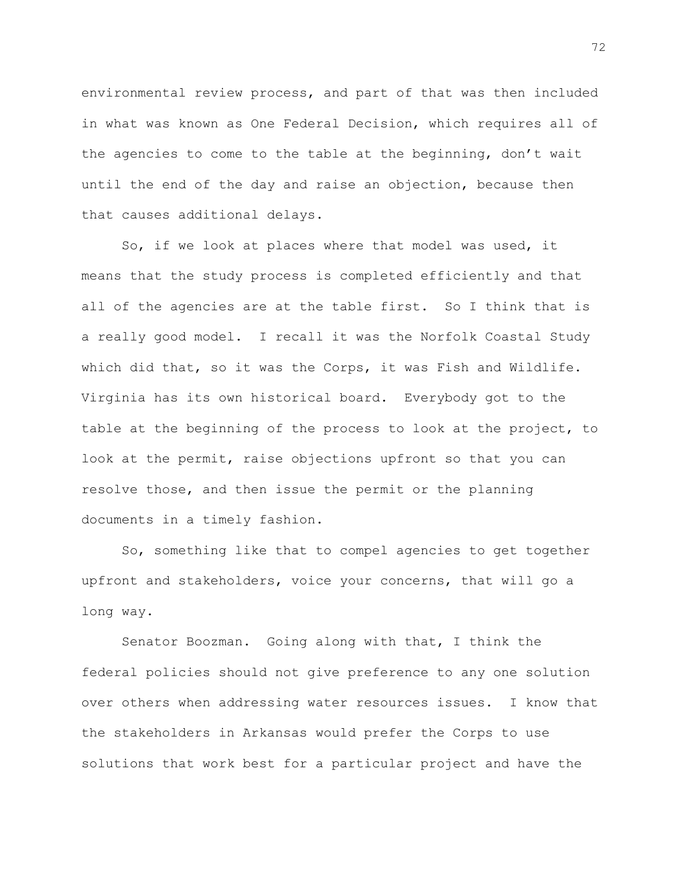environmental review process, and part of that was then included in what was known as One Federal Decision, which requires all of the agencies to come to the table at the beginning, don't wait until the end of the day and raise an objection, because then that causes additional delays.

So, if we look at places where that model was used, it means that the study process is completed efficiently and that all of the agencies are at the table first. So I think that is a really good model. I recall it was the Norfolk Coastal Study which did that, so it was the Corps, it was Fish and Wildlife. Virginia has its own historical board. Everybody got to the table at the beginning of the process to look at the project, to look at the permit, raise objections upfront so that you can resolve those, and then issue the permit or the planning documents in a timely fashion.

So, something like that to compel agencies to get together upfront and stakeholders, voice your concerns, that will go a long way.

Senator Boozman. Going along with that, I think the federal policies should not give preference to any one solution over others when addressing water resources issues. I know that the stakeholders in Arkansas would prefer the Corps to use solutions that work best for a particular project and have the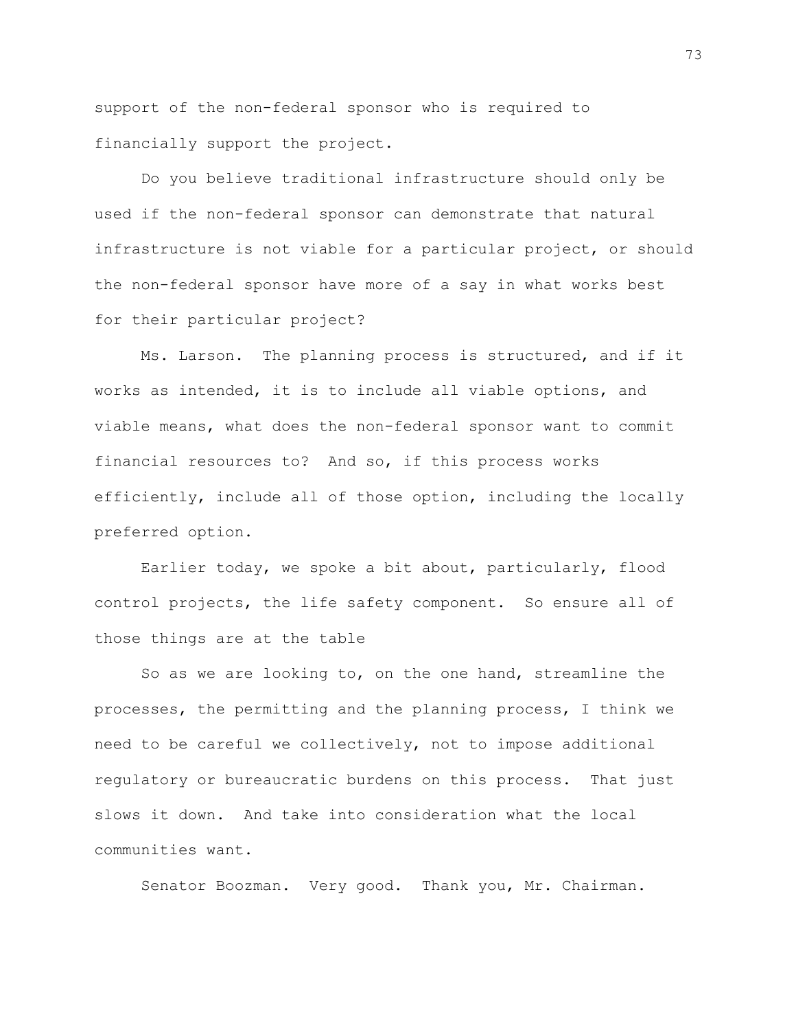support of the non-federal sponsor who is required to financially support the project.

Do you believe traditional infrastructure should only be used if the non-federal sponsor can demonstrate that natural infrastructure is not viable for a particular project, or should the non-federal sponsor have more of a say in what works best for their particular project?

Ms. Larson. The planning process is structured, and if it works as intended, it is to include all viable options, and viable means, what does the non-federal sponsor want to commit financial resources to? And so, if this process works efficiently, include all of those option, including the locally preferred option.

Earlier today, we spoke a bit about, particularly, flood control projects, the life safety component. So ensure all of those things are at the table

So as we are looking to, on the one hand, streamline the processes, the permitting and the planning process, I think we need to be careful we collectively, not to impose additional regulatory or bureaucratic burdens on this process. That just slows it down. And take into consideration what the local communities want.

Senator Boozman. Very good. Thank you, Mr. Chairman.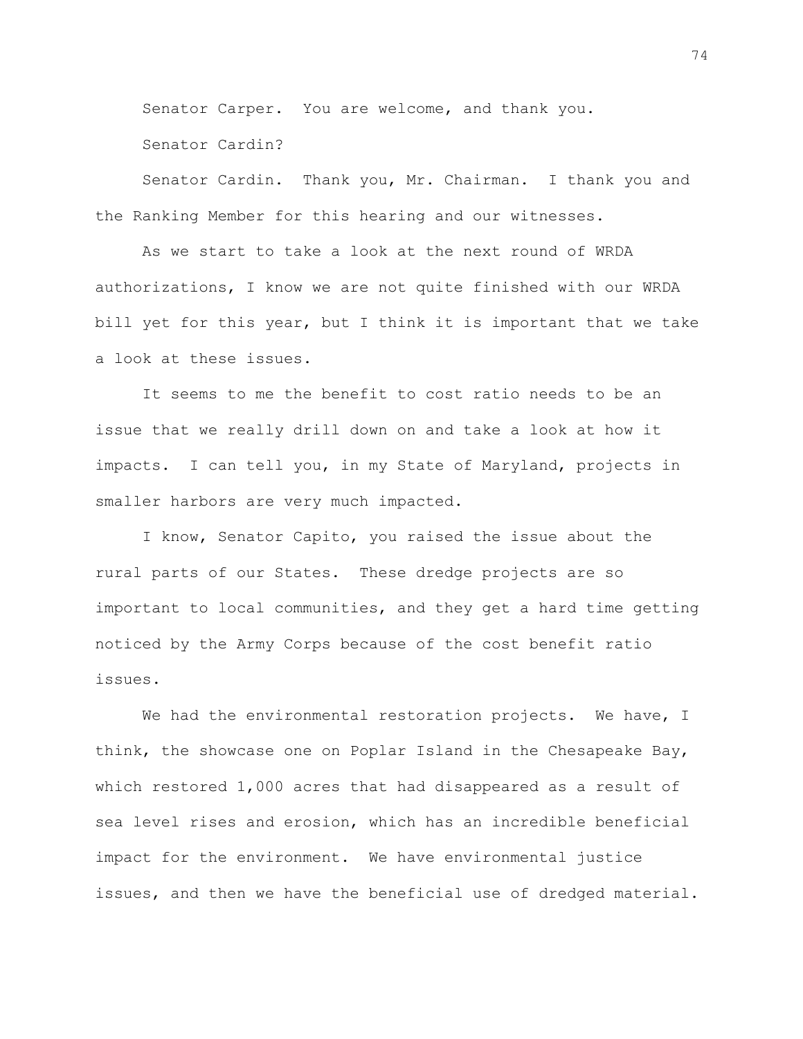Senator Carper. You are welcome, and thank you.

Senator Cardin?

Senator Cardin. Thank you, Mr. Chairman. I thank you and the Ranking Member for this hearing and our witnesses.

As we start to take a look at the next round of WRDA authorizations, I know we are not quite finished with our WRDA bill yet for this year, but I think it is important that we take a look at these issues.

It seems to me the benefit to cost ratio needs to be an issue that we really drill down on and take a look at how it impacts. I can tell you, in my State of Maryland, projects in smaller harbors are very much impacted.

I know, Senator Capito, you raised the issue about the rural parts of our States. These dredge projects are so important to local communities, and they get a hard time getting noticed by the Army Corps because of the cost benefit ratio issues.

We had the environmental restoration projects. We have, I think, the showcase one on Poplar Island in the Chesapeake Bay, which restored 1,000 acres that had disappeared as a result of sea level rises and erosion, which has an incredible beneficial impact for the environment. We have environmental justice issues, and then we have the beneficial use of dredged material.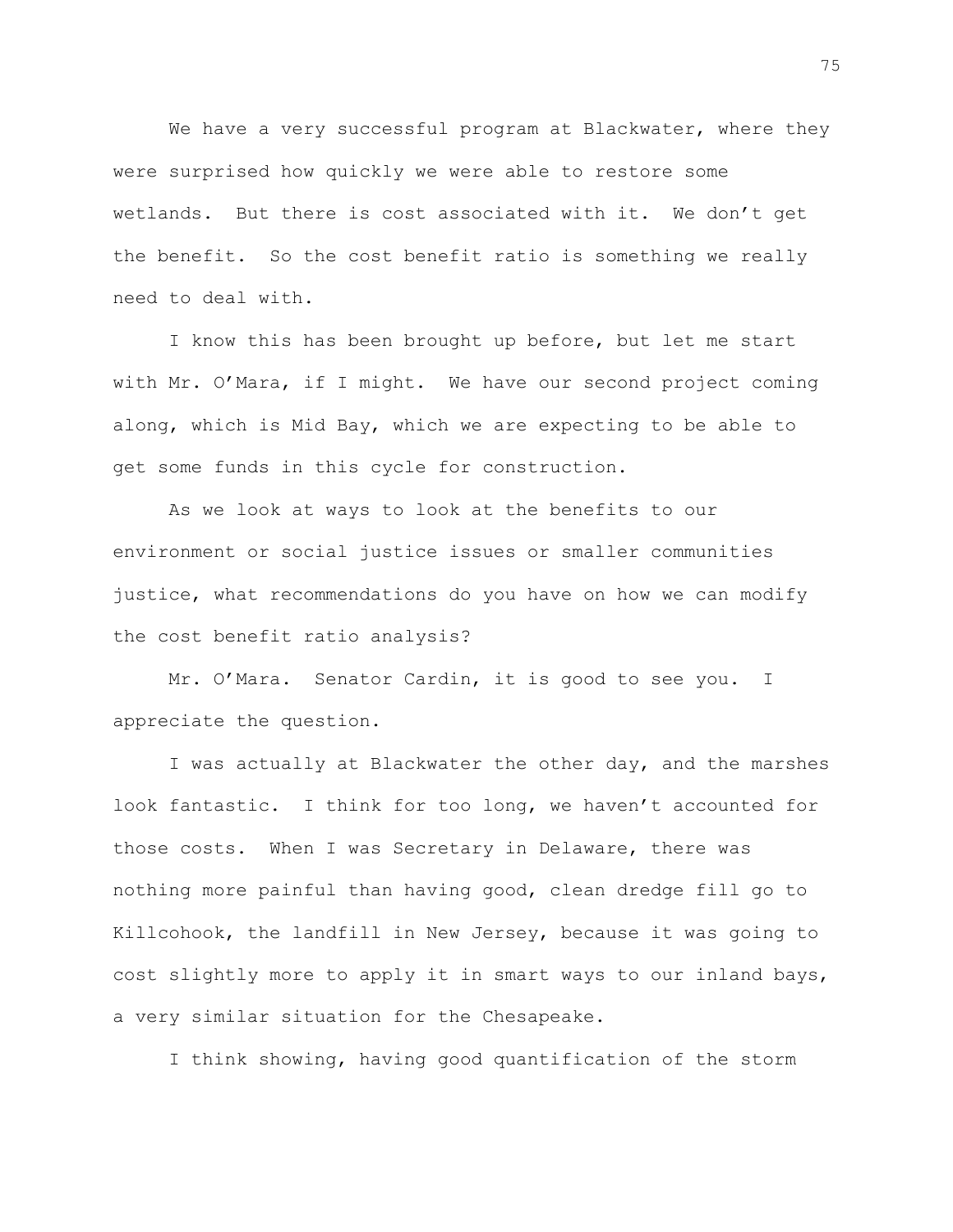We have a very successful program at Blackwater, where they were surprised how quickly we were able to restore some wetlands. But there is cost associated with it. We don't get the benefit. So the cost benefit ratio is something we really need to deal with.

I know this has been brought up before, but let me start with Mr. O'Mara, if I might. We have our second project coming along, which is Mid Bay, which we are expecting to be able to get some funds in this cycle for construction.

As we look at ways to look at the benefits to our environment or social justice issues or smaller communities justice, what recommendations do you have on how we can modify the cost benefit ratio analysis?

Mr. O'Mara. Senator Cardin, it is good to see you. I appreciate the question.

I was actually at Blackwater the other day, and the marshes look fantastic. I think for too long, we haven't accounted for those costs. When I was Secretary in Delaware, there was nothing more painful than having good, clean dredge fill go to Killcohook, the landfill in New Jersey, because it was going to cost slightly more to apply it in smart ways to our inland bays, a very similar situation for the Chesapeake.

I think showing, having good quantification of the storm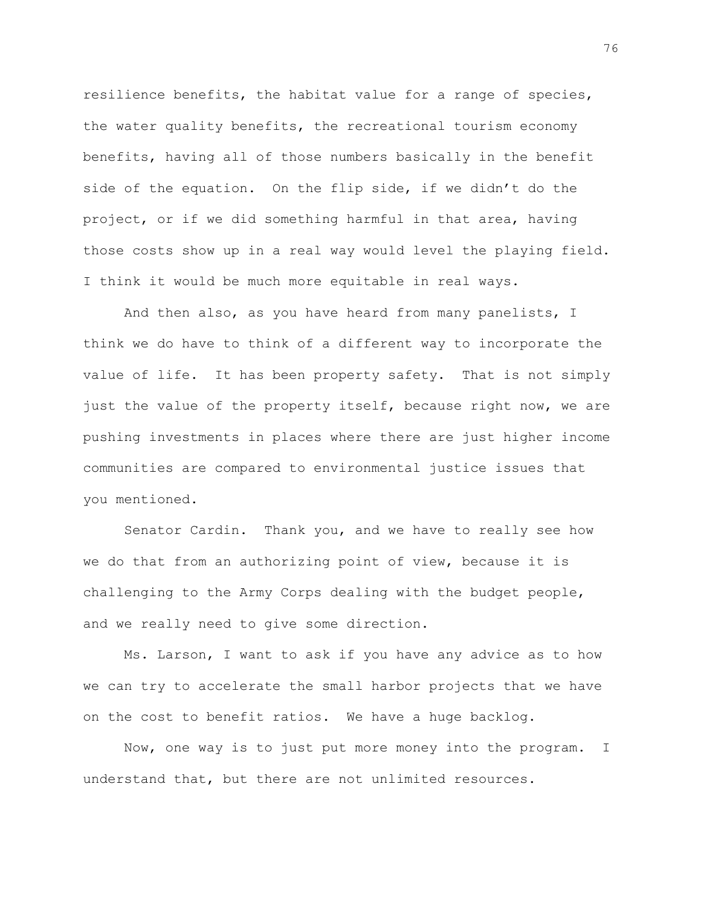resilience benefits, the habitat value for a range of species, the water quality benefits, the recreational tourism economy benefits, having all of those numbers basically in the benefit side of the equation. On the flip side, if we didn't do the project, or if we did something harmful in that area, having those costs show up in a real way would level the playing field. I think it would be much more equitable in real ways.

And then also, as you have heard from many panelists, I think we do have to think of a different way to incorporate the value of life. It has been property safety. That is not simply just the value of the property itself, because right now, we are pushing investments in places where there are just higher income communities are compared to environmental justice issues that you mentioned.

Senator Cardin. Thank you, and we have to really see how we do that from an authorizing point of view, because it is challenging to the Army Corps dealing with the budget people, and we really need to give some direction.

Ms. Larson, I want to ask if you have any advice as to how we can try to accelerate the small harbor projects that we have on the cost to benefit ratios. We have a huge backlog.

Now, one way is to just put more money into the program. I understand that, but there are not unlimited resources.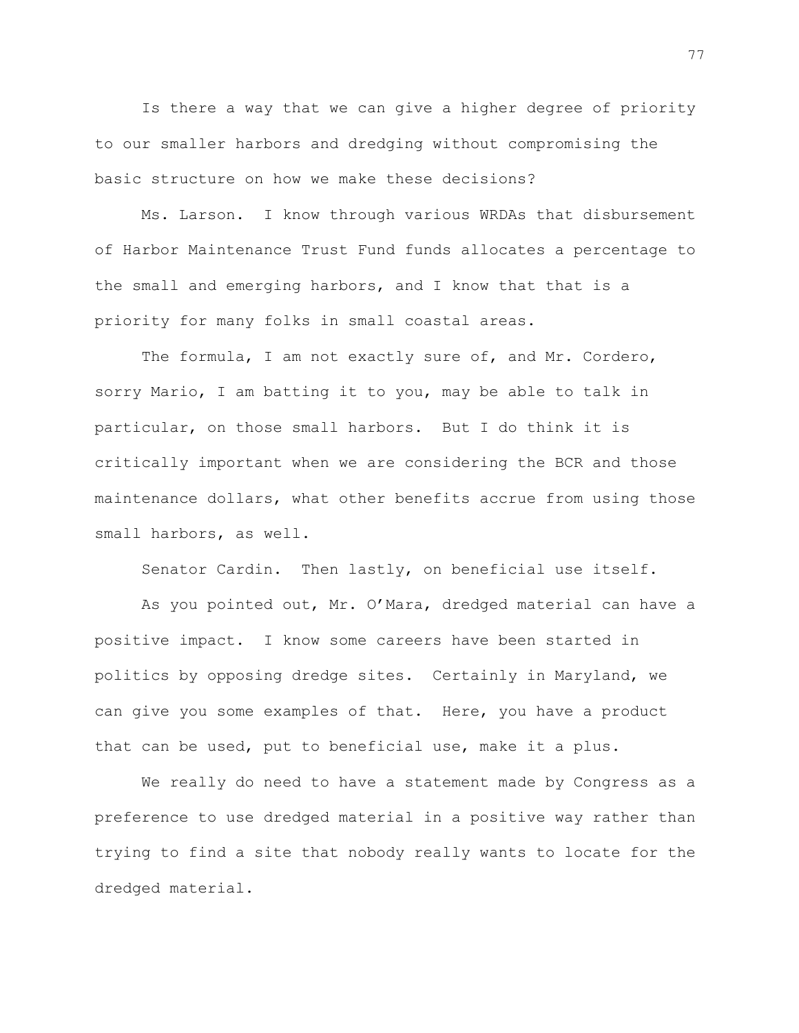Is there a way that we can give a higher degree of priority to our smaller harbors and dredging without compromising the basic structure on how we make these decisions?

Ms. Larson. I know through various WRDAs that disbursement of Harbor Maintenance Trust Fund funds allocates a percentage to the small and emerging harbors, and I know that that is a priority for many folks in small coastal areas.

The formula, I am not exactly sure of, and Mr. Cordero, sorry Mario, I am batting it to you, may be able to talk in particular, on those small harbors. But I do think it is critically important when we are considering the BCR and those maintenance dollars, what other benefits accrue from using those small harbors, as well.

Senator Cardin. Then lastly, on beneficial use itself.

As you pointed out, Mr. O'Mara, dredged material can have a positive impact. I know some careers have been started in politics by opposing dredge sites. Certainly in Maryland, we can give you some examples of that. Here, you have a product that can be used, put to beneficial use, make it a plus.

We really do need to have a statement made by Congress as a preference to use dredged material in a positive way rather than trying to find a site that nobody really wants to locate for the dredged material.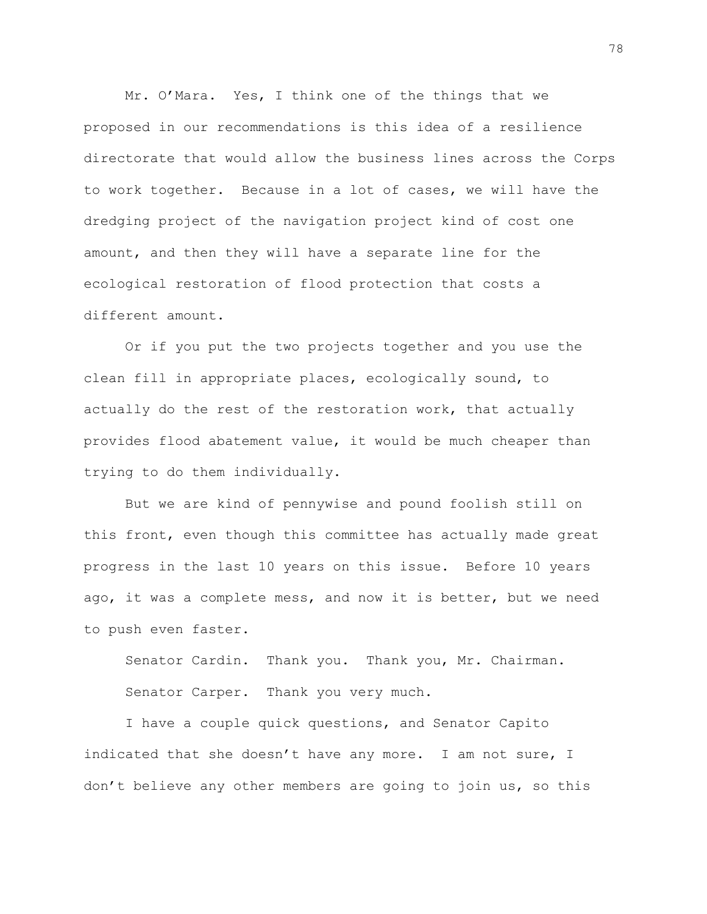Mr. O'Mara. Yes, I think one of the things that we proposed in our recommendations is this idea of a resilience directorate that would allow the business lines across the Corps to work together. Because in a lot of cases, we will have the dredging project of the navigation project kind of cost one amount, and then they will have a separate line for the ecological restoration of flood protection that costs a different amount.

Or if you put the two projects together and you use the clean fill in appropriate places, ecologically sound, to actually do the rest of the restoration work, that actually provides flood abatement value, it would be much cheaper than trying to do them individually.

But we are kind of pennywise and pound foolish still on this front, even though this committee has actually made great progress in the last 10 years on this issue. Before 10 years ago, it was a complete mess, and now it is better, but we need to push even faster.

Senator Cardin. Thank you. Thank you, Mr. Chairman.

Senator Carper. Thank you very much.

I have a couple quick questions, and Senator Capito indicated that she doesn't have any more. I am not sure, I don't believe any other members are going to join us, so this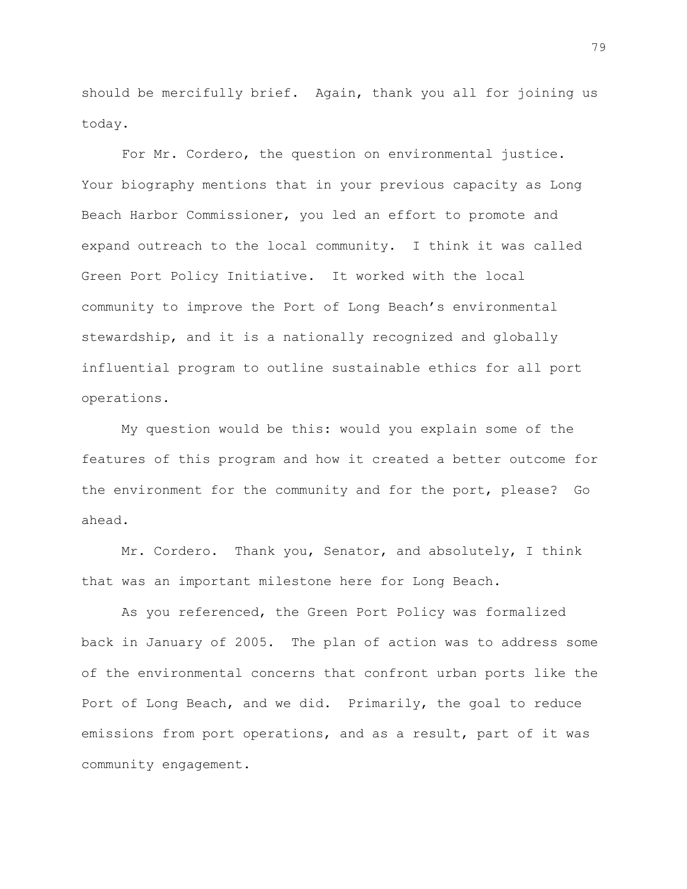should be mercifully brief. Again, thank you all for joining us today.

For Mr. Cordero, the question on environmental justice. Your biography mentions that in your previous capacity as Long Beach Harbor Commissioner, you led an effort to promote and expand outreach to the local community. I think it was called Green Port Policy Initiative. It worked with the local community to improve the Port of Long Beach's environmental stewardship, and it is a nationally recognized and globally influential program to outline sustainable ethics for all port operations.

My question would be this: would you explain some of the features of this program and how it created a better outcome for the environment for the community and for the port, please? Go ahead.

Mr. Cordero. Thank you, Senator, and absolutely, I think that was an important milestone here for Long Beach.

As you referenced, the Green Port Policy was formalized back in January of 2005. The plan of action was to address some of the environmental concerns that confront urban ports like the Port of Long Beach, and we did. Primarily, the goal to reduce emissions from port operations, and as a result, part of it was community engagement.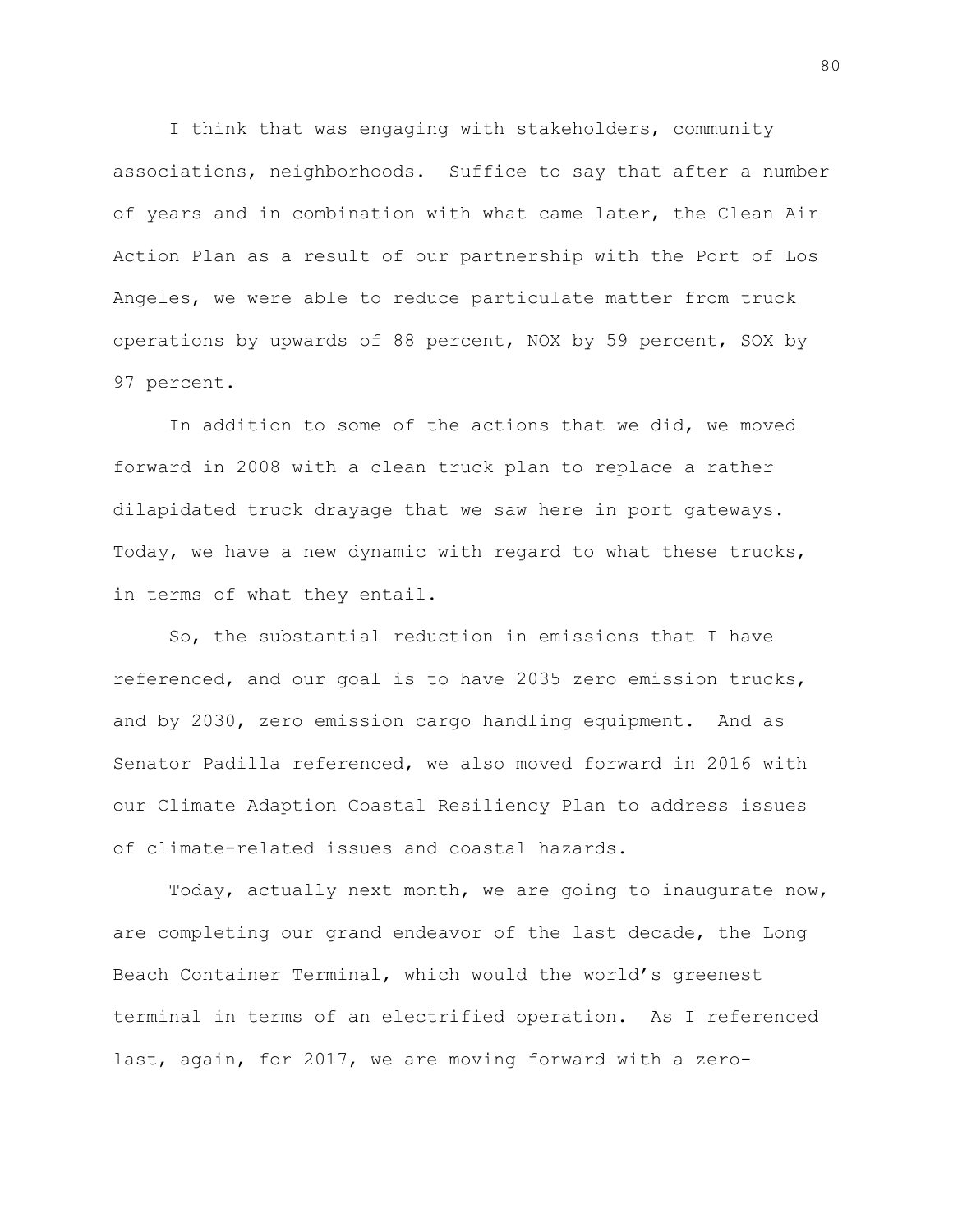I think that was engaging with stakeholders, community associations, neighborhoods. Suffice to say that after a number of years and in combination with what came later, the Clean Air Action Plan as a result of our partnership with the Port of Los Angeles, we were able to reduce particulate matter from truck operations by upwards of 88 percent, NOX by 59 percent, SOX by 97 percent.

In addition to some of the actions that we did, we moved forward in 2008 with a clean truck plan to replace a rather dilapidated truck drayage that we saw here in port gateways. Today, we have a new dynamic with regard to what these trucks, in terms of what they entail.

So, the substantial reduction in emissions that I have referenced, and our goal is to have 2035 zero emission trucks, and by 2030, zero emission cargo handling equipment. And as Senator Padilla referenced, we also moved forward in 2016 with our Climate Adaption Coastal Resiliency Plan to address issues of climate-related issues and coastal hazards.

Today, actually next month, we are going to inaugurate now, are completing our grand endeavor of the last decade, the Long Beach Container Terminal, which would the world's greenest terminal in terms of an electrified operation. As I referenced last, again, for 2017, we are moving forward with a zero-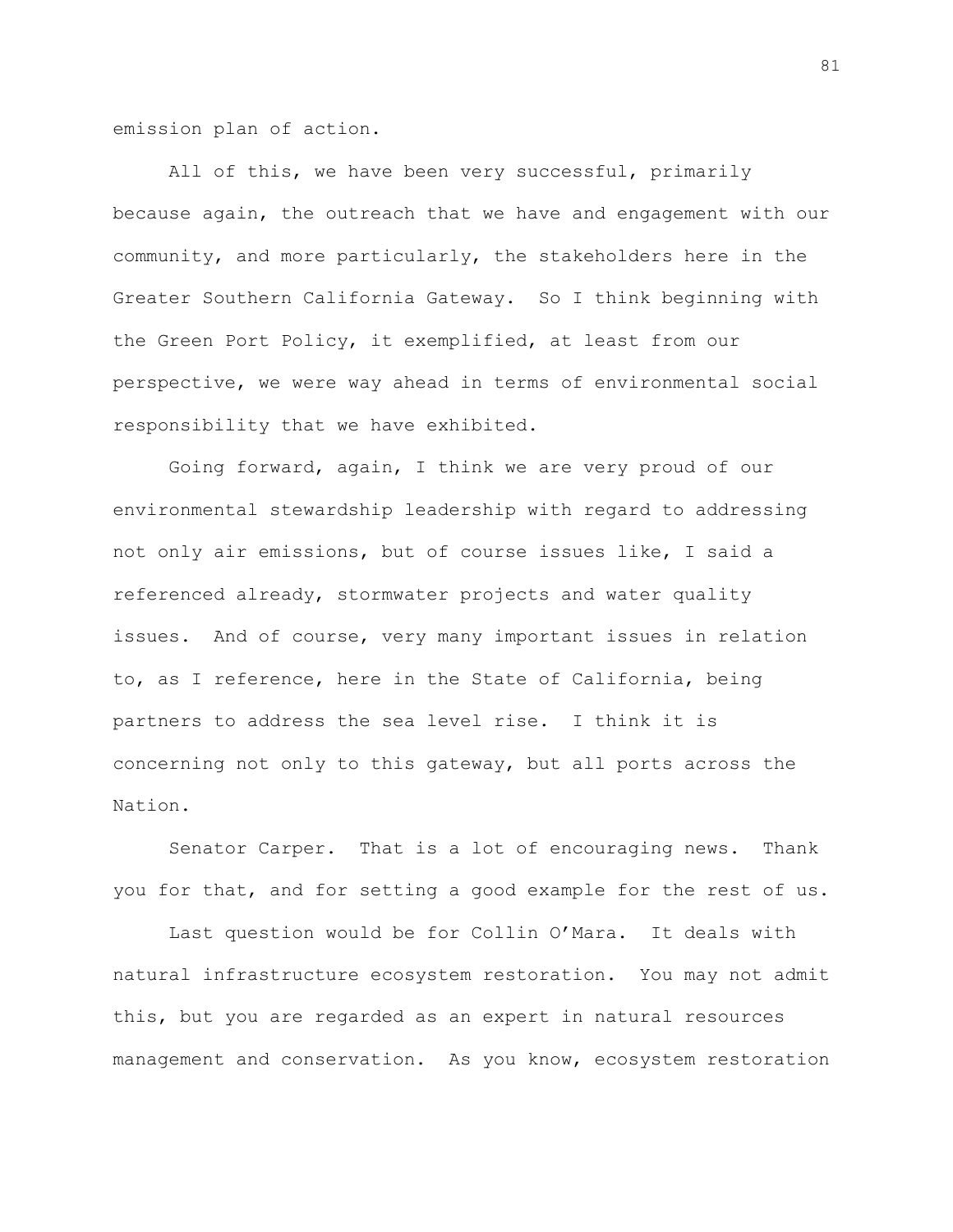emission plan of action.

All of this, we have been very successful, primarily because again, the outreach that we have and engagement with our community, and more particularly, the stakeholders here in the Greater Southern California Gateway. So I think beginning with the Green Port Policy, it exemplified, at least from our perspective, we were way ahead in terms of environmental social responsibility that we have exhibited.

Going forward, again, I think we are very proud of our environmental stewardship leadership with regard to addressing not only air emissions, but of course issues like, I said a referenced already, stormwater projects and water quality issues. And of course, very many important issues in relation to, as I reference, here in the State of California, being partners to address the sea level rise. I think it is concerning not only to this gateway, but all ports across the Nation.

Senator Carper. That is a lot of encouraging news. Thank you for that, and for setting a good example for the rest of us.

Last question would be for Collin O'Mara. It deals with natural infrastructure ecosystem restoration. You may not admit this, but you are regarded as an expert in natural resources management and conservation. As you know, ecosystem restoration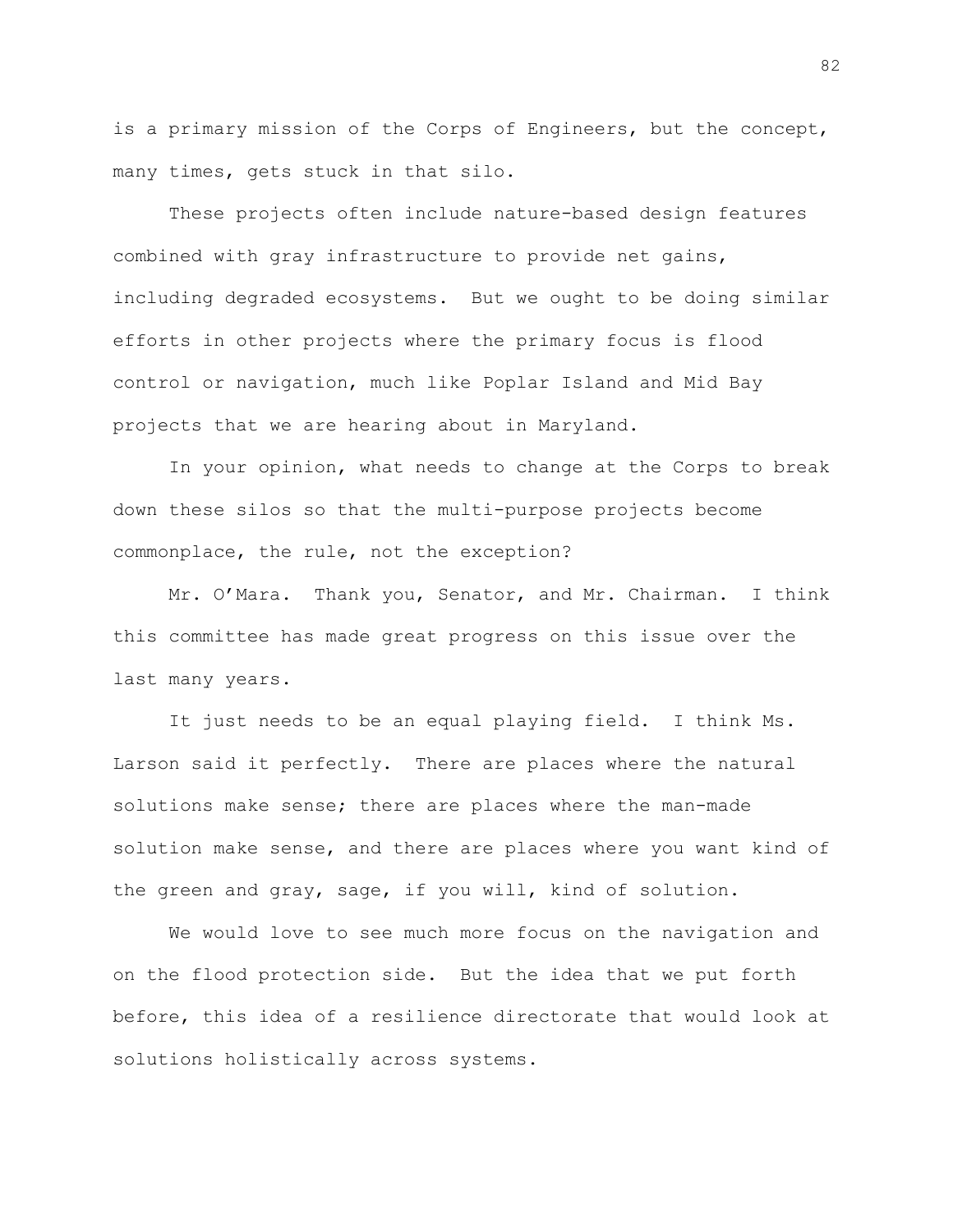is a primary mission of the Corps of Engineers, but the concept, many times, gets stuck in that silo.

These projects often include nature-based design features combined with gray infrastructure to provide net gains, including degraded ecosystems. But we ought to be doing similar efforts in other projects where the primary focus is flood control or navigation, much like Poplar Island and Mid Bay projects that we are hearing about in Maryland.

In your opinion, what needs to change at the Corps to break down these silos so that the multi-purpose projects become commonplace, the rule, not the exception?

Mr. O'Mara. Thank you, Senator, and Mr. Chairman. I think this committee has made great progress on this issue over the last many years.

It just needs to be an equal playing field. I think Ms. Larson said it perfectly. There are places where the natural solutions make sense; there are places where the man-made solution make sense, and there are places where you want kind of the green and gray, sage, if you will, kind of solution.

We would love to see much more focus on the navigation and on the flood protection side. But the idea that we put forth before, this idea of a resilience directorate that would look at solutions holistically across systems.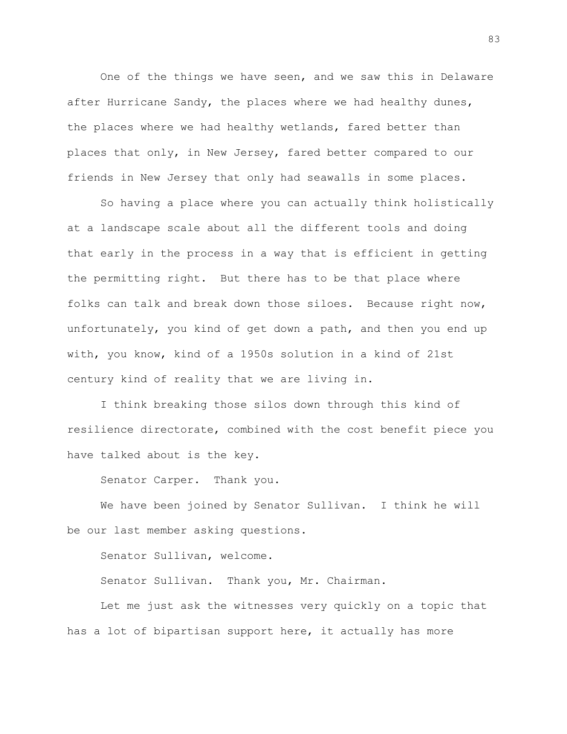One of the things we have seen, and we saw this in Delaware after Hurricane Sandy, the places where we had healthy dunes, the places where we had healthy wetlands, fared better than places that only, in New Jersey, fared better compared to our friends in New Jersey that only had seawalls in some places.

So having a place where you can actually think holistically at a landscape scale about all the different tools and doing that early in the process in a way that is efficient in getting the permitting right. But there has to be that place where folks can talk and break down those siloes. Because right now, unfortunately, you kind of get down a path, and then you end up with, you know, kind of a 1950s solution in a kind of 21st century kind of reality that we are living in.

I think breaking those silos down through this kind of resilience directorate, combined with the cost benefit piece you have talked about is the key.

Senator Carper. Thank you.

We have been joined by Senator Sullivan. I think he will be our last member asking questions.

Senator Sullivan, welcome.

Senator Sullivan. Thank you, Mr. Chairman.

Let me just ask the witnesses very quickly on a topic that has a lot of bipartisan support here, it actually has more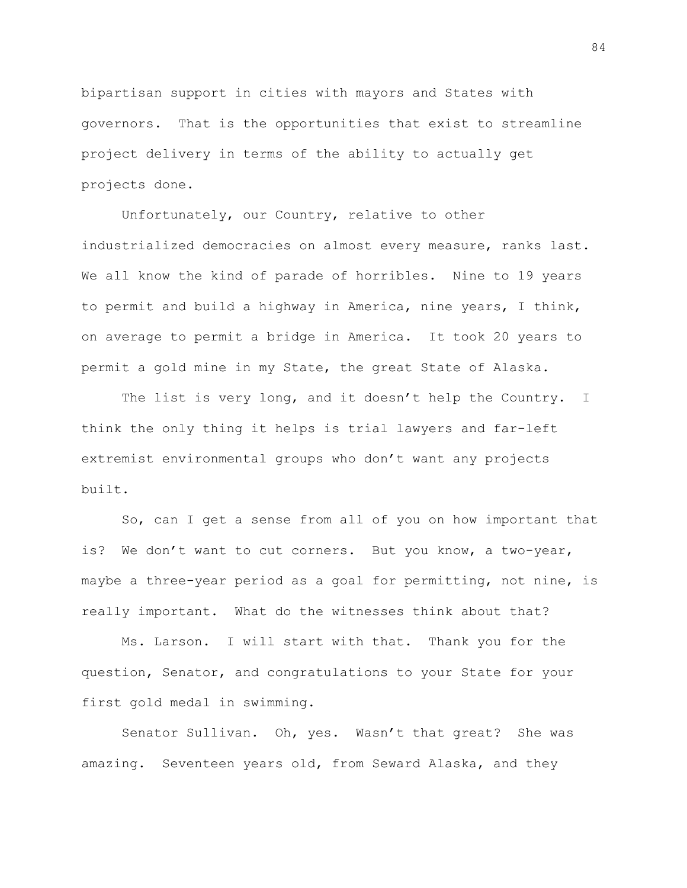bipartisan support in cities with mayors and States with governors. That is the opportunities that exist to streamline project delivery in terms of the ability to actually get projects done.

Unfortunately, our Country, relative to other industrialized democracies on almost every measure, ranks last. We all know the kind of parade of horribles. Nine to 19 years to permit and build a highway in America, nine years, I think, on average to permit a bridge in America. It took 20 years to permit a gold mine in my State, the great State of Alaska.

The list is very long, and it doesn't help the Country. I think the only thing it helps is trial lawyers and far-left extremist environmental groups who don't want any projects built.

So, can I get a sense from all of you on how important that is? We don't want to cut corners. But you know, a two-year, maybe a three-year period as a goal for permitting, not nine, is really important. What do the witnesses think about that?

Ms. Larson. I will start with that. Thank you for the question, Senator, and congratulations to your State for your first gold medal in swimming.

Senator Sullivan. Oh, yes. Wasn't that great? She was amazing. Seventeen years old, from Seward Alaska, and they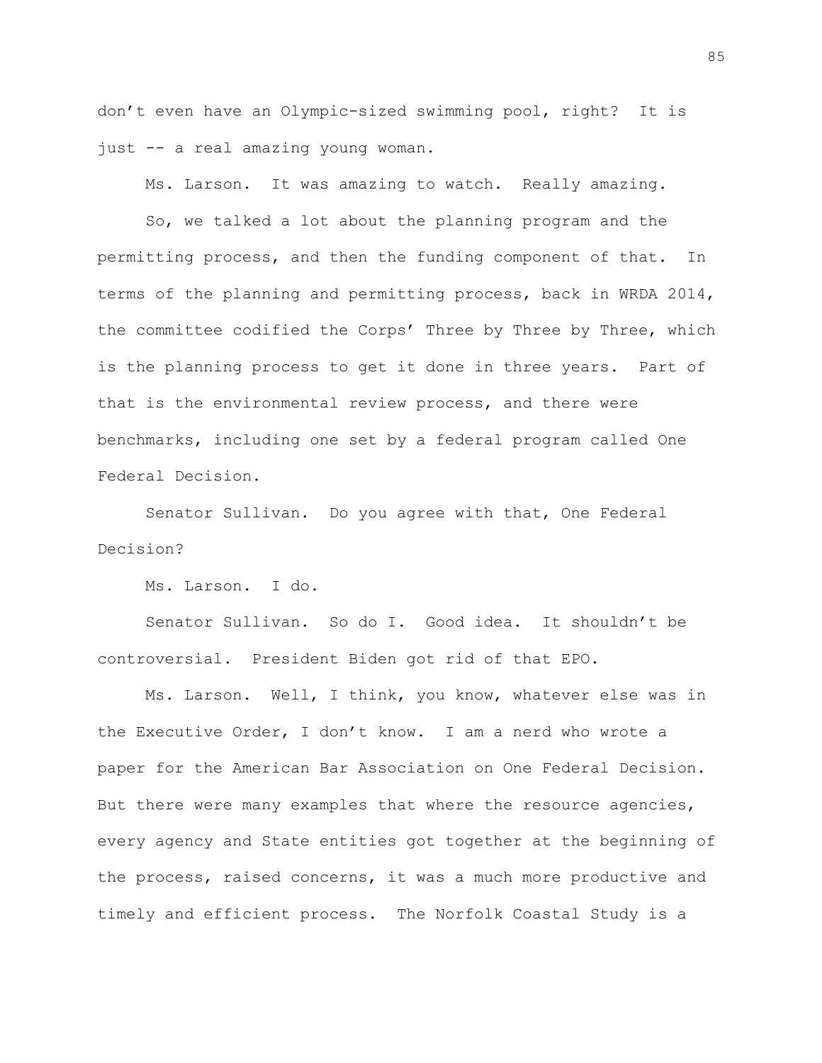don't even have an Olympic-sized swimming pool, right? It is just -- a real amazing young woman.

Ms. Larson. It was amazing to watch. Really amazing.

So, we talked a lot about the planning program and the permitting process, and then the funding component of that. In terms of the planning and permitting process, back in WRDA 2014, the committee codified the Corps' Three by Three by Three, which is the planning process to get it done in three years. Part of that is the environmental review process, and there were benchmarks, including one set by a federal program called One Federal Decision.

Senator Sullivan. Do you agree with that, One Federal Decision?

Ms. Larson. I do.

Senator Sullivan. So do I. Good idea. It shouldn't be controversial. President Biden got rid of that EPO.

Ms. Larson. Well, I think, you know, whatever else was in the Executive Order, I don't know. I am a nerd who wrote a paper for the American Bar Association on One Federal Decision. But there were many examples that where the resource agencies, every agency and State entities got together at the beginning of the process, raised concerns, it was a much more productive and timely and efficient process. The Norfolk Coastal Study is a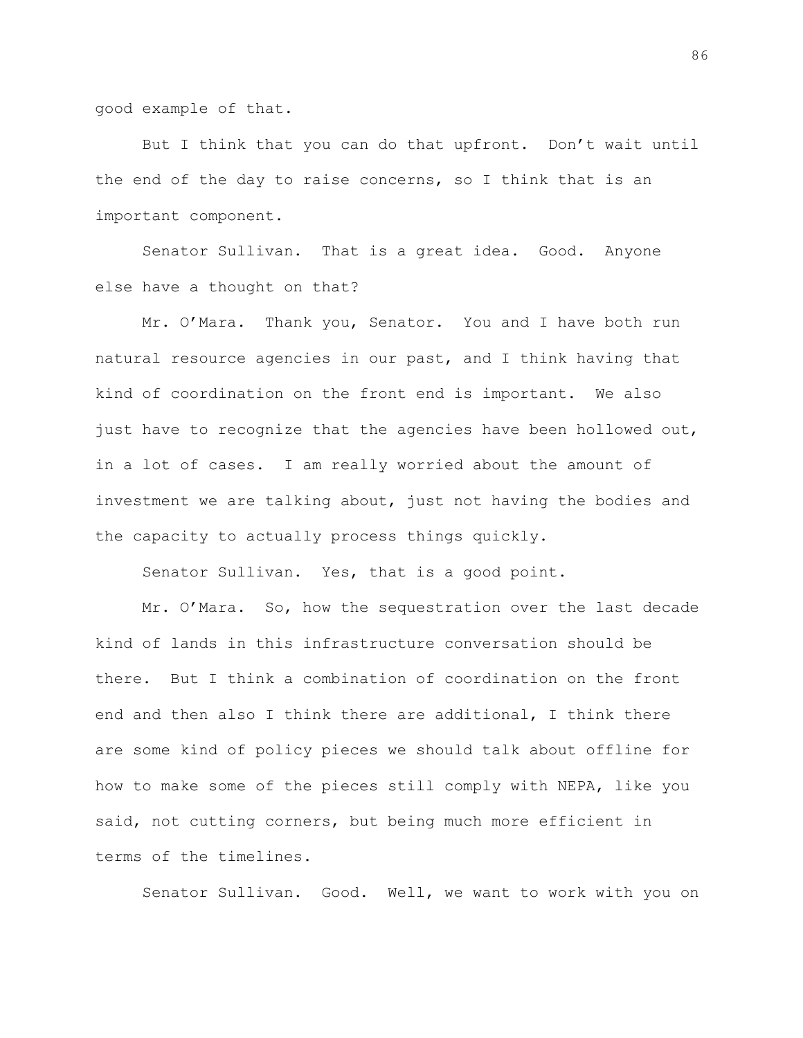good example of that.

But I think that you can do that upfront. Don't wait until the end of the day to raise concerns, so I think that is an important component.

Senator Sullivan. That is a great idea. Good. Anyone else have a thought on that?

Mr. O'Mara. Thank you, Senator. You and I have both run natural resource agencies in our past, and I think having that kind of coordination on the front end is important. We also just have to recognize that the agencies have been hollowed out, in a lot of cases. I am really worried about the amount of investment we are talking about, just not having the bodies and the capacity to actually process things quickly.

Senator Sullivan. Yes, that is a good point.

Mr. O'Mara. So, how the sequestration over the last decade kind of lands in this infrastructure conversation should be there. But I think a combination of coordination on the front end and then also I think there are additional, I think there are some kind of policy pieces we should talk about offline for how to make some of the pieces still comply with NEPA, like you said, not cutting corners, but being much more efficient in terms of the timelines.

Senator Sullivan. Good. Well, we want to work with you on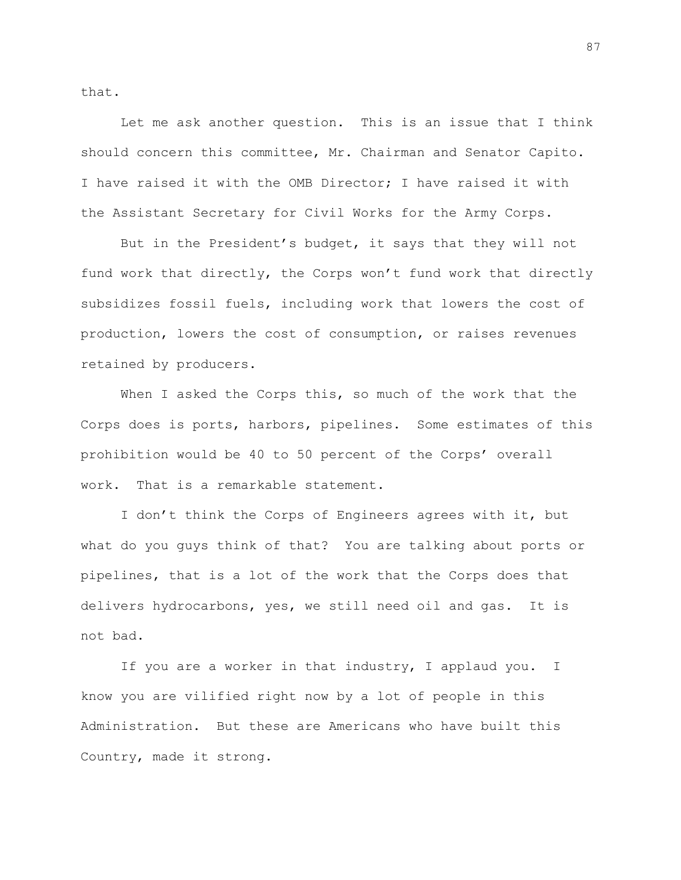that.

Let me ask another question. This is an issue that I think should concern this committee, Mr. Chairman and Senator Capito. I have raised it with the OMB Director; I have raised it with the Assistant Secretary for Civil Works for the Army Corps.

But in the President's budget, it says that they will not fund work that directly, the Corps won't fund work that directly subsidizes fossil fuels, including work that lowers the cost of production, lowers the cost of consumption, or raises revenues retained by producers.

When I asked the Corps this, so much of the work that the Corps does is ports, harbors, pipelines. Some estimates of this prohibition would be 40 to 50 percent of the Corps' overall work. That is a remarkable statement.

I don't think the Corps of Engineers agrees with it, but what do you guys think of that? You are talking about ports or pipelines, that is a lot of the work that the Corps does that delivers hydrocarbons, yes, we still need oil and gas. It is not bad.

If you are a worker in that industry, I applaud you. I know you are vilified right now by a lot of people in this Administration. But these are Americans who have built this Country, made it strong.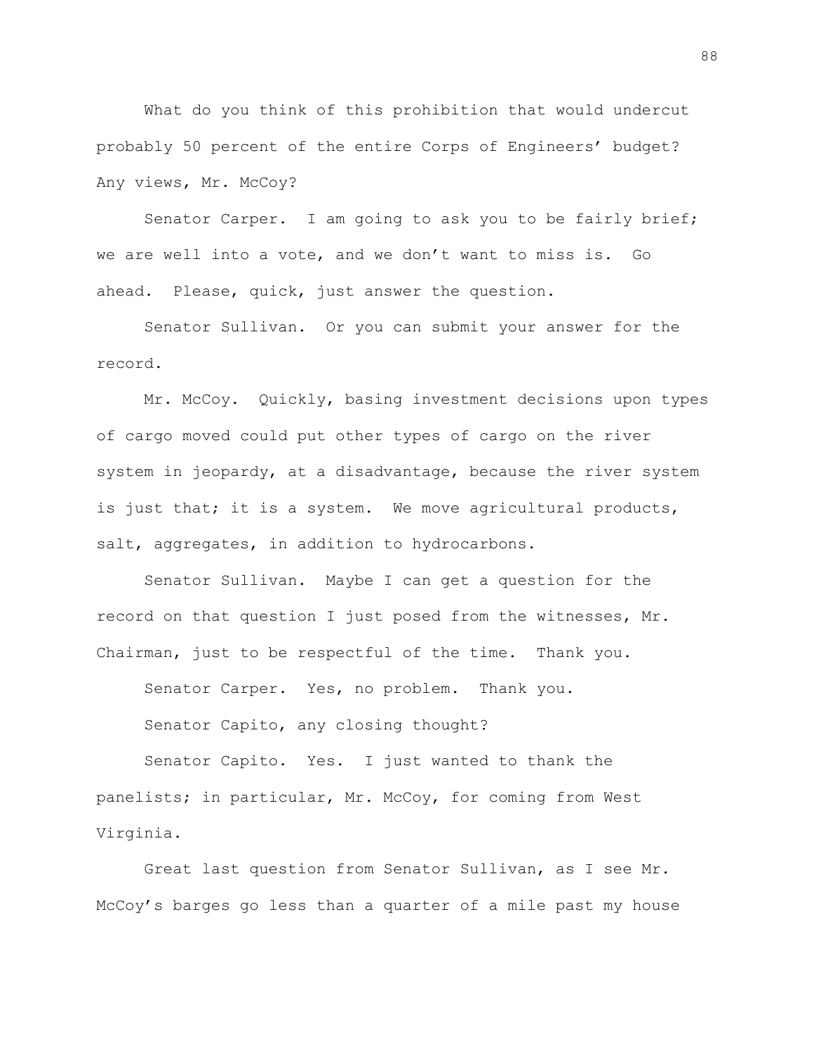What do you think of this prohibition that would undercut probably 50 percent of the entire Corps of Engineers' budget? Any views, Mr. McCoy?

Senator Carper. I am going to ask you to be fairly brief; we are well into a vote, and we don't want to miss is. Go ahead. Please, quick, just answer the question.

Senator Sullivan. Or you can submit your answer for the record.

Mr. McCoy. Quickly, basing investment decisions upon types of cargo moved could put other types of cargo on the river system in jeopardy, at a disadvantage, because the river system is just that; it is a system. We move agricultural products, salt, aggregates, in addition to hydrocarbons.

Senator Sullivan. Maybe I can get a question for the record on that question I just posed from the witnesses, Mr. Chairman, just to be respectful of the time. Thank you.

Senator Carper. Yes, no problem. Thank you.

Senator Capito, any closing thought?

Senator Capito. Yes. I just wanted to thank the panelists; in particular, Mr. McCoy, for coming from West Virginia.

Great last question from Senator Sullivan, as I see Mr. McCoy's barges go less than a quarter of a mile past my house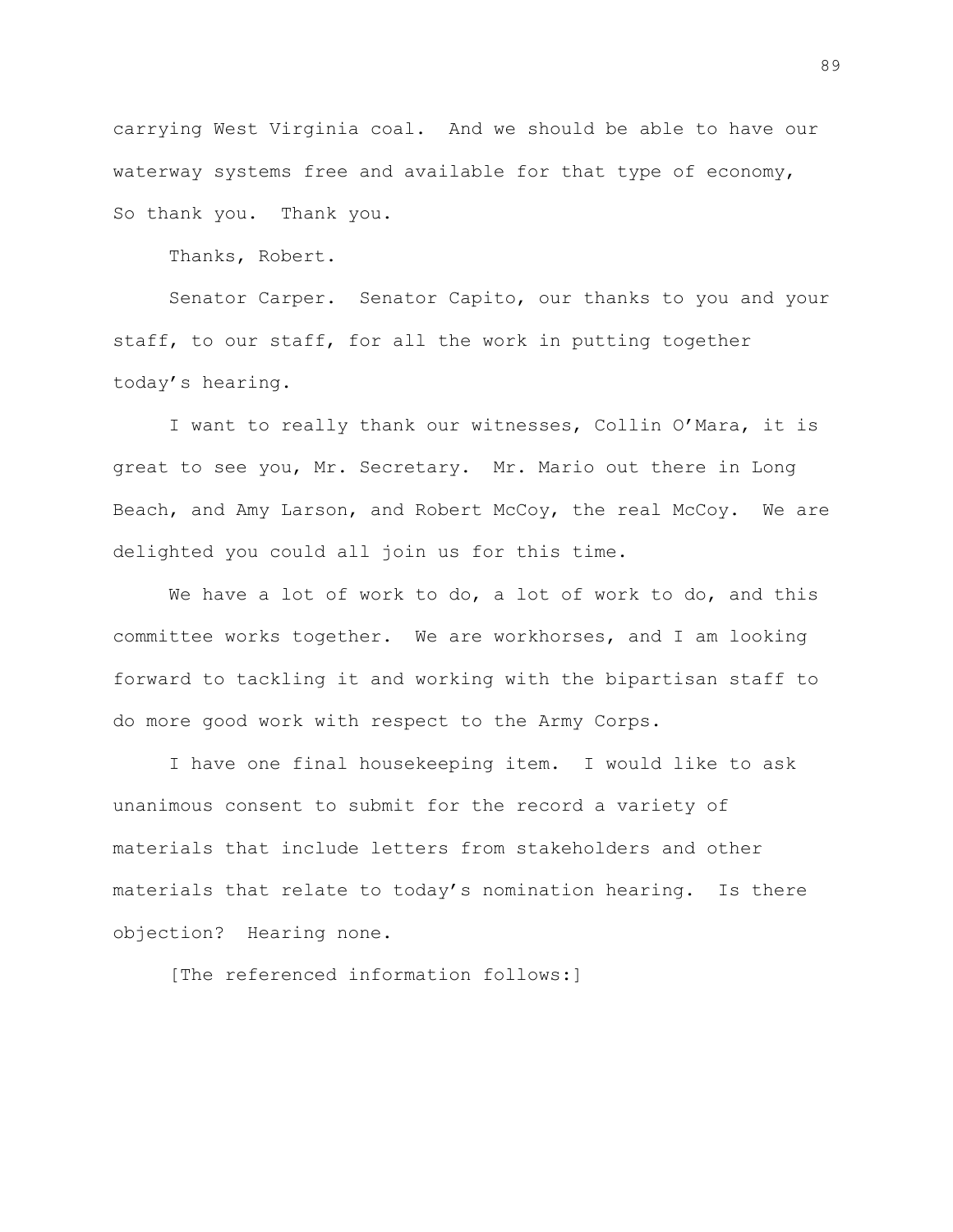carrying West Virginia coal. And we should be able to have our waterway systems free and available for that type of economy, So thank you. Thank you.

Thanks, Robert.

Senator Carper. Senator Capito, our thanks to you and your staff, to our staff, for all the work in putting together today's hearing.

I want to really thank our witnesses, Collin O'Mara, it is great to see you, Mr. Secretary. Mr. Mario out there in Long Beach, and Amy Larson, and Robert McCoy, the real McCoy. We are delighted you could all join us for this time.

We have a lot of work to do, a lot of work to do, and this committee works together. We are workhorses, and I am looking forward to tackling it and working with the bipartisan staff to do more good work with respect to the Army Corps.

I have one final housekeeping item. I would like to ask unanimous consent to submit for the record a variety of materials that include letters from stakeholders and other materials that relate to today's nomination hearing. Is there objection? Hearing none.

[The referenced information follows:]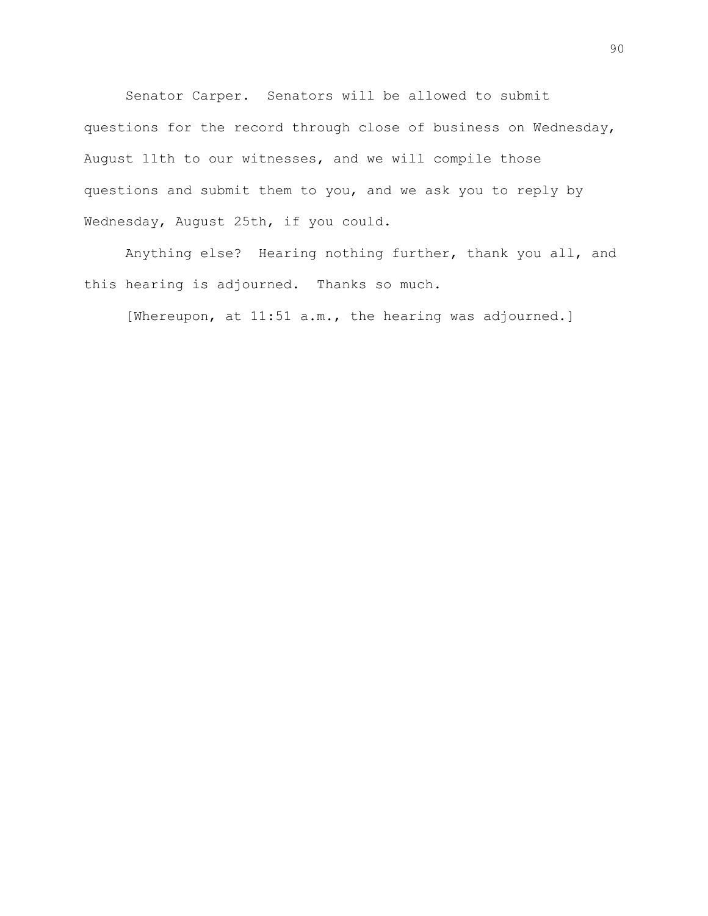Senator Carper. Senators will be allowed to submit questions for the record through close of business on Wednesday, August 11th to our witnesses, and we will compile those questions and submit them to you, and we ask you to reply by Wednesday, August 25th, if you could.

Anything else? Hearing nothing further, thank you all, and this hearing is adjourned. Thanks so much.

[Whereupon, at 11:51 a.m., the hearing was adjourned.]